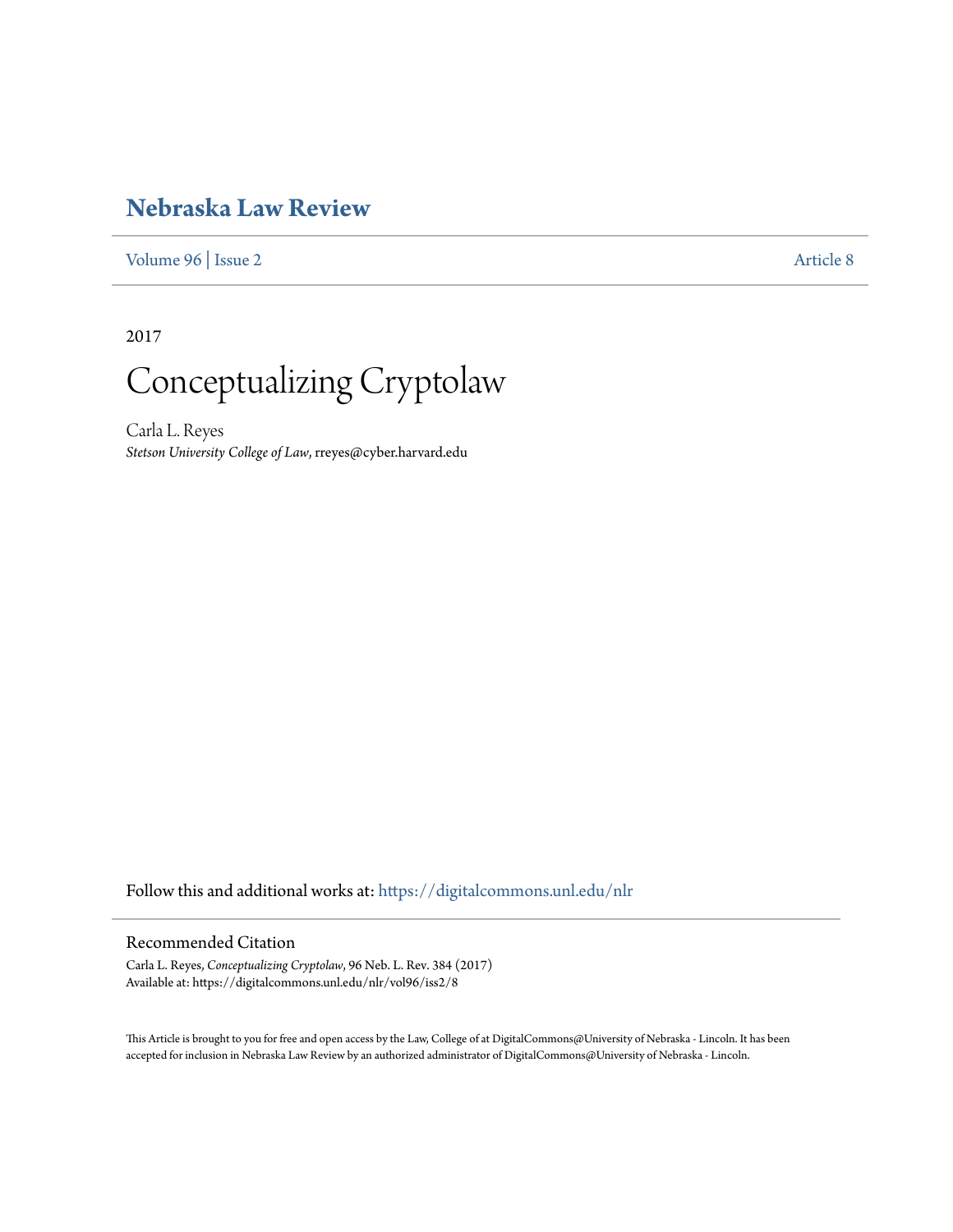# Nebraska Law Review

Volume 96 | Issue 2 Article 8

2017

# Conceptualizing Cryptolaw

Carla L. Reyes
*Stetson University College of Law*, rreyes@cyber.harvard.edu

Follow this and additional works at: https://digitalcommons.unl.edu/nlr

## Recommended Citation

Carla L. Reyes, *Conceptualizing Cryptolaw*, 96 Neb. L. Rev. 384 (2017)
Available at: https://digitalcommons.unl.edu/nlr/vol96/iss2/8

This Article is brought to you for free and open access by the Law, College of at DigitalCommons@University of Nebraska - Lincoln. It has been accepted for inclusion in Nebraska Law Review by an authorized administrator of DigitalCommons@University of Nebraska - Lincoln.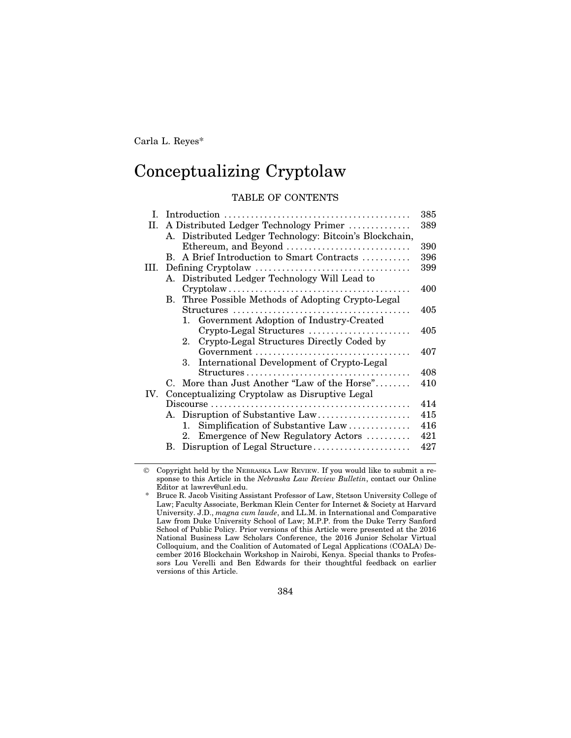Carla L. Reyes*

# Conceptualizing Cryptolaw

TABLE OF CONTENTS

| | | |
|---|---|---|
| I. | Introduction | 385 |
| II. | A Distributed Ledger Technology Primer | 389 |
| | A. Distributed Ledger Technology: Bitcoin's Blockchain, Ethereum, and Beyond | 390 |
| | B. A Brief Introduction to Smart Contracts | 396 |
| III. | Defining Cryptolaw | 399 |
| | A. Distributed Ledger Technology Will Lead to Cryptolaw | 400 |
| | B. Three Possible Methods of Adopting Crypto-Legal Structures | 405 |
| | 1. Government Adoption of Industry-Created Crypto-Legal Structures | 405 |
| | 2. Crypto-Legal Structures Directly Coded by Government | 407 |
| | 3. International Development of Crypto-Legal Structures | 408 |
| | C. More than Just Another "Law of the Horse" | 410 |
| IV. | Conceptualizing Cryptolaw as Disruptive Legal Discourse | 414 |
| | A. Disruption of Substantive Law | 415 |
| | 1. Simplification of Substantive Law | 416 |
| | 2. Emergence of New Regulatory Actors | 421 |
| | B. Disruption of Legal Structure | 427 |

© Copyright held by the NEBRASKA LAW REVIEW. If you would like to submit a response to this Article in the *Nebraska Law Review Bulletin*, contact our Online Editor at lawrev@unl.edu.

\* Bruce R. Jacob Visiting Assistant Professor of Law, Stetson University College of Law; Faculty Associate, Berkman Klein Center for Internet & Society at Harvard University. J.D., *magna cum laude*, and LL.M. in International and Comparative Law from Duke University School of Law; M.P.P. from the Duke Terry Sanford School of Public Policy. Prior versions of this Article were presented at the 2016 National Business Law Scholars Conference, the 2016 Junior Scholar Virtual Colloquium, and the Coalition of Automated of Legal Applications (COALA) December 2016 Blockchain Workshop in Nairobi, Kenya. Special thanks to Professors Lou Verelli and Ben Edwards for their thoughtful feedback on earlier versions of this Article.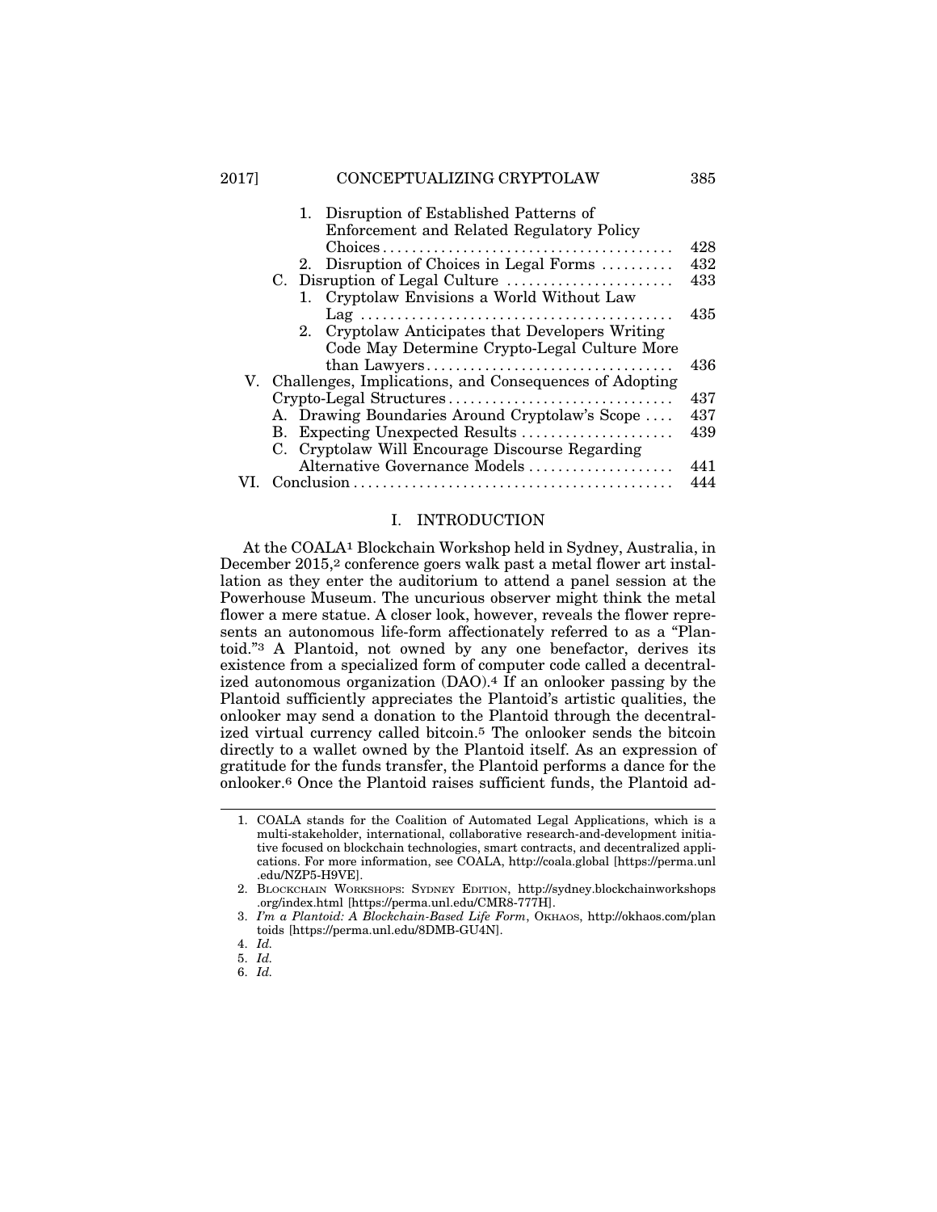1. Disruption of Established Patterns of Enforcement and Related Regulatory Policy Choices ........ 428
2. Disruption of Choices in Legal Forms .......... 432

C. Disruption of Legal Culture ........ 433

1. Cryptolaw Envisions a World Without Law Lag ........ 435
2. Cryptolaw Anticipates that Developers Writing Code May Determine Crypto-Legal Culture More than Lawyers ........ 436

V. Challenges, Implications, and Consequences of Adopting Crypto-Legal Structures ........ 437

A. Drawing Boundaries Around Cryptolaw's Scope .... 437
B. Expecting Unexpected Results ........ 439
C. Cryptolaw Will Encourage Discourse Regarding Alternative Governance Models ........ 441

VI. Conclusion ........ 444

## I. INTRODUCTION

At the COALA[1] Blockchain Workshop held in Sydney, Australia, in December 2015,[2] conference goers walk past a metal flower art installation as they enter the auditorium to attend a panel session at the Powerhouse Museum. The uncurious observer might think the metal flower a mere statue. A closer look, however, reveals the flower represents an autonomous life-form affectionately referred to as a "Plantoid."[3] A Plantoid, not owned by any one benefactor, derives its existence from a specialized form of computer code called a decentralized autonomous organization (DAO).[4] If an onlooker passing by the Plantoid sufficiently appreciates the Plantoid's artistic qualities, the onlooker may send a donation to the Plantoid through the decentralized virtual currency called bitcoin.[5] The onlooker sends the bitcoin directly to a wallet owned by the Plantoid itself. As an expression of gratitude for the funds transfer, the Plantoid performs a dance for the onlooker.[6] Once the Plantoid raises sufficient funds, the Plantoid ad-

---

1. COALA stands for the Coalition of Automated Legal Applications, which is a multi-stakeholder, international, collaborative research-and-development initiative focused on blockchain technologies, smart contracts, and decentralized applications. For more information, see COALA, http://coala.global [https://perma.unl.edu/NZP5-H9VE].
2. Blockchain Workshops: Sydney Edition, http://sydney.blockchainworkshops.org/index.html [https://perma.unl.edu/CMR8-777H].
3. *I'm a Plantoid: A Blockchain-Based Life Form*, Okhaos, http://okhaos.com/plantoids [https://perma.unl.edu/8DMB-GU4N].
4. *Id.*
5. *Id.*
6. *Id.*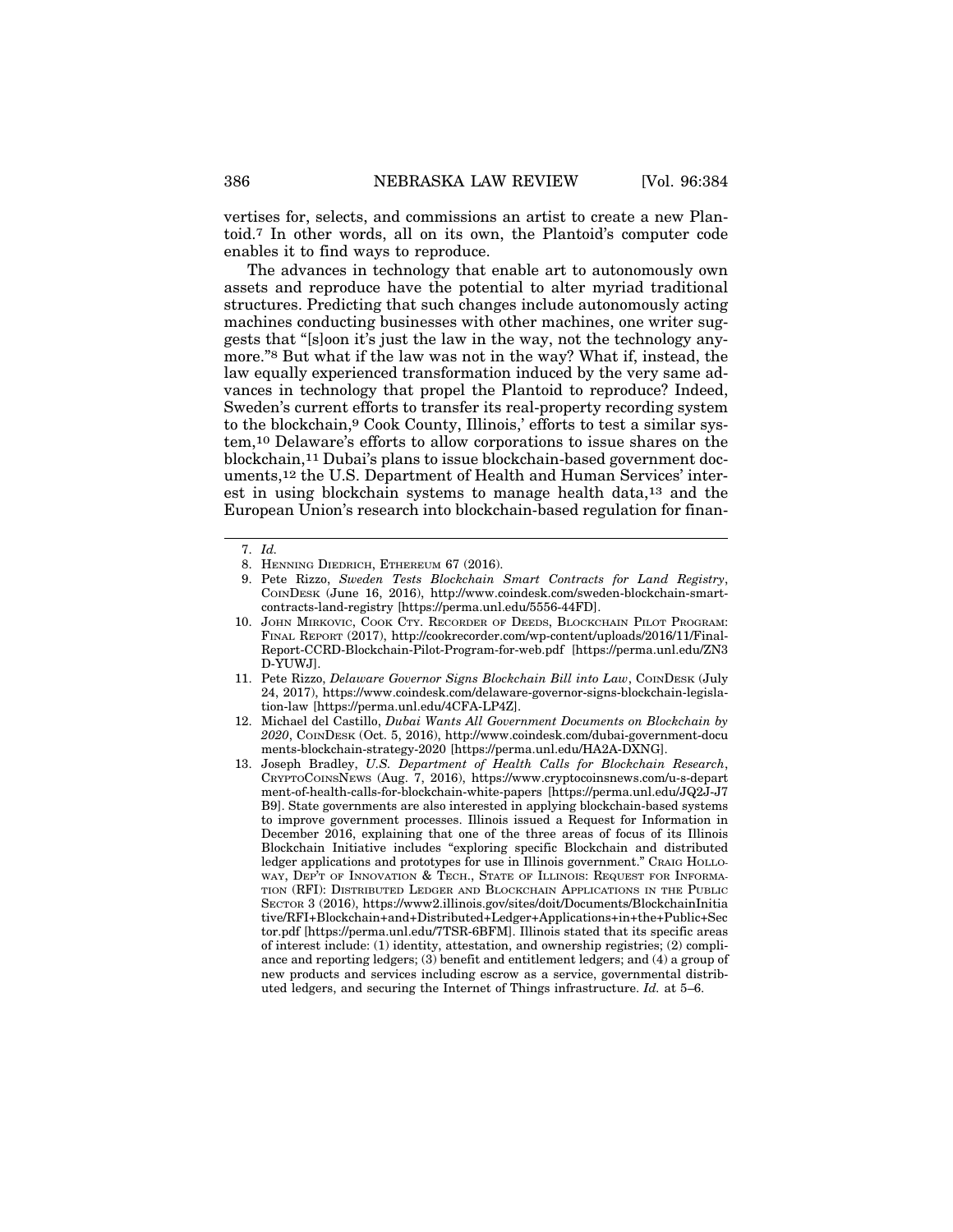vertises for, selects, and commissions an artist to create a new Plantoid.[7] In other words, all on its own, the Plantoid's computer code enables it to find ways to reproduce.

The advances in technology that enable art to autonomously own assets and reproduce have the potential to alter myriad traditional structures. Predicting that such changes include autonomously acting machines conducting businesses with other machines, one writer suggests that "[s]oon it's just the law in the way, not the technology anymore."[8] But what if the law was not in the way? What if, instead, the law equally experienced transformation induced by the very same advances in technology that propel the Plantoid to reproduce? Indeed, Sweden's current efforts to transfer its real-property recording system to the blockchain,[9] Cook County, Illinois,' efforts to test a similar system,[10] Delaware's efforts to allow corporations to issue shares on the blockchain,[11] Dubai's plans to issue blockchain-based government documents,[12] the U.S. Department of Health and Human Services' interest in using blockchain systems to manage health data,[13] and the European Union's research into blockchain-based regulation for finan-

---

7. *Id.*

8. HENNING DIEDRICH, ETHEREUM 67 (2016).

9. Pete Rizzo, *Sweden Tests Blockchain Smart Contracts for Land Registry*, COINDESK (June 16, 2016), http://www.coindesk.com/sweden-blockchain-smart-contracts-land-registry [https://perma.unl.edu/5556-44FD].

10. JOHN MIRKOVIC, COOK CTY. RECORDER OF DEEDS, BLOCKCHAIN PILOT PROGRAM: FINAL REPORT (2017), http://cookrecorder.com/wp-content/uploads/2016/11/Final-Report-CCRD-Blockchain-Pilot-Program-for-web.pdf [https://perma.unl.edu/ZN3D-YUWJ].

11. Pete Rizzo, *Delaware Governor Signs Blockchain Bill into Law*, COINDESK (July 24, 2017), https://www.coindesk.com/delaware-governor-signs-blockchain-legislation-law [https://perma.unl.edu/4CFA-LP4Z].

12. Michael del Castillo, *Dubai Wants All Government Documents on Blockchain by 2020*, COINDESK (Oct. 5, 2016), http://www.coindesk.com/dubai-government-documents-blockchain-strategy-2020 [https://perma.unl.edu/HA2A-DXNG].

13. Joseph Bradley, *U.S. Department of Health Calls for Blockchain Research*, CRYPTOCOINSNEWS (Aug. 7, 2016), https://www.cryptocoinsnews.com/u-s-department-of-health-calls-for-blockchain-white-papers [https://perma.unl.edu/JQ2J-J7B9]. State governments are also interested in applying blockchain-based systems to improve government processes. Illinois issued a Request for Information in December 2016, explaining that one of the three areas of focus of its Illinois Blockchain Initiative includes "exploring specific Blockchain and distributed ledger applications and prototypes for use in Illinois government." CRAIG HOLLOWAY, DEP'T OF INNOVATION & TECH., STATE OF ILLINOIS: REQUEST FOR INFORMATION (RFI): DISTRIBUTED LEDGER AND BLOCKCHAIN APPLICATIONS IN THE PUBLIC SECTOR 3 (2016), https://www2.illinois.gov/sites/doit/Documents/BlockchainInitiative/RFI+Blockchain+and+Distributed+Ledger+Applications+in+the+Public+Sector.pdf [https://perma.unl.edu/7TSR-6BFM]. Illinois stated that its specific areas of interest include: (1) identity, attestation, and ownership registries; (2) compliance and reporting ledgers; (3) benefit and entitlement ledgers; and (4) a group of new products and services including escrow as a service, governmental distributed ledgers, and securing the Internet of Things infrastructure. *Id.* at 5–6.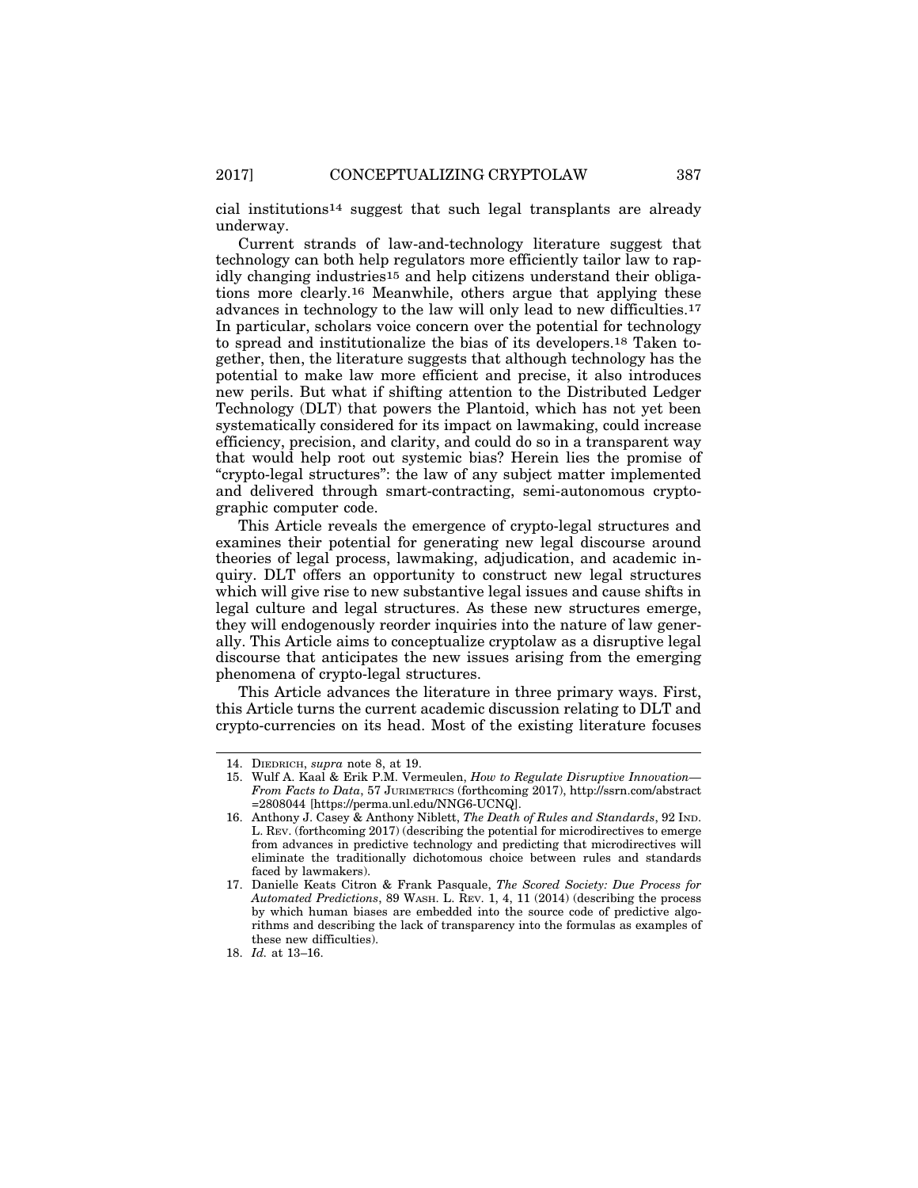cial institutions[14] suggest that such legal transplants are already underway.

Current strands of law-and-technology literature suggest that technology can both help regulators more efficiently tailor law to rapidly changing industries[15] and help citizens understand their obligations more clearly.[16] Meanwhile, others argue that applying these advances in technology to the law will only lead to new difficulties.[17] In particular, scholars voice concern over the potential for technology to spread and institutionalize the bias of its developers.[18] Taken together, then, the literature suggests that although technology has the potential to make law more efficient and precise, it also introduces new perils. But what if shifting attention to the Distributed Ledger Technology (DLT) that powers the Plantoid, which has not yet been systematically considered for its impact on lawmaking, could increase efficiency, precision, and clarity, and could do so in a transparent way that would help root out systemic bias? Herein lies the promise of "crypto-legal structures": the law of any subject matter implemented and delivered through smart-contracting, semi-autonomous cryptographic computer code.

This Article reveals the emergence of crypto-legal structures and examines their potential for generating new legal discourse around theories of legal process, lawmaking, adjudication, and academic inquiry. DLT offers an opportunity to construct new legal structures which will give rise to new substantive legal issues and cause shifts in legal culture and legal structures. As these new structures emerge, they will endogenously reorder inquiries into the nature of law generally. This Article aims to conceptualize cryptolaw as a disruptive legal discourse that anticipates the new issues arising from the emerging phenomena of crypto-legal structures.

This Article advances the literature in three primary ways. First, this Article turns the current academic discussion relating to DLT and crypto-currencies on its head. Most of the existing literature focuses

---

14. DIEDRICH, *supra* note 8, at 19.

15. Wulf A. Kaal & Erik P.M. Vermeulen, *How to Regulate Disruptive Innovation—From Facts to Data*, 57 JURIMETRICS (forthcoming 2017), http://ssrn.com/abstract=2808044 [https://perma.unl.edu/NNG6-UCNQ].

16. Anthony J. Casey & Anthony Niblett, *The Death of Rules and Standards*, 92 IND. L. REV. (forthcoming 2017) (describing the potential for microdirectives to emerge from advances in predictive technology and predicting that microdirectives will eliminate the traditionally dichotomous choice between rules and standards faced by lawmakers).

17. Danielle Keats Citron & Frank Pasquale, *The Scored Society: Due Process for Automated Predictions*, 89 WASH. L. REV. 1, 4, 11 (2014) (describing the process by which human biases are embedded into the source code of predictive algorithms and describing the lack of transparency into the formulas as examples of these new difficulties).

18. *Id.* at 13–16.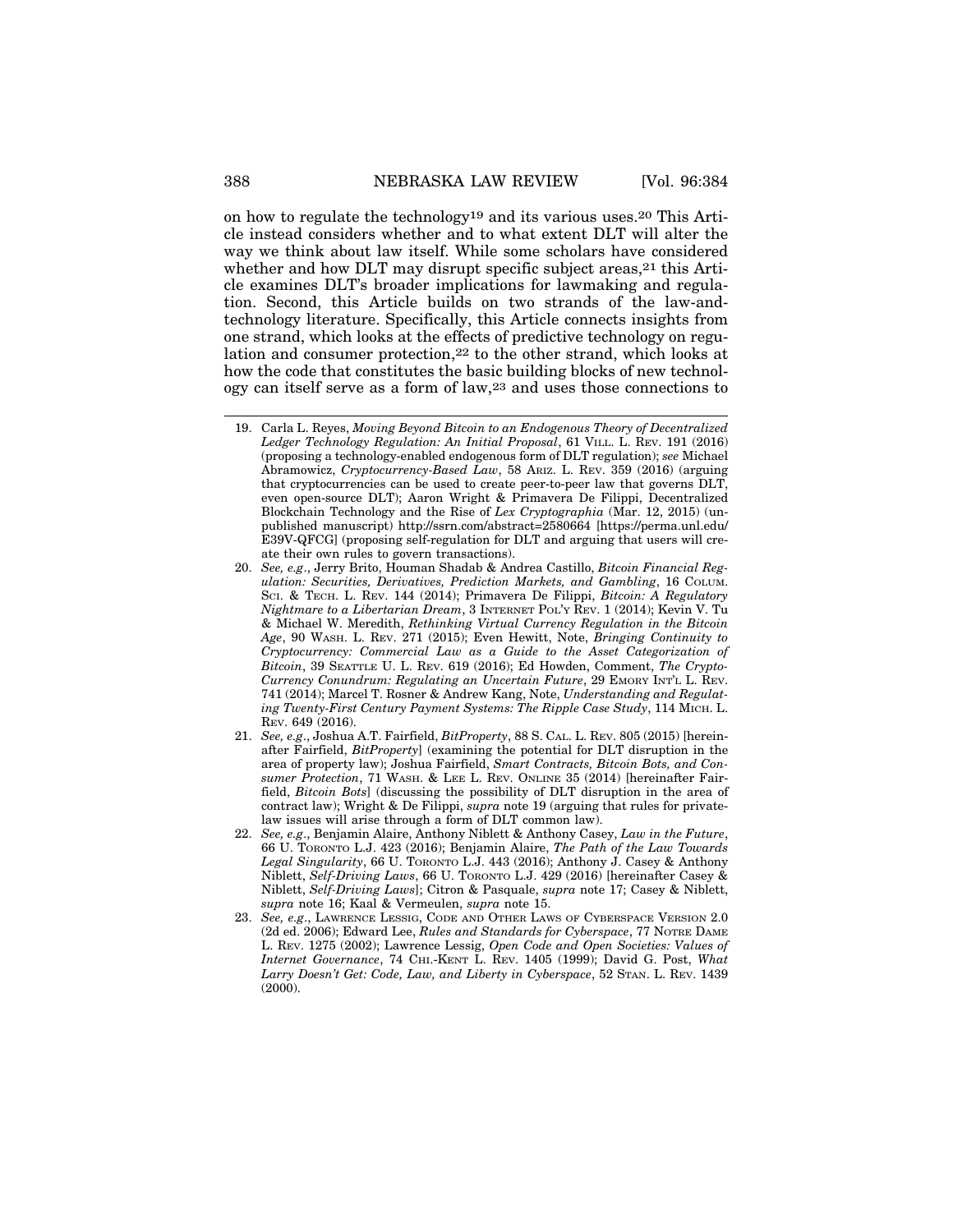on how to regulate the technology[19] and its various uses.[20] This Article instead considers whether and to what extent DLT will alter the way we think about law itself. While some scholars have considered whether and how DLT may disrupt specific subject areas,[21] this Article examines DLT's broader implications for lawmaking and regulation. Second, this Article builds on two strands of the law-and-technology literature. Specifically, this Article connects insights from one strand, which looks at the effects of predictive technology on regulation and consumer protection,[22] to the other strand, which looks at how the code that constitutes the basic building blocks of new technology can itself serve as a form of law,[23] and uses those connections to

---

19. Carla L. Reyes, *Moving Beyond Bitcoin to an Endogenous Theory of Decentralized Ledger Technology Regulation: An Initial Proposal*, 61 VILL. L. REV. 191 (2016) (proposing a technology-enabled endogenous form of DLT regulation); *see* Michael Abramowicz, *Cryptocurrency-Based Law*, 58 ARIZ. L. REV. 359 (2016) (arguing that cryptocurrencies can be used to create peer-to-peer law that governs DLT, even open-source DLT); Aaron Wright & Primavera De Filippi, Decentralized Blockchain Technology and the Rise of *Lex Cryptographia* (Mar. 12, 2015) (unpublished manuscript) http://ssrn.com/abstract=2580664 [https://perma.unl.edu/E39V-QFCG] (proposing self-regulation for DLT and arguing that users will create their own rules to govern transactions).

20. *See, e.g.*, Jerry Brito, Houman Shadab & Andrea Castillo, *Bitcoin Financial Regulation: Securities, Derivatives, Prediction Markets, and Gambling*, 16 COLUM. SCI. & TECH. L. REV. 144 (2014); Primavera De Filippi, *Bitcoin: A Regulatory Nightmare to a Libertarian Dream*, 3 INTERNET POL'Y REV. 1 (2014); Kevin V. Tu & Michael W. Meredith, *Rethinking Virtual Currency Regulation in the Bitcoin Age*, 90 WASH. L. REV. 271 (2015); Even Hewitt, Note, *Bringing Continuity to Cryptocurrency: Commercial Law as a Guide to the Asset Categorization of Bitcoin*, 39 SEATTLE U. L. REV. 619 (2016); Ed Howden, Comment, *The Crypto-Currency Conundrum: Regulating an Uncertain Future*, 29 EMORY INT'L L. REV. 741 (2014); Marcel T. Rosner & Andrew Kang, Note, *Understanding and Regulating Twenty-First Century Payment Systems: The Ripple Case Study*, 114 MICH. L. REV. 649 (2016).

21. *See, e.g.*, Joshua A.T. Fairfield, *BitProperty*, 88 S. CAL. L. REV. 805 (2015) [hereinafter Fairfield, *BitProperty*] (examining the potential for DLT disruption in the area of property law); Joshua Fairfield, *Smart Contracts, Bitcoin Bots, and Consumer Protection*, 71 WASH. & LEE L. REV. ONLINE 35 (2014) [hereinafter Fairfield, *Bitcoin Bots*] (discussing the possibility of DLT disruption in the area of contract law); Wright & De Filippi, *supra* note 19 (arguing that rules for private-law issues will arise through a form of DLT common law).

22. *See, e.g.*, Benjamin Alaire, Anthony Niblett & Anthony Casey, *Law in the Future*, 66 U. TORONTO L.J. 423 (2016); Benjamin Alaire, *The Path of the Law Towards Legal Singularity*, 66 U. TORONTO L.J. 443 (2016); Anthony J. Casey & Anthony Niblett, *Self-Driving Laws*, 66 U. TORONTO L.J. 429 (2016) [hereinafter Casey & Niblett, *Self-Driving Laws*]; Citron & Pasquale, *supra* note 17; Casey & Niblett, *supra* note 16; Kaal & Vermeulen, *supra* note 15.

23. *See, e.g.*, LAWRENCE LESSIG, CODE AND OTHER LAWS OF CYBERSPACE VERSION 2.0 (2d ed. 2006); Edward Lee, *Rules and Standards for Cyberspace*, 77 NOTRE DAME L. REV. 1275 (2002); Lawrence Lessig, *Open Code and Open Societies: Values of Internet Governance*, 74 CHI.-KENT L. REV. 1405 (1999); David G. Post, *What Larry Doesn't Get: Code, Law, and Liberty in Cyberspace*, 52 STAN. L. REV. 1439 (2000).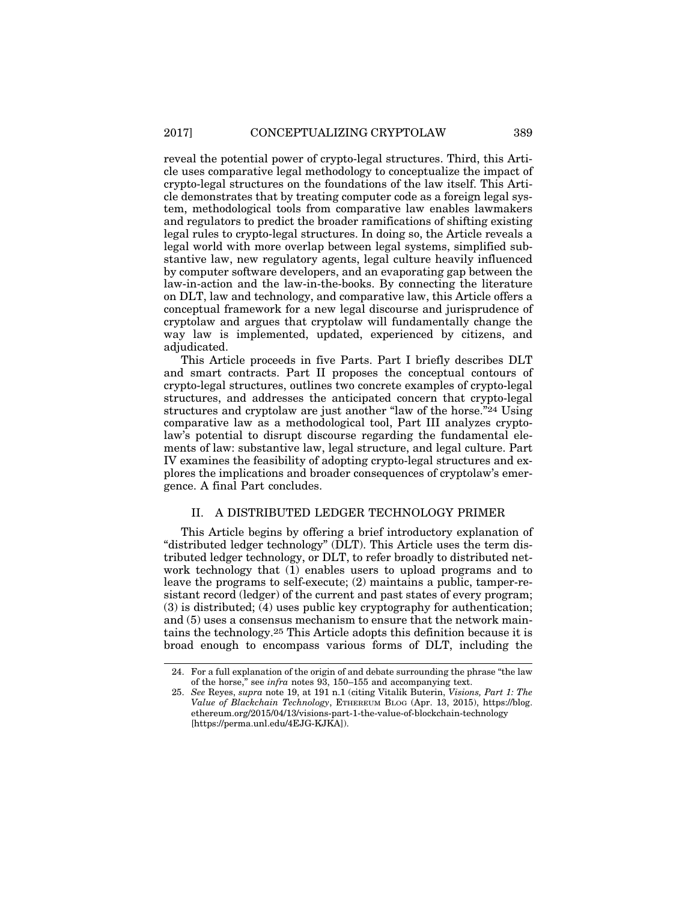reveal the potential power of crypto-legal structures. Third, this Article uses comparative legal methodology to conceptualize the impact of crypto-legal structures on the foundations of the law itself. This Article demonstrates that by treating computer code as a foreign legal system, methodological tools from comparative law enables lawmakers and regulators to predict the broader ramifications of shifting existing legal rules to crypto-legal structures. In doing so, the Article reveals a legal world with more overlap between legal systems, simplified substantive law, new regulatory agents, legal culture heavily influenced by computer software developers, and an evaporating gap between the law-in-action and the law-in-the-books. By connecting the literature on DLT, law and technology, and comparative law, this Article offers a conceptual framework for a new legal discourse and jurisprudence of cryptolaw and argues that cryptolaw will fundamentally change the way law is implemented, updated, experienced by citizens, and adjudicated.

This Article proceeds in five Parts. Part I briefly describes DLT and smart contracts. Part II proposes the conceptual contours of crypto-legal structures, outlines two concrete examples of crypto-legal structures, and addresses the anticipated concern that crypto-legal structures and cryptolaw are just another "law of the horse."[24] Using comparative law as a methodological tool, Part III analyzes cryptolaw's potential to disrupt discourse regarding the fundamental elements of law: substantive law, legal structure, and legal culture. Part IV examines the feasibility of adopting crypto-legal structures and explores the implications and broader consequences of cryptolaw's emergence. A final Part concludes.

## II. A DISTRIBUTED LEDGER TECHNOLOGY PRIMER

This Article begins by offering a brief introductory explanation of "distributed ledger technology" (DLT). This Article uses the term distributed ledger technology, or DLT, to refer broadly to distributed network technology that (1) enables users to upload programs and to leave the programs to self-execute; (2) maintains a public, tamper-resistant record (ledger) of the current and past states of every program; (3) is distributed; (4) uses public key cryptography for authentication; and (5) uses a consensus mechanism to ensure that the network maintains the technology.[25] This Article adopts this definition because it is broad enough to encompass various forms of DLT, including the

---

24. For a full explanation of the origin of and debate surrounding the phrase "the law of the horse," see *infra* notes 93, 150–155 and accompanying text.

25. *See* Reyes, *supra* note 19, at 191 n.1 (citing Vitalik Buterin, *Visions, Part 1: The Value of Blackchain Technology*, ETHEREUM BLOG (Apr. 13, 2015), https://blog.ethereum.org/2015/04/13/visions-part-1-the-value-of-blockchain-technology [https://perma.unl.edu/4EJG-KJKA]).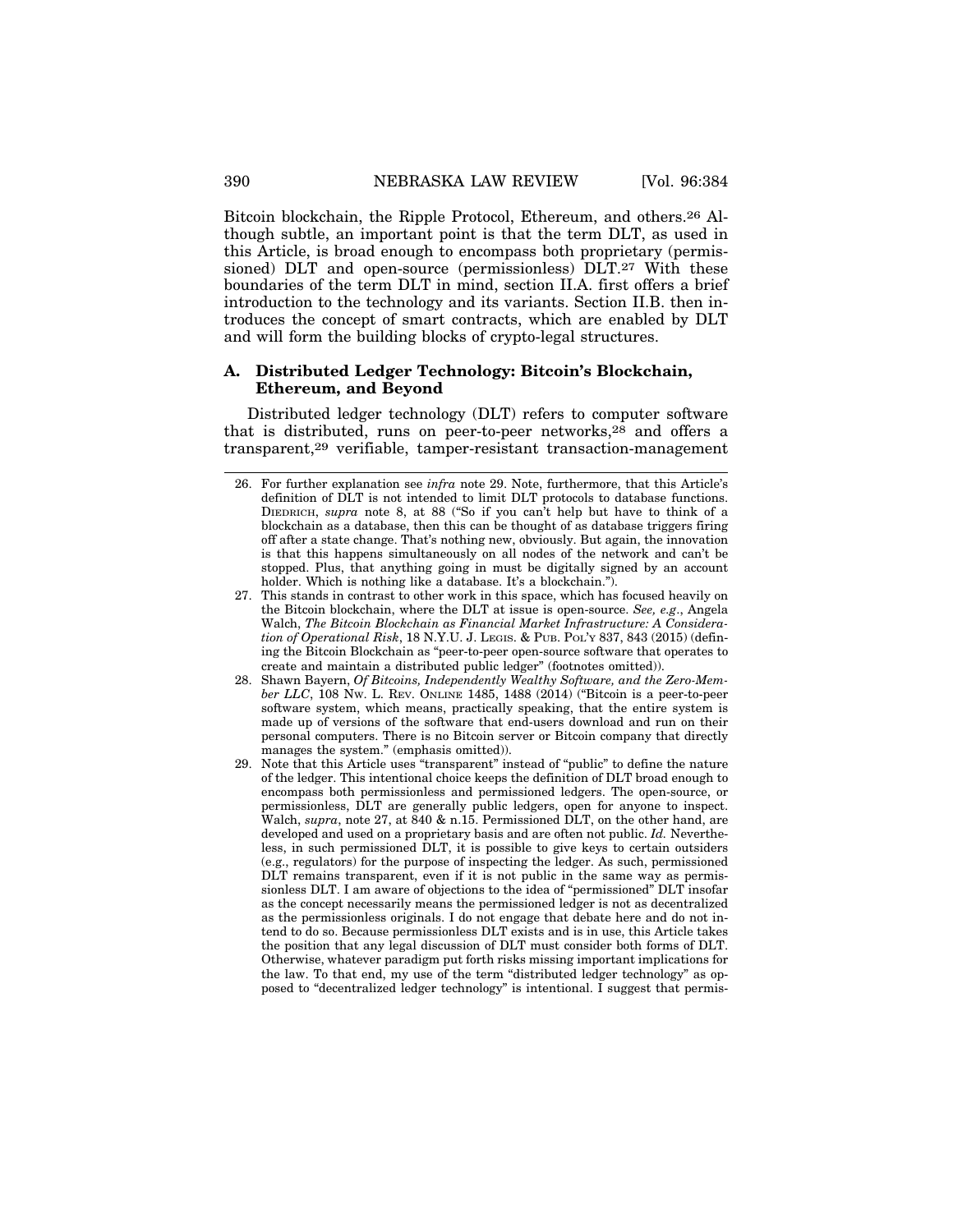Bitcoin blockchain, the Ripple Protocol, Ethereum, and others.[26] Although subtle, an important point is that the term DLT, as used in this Article, is broad enough to encompass both proprietary (permissioned) DLT and open-source (permissionless) DLT.[27] With these boundaries of the term DLT in mind, section II.A. first offers a brief introduction to the technology and its variants. Section II.B. then introduces the concept of smart contracts, which are enabled by DLT and will form the building blocks of crypto-legal structures.

### A. Distributed Ledger Technology: Bitcoin's Blockchain, Ethereum, and Beyond

Distributed ledger technology (DLT) refers to computer software that is distributed, runs on peer-to-peer networks,[28] and offers a transparent,[29] verifiable, tamper-resistant transaction-management

---

26. For further explanation see *infra* note 29. Note, furthermore, that this Article's definition of DLT is not intended to limit DLT protocols to database functions. DIEDRICH, *supra* note 8, at 88 ("So if you can't help but have to think of a blockchain as a database, then this can be thought of as database triggers firing off after a state change. That's nothing new, obviously. But again, the innovation is that this happens simultaneously on all nodes of the network and can't be stopped. Plus, that anything going in must be digitally signed by an account holder. Which is nothing like a database. It's a blockchain.").

27. This stands in contrast to other work in this space, which has focused heavily on the Bitcoin blockchain, where the DLT at issue is open-source. *See, e.g.*, Angela Walch, *The Bitcoin Blockchain as Financial Market Infrastructure: A Consideration of Operational Risk*, 18 N.Y.U. J. LEGIS. & PUB. POL'Y 837, 843 (2015) (defining the Bitcoin Blockchain as "peer-to-peer open-source software that operates to create and maintain a distributed public ledger" (footnotes omitted)).

28. Shawn Bayern, *Of Bitcoins, Independently Wealthy Software, and the Zero-Member LLC*, 108 NW. L. REV. ONLINE 1485, 1488 (2014) ("Bitcoin is a peer-to-peer software system, which means, practically speaking, that the entire system is made up of versions of the software that end-users download and run on their personal computers. There is no Bitcoin server or Bitcoin company that directly manages the system." (emphasis omitted)).

29. Note that this Article uses "transparent" instead of "public" to define the nature of the ledger. This intentional choice keeps the definition of DLT broad enough to encompass both permissionless and permissioned ledgers. The open-source, or permissionless, DLT are generally public ledgers, open for anyone to inspect. Walch, *supra*, note 27, at 840 & n.15. Permissioned DLT, on the other hand, are developed and used on a proprietary basis and are often not public. *Id.* Nevertheless, in such permissioned DLT, it is possible to give keys to certain outsiders (e.g., regulators) for the purpose of inspecting the ledger. As such, permissioned DLT remains transparent, even if it is not public in the same way as permissionless DLT. I am aware of objections to the idea of "permissioned" DLT insofar as the concept necessarily means the permissioned ledger is not as decentralized as the permissionless originals. I do not engage that debate here and do not intend to do so. Because permissionless DLT exists and is in use, this Article takes the position that any legal discussion of DLT must consider both forms of DLT. Otherwise, whatever paradigm put forth risks missing important implications for the law. To that end, my use of the term "distributed ledger technology" as opposed to "decentralized ledger technology" is intentional. I suggest that permis-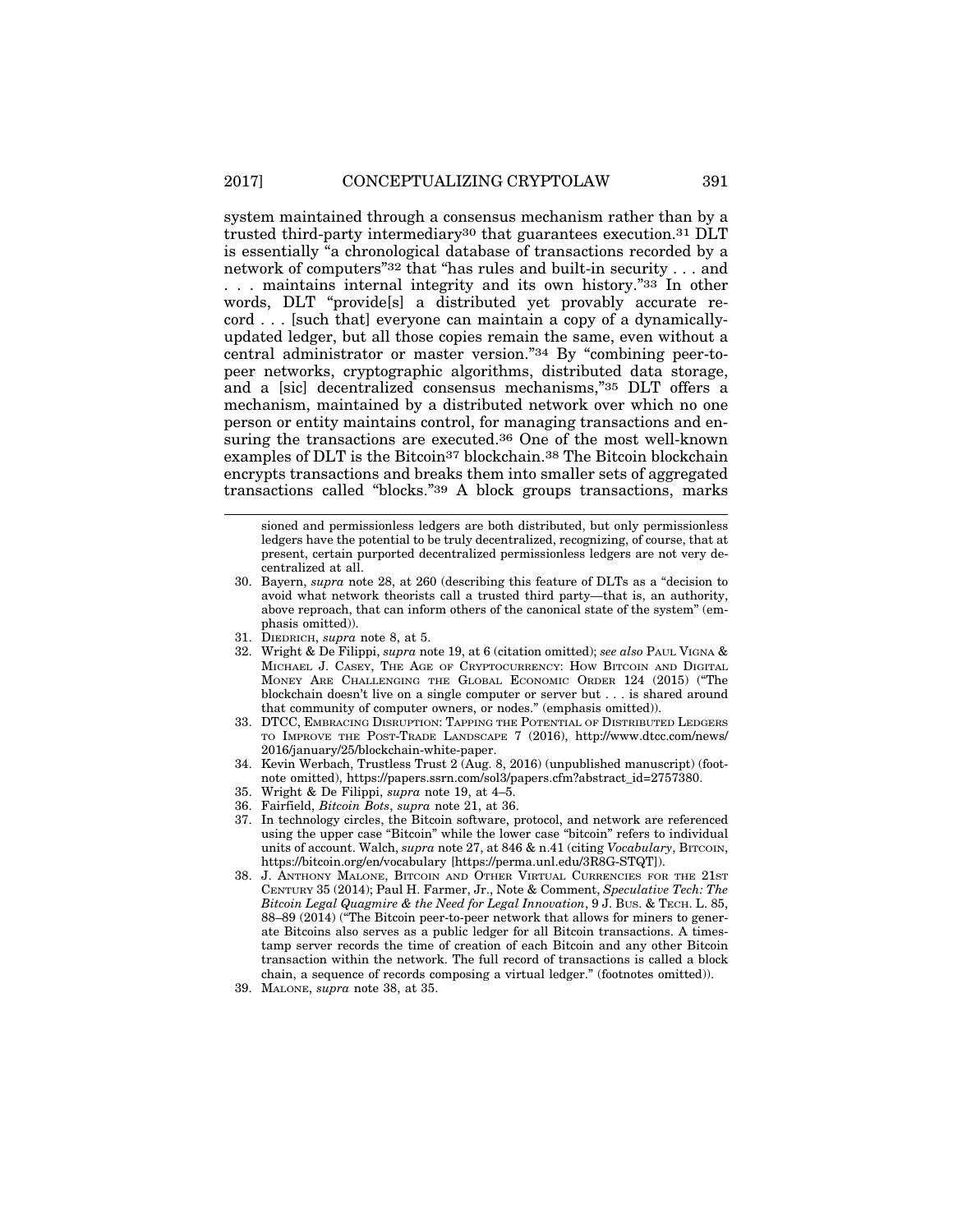system maintained through a consensus mechanism rather than by a trusted third-party intermediary[30] that guarantees execution.[31] DLT is essentially "a chronological database of transactions recorded by a network of computers"[32] that "has rules and built-in security . . . and . . . maintains internal integrity and its own history."[33] In other words, DLT "provide[s] a distributed yet provably accurate record . . . [such that] everyone can maintain a copy of a dynamically-updated ledger, but all those copies remain the same, even without a central administrator or master version."[34] By "combining peer-to-peer networks, cryptographic algorithms, distributed data storage, and a [sic] decentralized consensus mechanisms,"[35] DLT offers a mechanism, maintained by a distributed network over which no one person or entity maintains control, for managing transactions and ensuring the transactions are executed.[36] One of the most well-known examples of DLT is the Bitcoin[37] blockchain.[38] The Bitcoin blockchain encrypts transactions and breaks them into smaller sets of aggregated transactions called "blocks."[39] A block groups transactions, marks

---

sioned and permissionless ledgers are both distributed, but only permissionless ledgers have the potential to be truly decentralized, recognizing, of course, that at present, certain purported decentralized permissionless ledgers are not very decentralized at all.

30. Bayern, *supra* note 28, at 260 (describing this feature of DLTs as a "decision to avoid what network theorists call a trusted third party—that is, an authority, above reproach, that can inform others of the canonical state of the system" (emphasis omitted)).
31. DIEDRICH, *supra* note 8, at 5.
32. Wright & De Filippi, *supra* note 19, at 6 (citation omitted); *see also* PAUL VIGNA & MICHAEL J. CASEY, THE AGE OF CRYPTOCURRENCY: HOW BITCOIN AND DIGITAL MONEY ARE CHALLENGING THE GLOBAL ECONOMIC ORDER 124 (2015) ("The blockchain doesn't live on a single computer or server but . . . is shared around that community of computer owners, or nodes." (emphasis omitted)).
33. DTCC, EMBRACING DISRUPTION: TAPPING THE POTENTIAL OF DISTRIBUTED LEDGERS TO IMPROVE THE POST-TRADE LANDSCAPE 7 (2016), http://www.dtcc.com/news/2016/january/25/blockchain-white-paper.
34. Kevin Werbach, Trustless Trust 2 (Aug. 8, 2016) (unpublished manuscript) (footnote omitted), https://papers.ssrn.com/sol3/papers.cfm?abstract_id=2757380.
35. Wright & De Filippi, *supra* note 19, at 4–5.
36. Fairfield, *Bitcoin Bots*, *supra* note 21, at 36.
37. In technology circles, the Bitcoin software, protocol, and network are referenced using the upper case "Bitcoin" while the lower case "bitcoin" refers to individual units of account. Walch, *supra* note 27, at 846 & n.41 (citing *Vocabulary*, BITCOIN, https://bitcoin.org/en/vocabulary [https://perma.unl.edu/3R8G-STQT]).
38. J. ANTHONY MALONE, BITCOIN AND OTHER VIRTUAL CURRENCIES FOR THE 21ST CENTURY 35 (2014); Paul H. Farmer, Jr., Note & Comment, *Speculative Tech: The Bitcoin Legal Quagmire & the Need for Legal Innovation*, 9 J. BUS. & TECH. L. 85, 88–89 (2014) ("The Bitcoin peer-to-peer network that allows for miners to generate Bitcoins also serves as a public ledger for all Bitcoin transactions. A timestamp server records the time of creation of each Bitcoin and any other Bitcoin transaction within the network. The full record of transactions is called a block chain, a sequence of records composing a virtual ledger." (footnotes omitted)).
39. MALONE, *supra* note 38, at 35.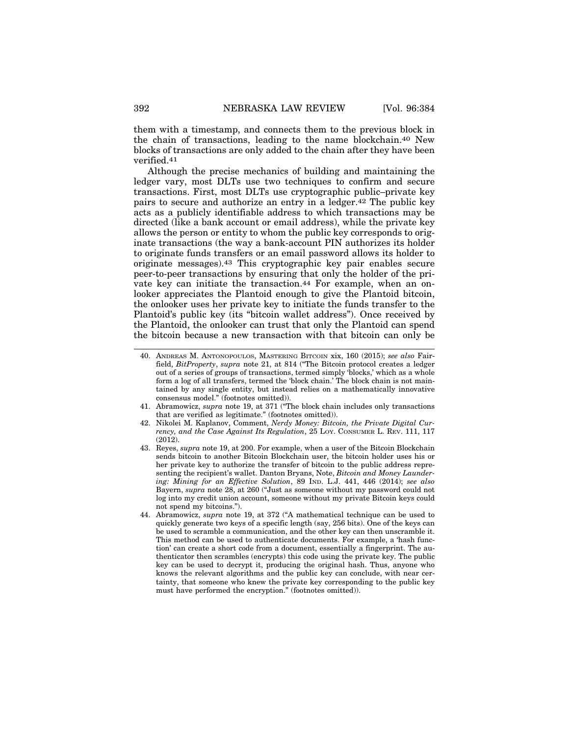them with a timestamp, and connects them to the previous block in the chain of transactions, leading to the name blockchain.[40] New blocks of transactions are only added to the chain after they have been verified.[41]

Although the precise mechanics of building and maintaining the ledger vary, most DLTs use two techniques to confirm and secure transactions. First, most DLTs use cryptographic public–private key pairs to secure and authorize an entry in a ledger.[42] The public key acts as a publicly identifiable address to which transactions may be directed (like a bank account or email address), while the private key allows the person or entity to whom the public key corresponds to originate transactions (the way a bank-account PIN authorizes its holder to originate funds transfers or an email password allows its holder to originate messages).[43] This cryptographic key pair enables secure peer-to-peer transactions by ensuring that only the holder of the private key can initiate the transaction.[44] For example, when an onlooker appreciates the Plantoid enough to give the Plantoid bitcoin, the onlooker uses her private key to initiate the funds transfer to the Plantoid's public key (its "bitcoin wallet address"). Once received by the Plantoid, the onlooker can trust that only the Plantoid can spend the bitcoin because a new transaction with that bitcoin can only be

---

40. Andreas M. Antonopoulos, Mastering Bitcoin xix, 160 (2015); *see also* Fairfield, *BitProperty*, *supra* note 21, at 814 ("The Bitcoin protocol creates a ledger out of a series of groups of transactions, termed simply 'blocks,' which as a whole form a log of all transfers, termed the 'block chain.' The block chain is not maintained by any single entity, but instead relies on a mathematically innovative consensus model." (footnotes omitted)).

41. Abramowicz, *supra* note 19, at 371 ("The block chain includes only transactions that are verified as legitimate." (footnotes omitted)).

42. Nikolei M. Kaplanov, Comment, *Nerdy Money: Bitcoin, the Private Digital Currency, and the Case Against Its Regulation*, 25 Loy. Consumer L. Rev. 111, 117 (2012).

43. Reyes, *supra* note 19, at 200. For example, when a user of the Bitcoin Blockchain sends bitcoin to another Bitcoin Blockchain user, the bitcoin holder uses his or her private key to authorize the transfer of bitcoin to the public address representing the recipient's wallet. Danton Bryans, Note, *Bitcoin and Money Laundering: Mining for an Effective Solution*, 89 Ind. L.J. 441, 446 (2014); *see also* Bayern, *supra* note 28, at 260 ("Just as someone without my password could not log into my credit union account, someone without my private Bitcoin keys could not spend my bitcoins.").

44. Abramowicz, *supra* note 19, at 372 ("A mathematical technique can be used to quickly generate two keys of a specific length (say, 256 bits). One of the keys can be used to scramble a communication, and the other key can then unscramble it. This method can be used to authenticate documents. For example, a 'hash function' can create a short code from a document, essentially a fingerprint. The authenticator then scrambles (encrypts) this code using the private key. The public key can be used to decrypt it, producing the original hash. Thus, anyone who knows the relevant algorithms and the public key can conclude, with near certainty, that someone who knew the private key corresponding to the public key must have performed the encryption." (footnotes omitted)).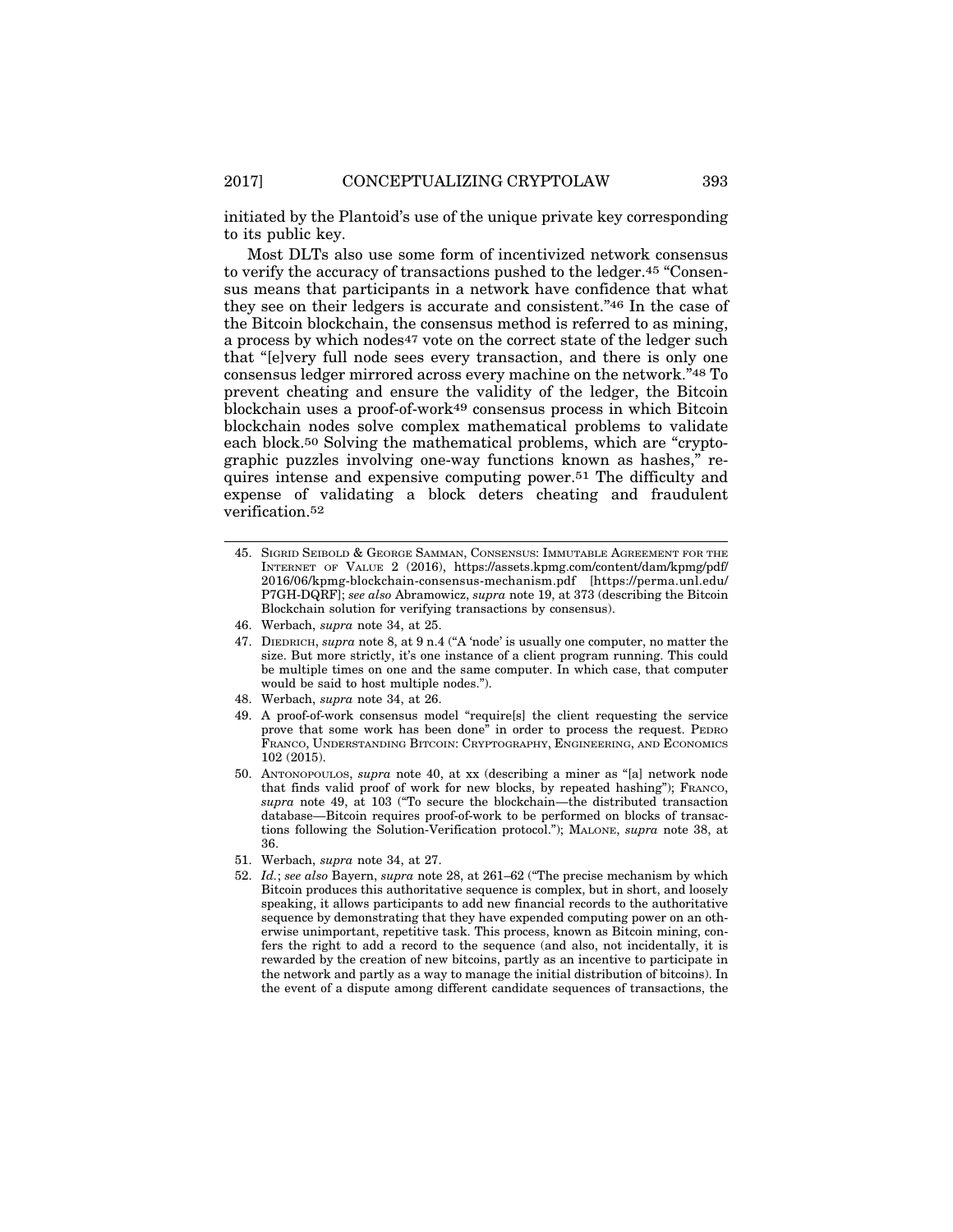initiated by the Plantoid's use of the unique private key corresponding to its public key.

Most DLTs also use some form of incentivized network consensus to verify the accuracy of transactions pushed to the ledger.[45] "Consensus means that participants in a network have confidence that what they see on their ledgers is accurate and consistent."[46] In the case of the Bitcoin blockchain, the consensus method is referred to as mining, a process by which nodes[47] vote on the correct state of the ledger such that "[e]very full node sees every transaction, and there is only one consensus ledger mirrored across every machine on the network."[48] To prevent cheating and ensure the validity of the ledger, the Bitcoin blockchain uses a proof-of-work[49] consensus process in which Bitcoin blockchain nodes solve complex mathematical problems to validate each block.[50] Solving the mathematical problems, which are "cryptographic puzzles involving one-way functions known as hashes," requires intense and expensive computing power.[51] The difficulty and expense of validating a block deters cheating and fraudulent verification.[52]

---

45. SIGRID SEIBOLD & GEORGE SAMMAN, CONSENSUS: IMMUTABLE AGREEMENT FOR THE INTERNET OF VALUE 2 (2016), https://assets.kpmg.com/content/dam/kpmg/pdf/2016/06/kpmg-blockchain-consensus-mechanism.pdf [https://perma.unl.edu/P7GH-DQRF]; *see also* Abramowicz, *supra* note 19, at 373 (describing the Bitcoin Blockchain solution for verifying transactions by consensus).
46. Werbach, *supra* note 34, at 25.
47. DIEDRICH, *supra* note 8, at 9 n.4 ("A 'node' is usually one computer, no matter the size. But more strictly, it's one instance of a client program running. This could be multiple times on one and the same computer. In which case, that computer would be said to host multiple nodes.").
48. Werbach, *supra* note 34, at 26.
49. A proof-of-work consensus model "require[s] the client requesting the service prove that some work has been done" in order to process the request. PEDRO FRANCO, UNDERSTANDING BITCOIN: CRYPTOGRAPHY, ENGINEERING, AND ECONOMICS 102 (2015).
50. ANTONOPOULOS, *supra* note 40, at xx (describing a miner as "[a] network node that finds valid proof of work for new blocks, by repeated hashing"); FRANCO, *supra* note 49, at 103 ("To secure the blockchain—the distributed transaction database—Bitcoin requires proof-of-work to be performed on blocks of transactions following the Solution-Verification protocol."); MALONE, *supra* note 38, at 36.
51. Werbach, *supra* note 34, at 27.
52. *Id.*; *see also* Bayern, *supra* note 28, at 261–62 ("The precise mechanism by which Bitcoin produces this authoritative sequence is complex, but in short, and loosely speaking, it allows participants to add new financial records to the authoritative sequence by demonstrating that they have expended computing power on an otherwise unimportant, repetitive task. This process, known as Bitcoin mining, confers the right to add a record to the sequence (and also, not incidentally, it is rewarded by the creation of new bitcoins, partly as an incentive to participate in the network and partly as a way to manage the initial distribution of bitcoins). In the event of a dispute among different candidate sequences of transactions, the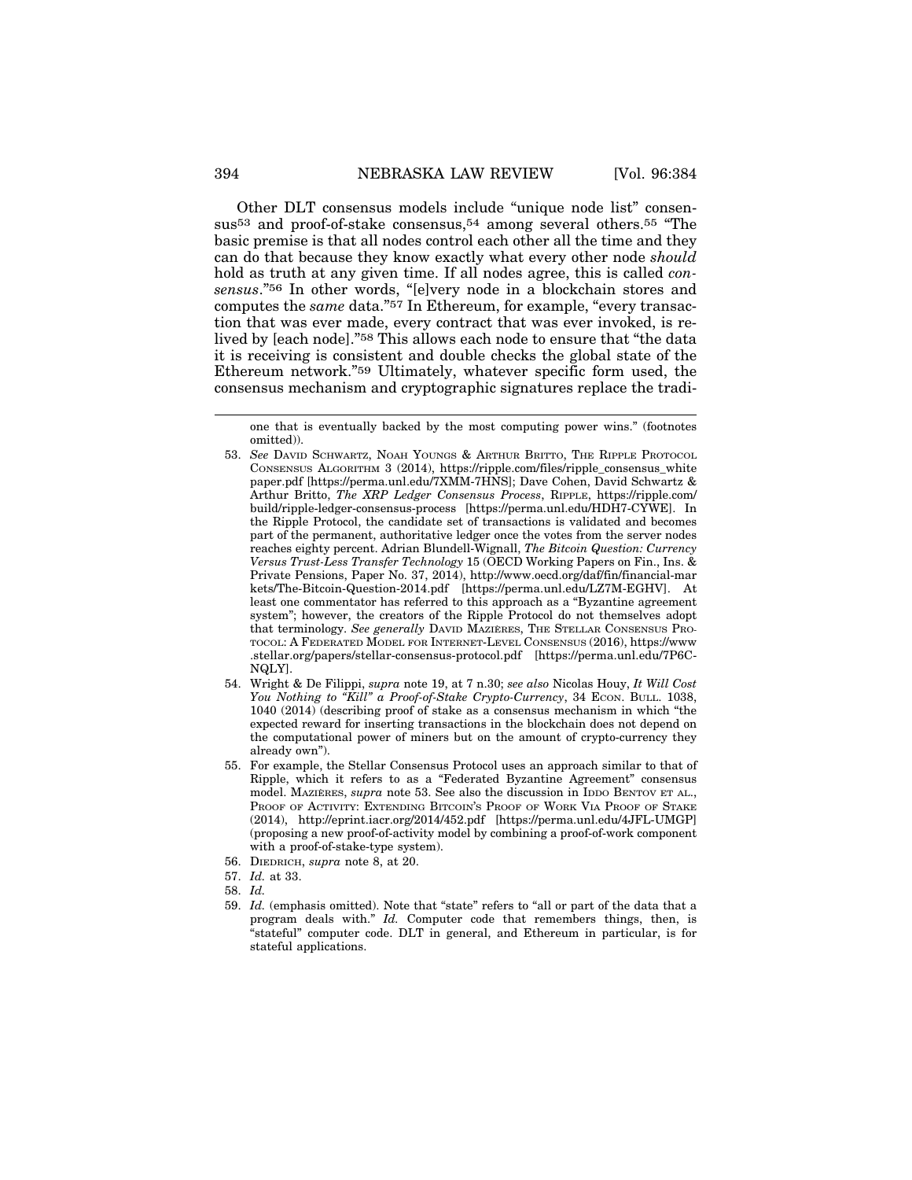Other DLT consensus models include "unique node list" consensus[53] and proof-of-stake consensus,[54] among several others.[55] "The basic premise is that all nodes control each other all the time and they can do that because they know exactly what every other node *should* hold as truth at any given time. If all nodes agree, this is called *consensus*."[56] In other words, "[e]very node in a blockchain stores and computes the *same* data."[57] In Ethereum, for example, "every transaction that was ever made, every contract that was ever invoked, is relived by [each node]."[58] This allows each node to ensure that "the data it is receiving is consistent and double checks the global state of the Ethereum network."[59] Ultimately, whatever specific form used, the consensus mechanism and cryptographic signatures replace the tradi-

---

one that is eventually backed by the most computing power wins." (footnotes omitted)).

53. *See* DAVID SCHWARTZ, NOAH YOUNGS & ARTHUR BRITTO, THE RIPPLE PROTOCOL CONSENSUS ALGORITHM 3 (2014), https://ripple.com/files/ripple_consensus_whitepaper.pdf [https://perma.unl.edu/7XMM-7HNS]; Dave Cohen, David Schwartz & Arthur Britto, *The XRP Ledger Consensus Process*, RIPPLE, https://ripple.com/build/ripple-ledger-consensus-process [https://perma.unl.edu/HDH7-CYWE]. In the Ripple Protocol, the candidate set of transactions is validated and becomes part of the permanent, authoritative ledger once the votes from the server nodes reaches eighty percent. Adrian Blundell-Wignall, *The Bitcoin Question: Currency Versus Trust-Less Transfer Technology* 15 (OECD Working Papers on Fin., Ins. & Private Pensions, Paper No. 37, 2014), http://www.oecd.org/daf/fin/financial-markets/The-Bitcoin-Question-2014.pdf [https://perma.unl.edu/LZ7M-EGHV]. At least one commentator has referred to this approach as a "Byzantine agreement system"; however, the creators of the Ripple Protocol do not themselves adopt that terminology. *See generally* DAVID MAZIÈRES, THE STELLAR CONSENSUS PROTOCOL: A FEDERATED MODEL FOR INTERNET-LEVEL CONSENSUS (2016), https://www.stellar.org/papers/stellar-consensus-protocol.pdf [https://perma.unl.edu/7P6C-NQLY].

54. Wright & De Filippi, *supra* note 19, at 7 n.30; *see also* Nicolas Houy, *It Will Cost You Nothing to "Kill" a Proof-of-Stake Crypto-Currency*, 34 ECON. BULL. 1038, 1040 (2014) (describing proof of stake as a consensus mechanism in which "the expected reward for inserting transactions in the blockchain does not depend on the computational power of miners but on the amount of crypto-currency they already own").

55. For example, the Stellar Consensus Protocol uses an approach similar to that of Ripple, which it refers to as a "Federated Byzantine Agreement" consensus model. MAZIÈRES, *supra* note 53. See also the discussion in IDDO BENTOV ET AL., PROOF OF ACTIVITY: EXTENDING BITCOIN'S PROOF OF WORK VIA PROOF OF STAKE (2014), http://eprint.iacr.org/2014/452.pdf [https://perma.unl.edu/4JFL-UMGP] (proposing a new proof-of-activity model by combining a proof-of-work component with a proof-of-stake-type system).

56. DIEDRICH, *supra* note 8, at 20.

57. *Id.* at 33.

58. *Id.*

59. *Id.* (emphasis omitted). Note that "state" refers to "all or part of the data that a program deals with." *Id.* Computer code that remembers things, then, is "stateful" computer code. DLT in general, and Ethereum in particular, is for stateful applications.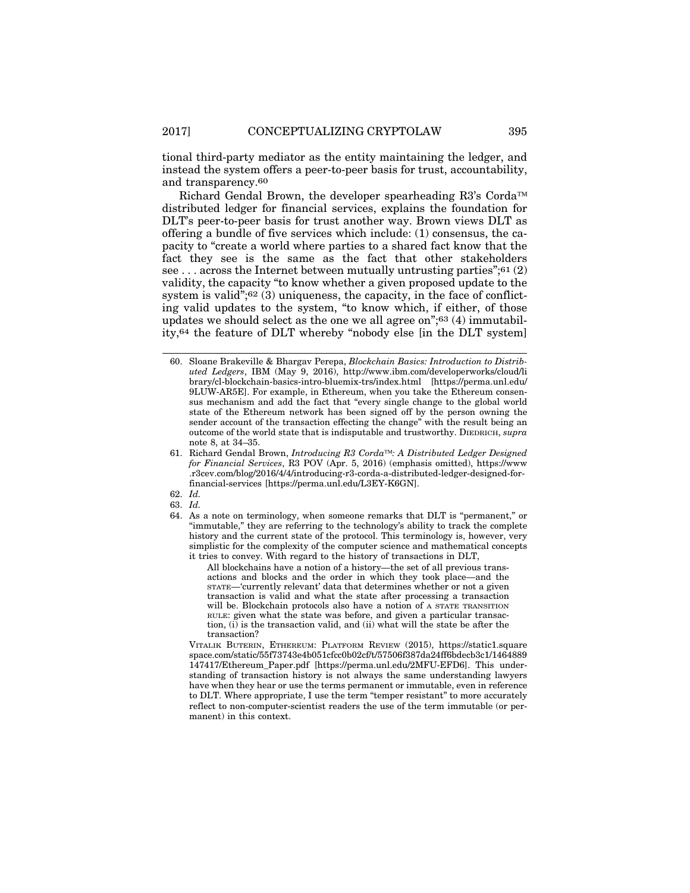tional third-party mediator as the entity maintaining the ledger, and instead the system offers a peer-to-peer basis for trust, accountability, and transparency.[60]

Richard Gendal Brown, the developer spearheading R3's Corda™ distributed ledger for financial services, explains the foundation for DLT's peer-to-peer basis for trust another way. Brown views DLT as offering a bundle of five services which include: (1) consensus, the capacity to "create a world where parties to a shared fact know that the fact they see is the same as the fact that other stakeholders see . . . across the Internet between mutually untrusting parties";[61] (2) validity, the capacity "to know whether a given proposed update to the system is valid";[62] (3) uniqueness, the capacity, in the face of conflicting valid updates to the system, "to know which, if either, of those updates we should select as the one we all agree on";[63] (4) immutability,[64] the feature of DLT whereby "nobody else [in the DLT system]

---

60. Sloane Brakeville & Bhargav Perepa, *Blockchain Basics: Introduction to Distributed Ledgers*, IBM (May 9, 2016), http://www.ibm.com/developerworks/cloud/library/cl-blockchain-basics-intro-bluemix-trs/index.html [https://perma.unl.edu/9LUW-AR5E]. For example, in Ethereum, when you take the Ethereum consensus mechanism and add the fact that "every single change to the global world state of the Ethereum network has been signed off by the person owning the sender account of the transaction effecting the change" with the result being an outcome of the world state that is indisputable and trustworthy. DIEDRICH, *supra* note 8, at 34–35.

61. Richard Gendal Brown, *Introducing R3 Corda™: A Distributed Ledger Designed for Financial Services*, R3 POV (Apr. 5, 2016) (emphasis omitted), https://www.r3cev.com/blog/2016/4/4/introducing-r3-corda-a-distributed-ledger-designed-for-financial-services [https://perma.unl.edu/L3EY-K6GN].

62. *Id.*

63. *Id.*

64. As a note on terminology, when someone remarks that DLT is "permanent," or "immutable," they are referring to the technology's ability to track the complete history and the current state of the protocol. This terminology is, however, very simplistic for the complexity of the computer science and mathematical concepts it tries to convey. With regard to the history of transactions in DLT,

> All blockchains have a notion of a history—the set of all previous transactions and blocks and the order in which they took place—and the STATE—'currently relevant' data that determines whether or not a given transaction is valid and what the state after processing a transaction will be. Blockchain protocols also have a notion of A STATE TRANSITION RULE: given what the state was before, and given a particular transaction, (i) is the transaction valid, and (ii) what will the state be after the transaction?

VITALIK BUTERIN, ETHEREUM: PLATFORM REVIEW (2015), https://static1.squarespace.com/static/55f73743e4b051cfcc0b02cf/t/57506f387da24ff6bdecb3c1/1464889147417/Ethereum_Paper.pdf [https://perma.unl.edu/2MFU-EFD6]. This understanding of transaction history is not always the same understanding lawyers have when they hear or use the terms permanent or immutable, even in reference to DLT. Where appropriate, I use the term "temper resistant" to more accurately reflect to non-computer-scientist readers the use of the term immutable (or permanent) in this context.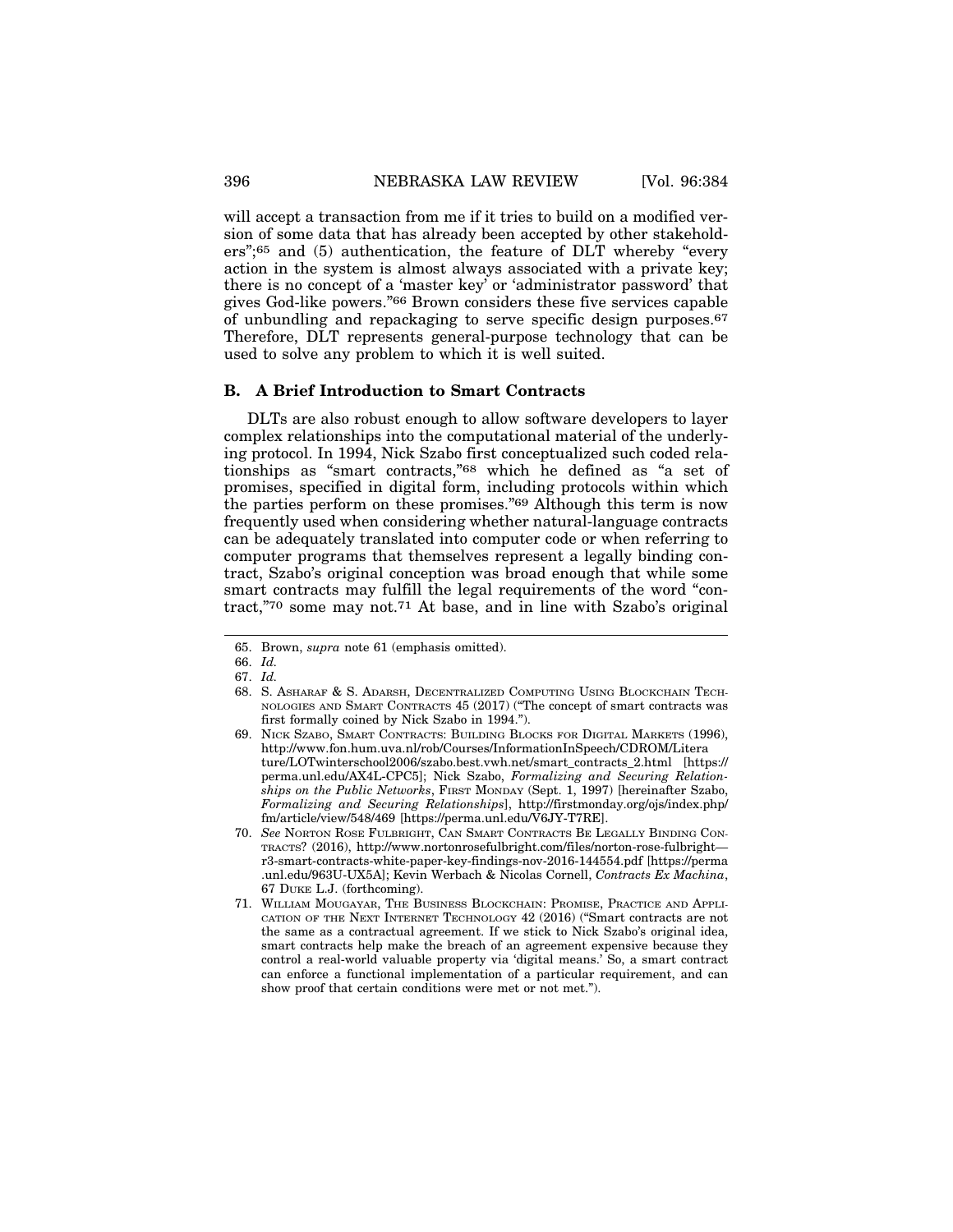will accept a transaction from me if it tries to build on a modified version of some data that has already been accepted by other stakeholders";[65] and (5) authentication, the feature of DLT whereby "every action in the system is almost always associated with a private key; there is no concept of a 'master key' or 'administrator password' that gives God-like powers."[66] Brown considers these five services capable of unbundling and repackaging to serve specific design purposes.[67] Therefore, DLT represents general-purpose technology that can be used to solve any problem to which it is well suited.

### B. A Brief Introduction to Smart Contracts

DLTs are also robust enough to allow software developers to layer complex relationships into the computational material of the underlying protocol. In 1994, Nick Szabo first conceptualized such coded relationships as "smart contracts,"[68] which he defined as "a set of promises, specified in digital form, including protocols within which the parties perform on these promises."[69] Although this term is now frequently used when considering whether natural-language contracts can be adequately translated into computer code or when referring to computer programs that themselves represent a legally binding contract, Szabo's original conception was broad enough that while some smart contracts may fulfill the legal requirements of the word "contract,"[70] some may not.[71] At base, and in line with Szabo's original

---

65. Brown, *supra* note 61 (emphasis omitted).

66. *Id.*

67. *Id.*

68. S. Asharaf & S. Adarsh, Decentralized Computing Using Blockchain Technologies and Smart Contracts 45 (2017) ("The concept of smart contracts was first formally coined by Nick Szabo in 1994.").

69. Nick Szabo, Smart Contracts: Building Blocks for Digital Markets (1996), http://www.fon.hum.uva.nl/rob/Courses/InformationInSpeech/CDROM/Literature/LOTwinterschool2006/szabo.best.vwh.net/smart_contracts_2.html [https://perma.unl.edu/AX4L-CPC5]; Nick Szabo, *Formalizing and Securing Relationships on the Public Networks*, First Monday (Sept. 1, 1997) [hereinafter Szabo, *Formalizing and Securing Relationships*], http://firstmonday.org/ojs/index.php/fm/article/view/548/469 [https://perma.unl.edu/V6JY-T7RE].

70. *See* Norton Rose Fulbright, Can Smart Contracts Be Legally Binding Contracts? (2016), http://www.nortonrosefulbright.com/files/norton-rose-fulbright—r3-smart-contracts-white-paper-key-findings-nov-2016-144554.pdf [https://perma.unl.edu/963U-UX5A]; Kevin Werbach & Nicolas Cornell, *Contracts Ex Machina*, 67 Duke L.J. (forthcoming).

71. William Mougayar, The Business Blockchain: Promise, Practice and Application of the Next Internet Technology 42 (2016) ("Smart contracts are not the same as a contractual agreement. If we stick to Nick Szabo's original idea, smart contracts help make the breach of an agreement expensive because they control a real-world valuable property via 'digital means.' So, a smart contract can enforce a functional implementation of a particular requirement, and can show proof that certain conditions were met or not met.").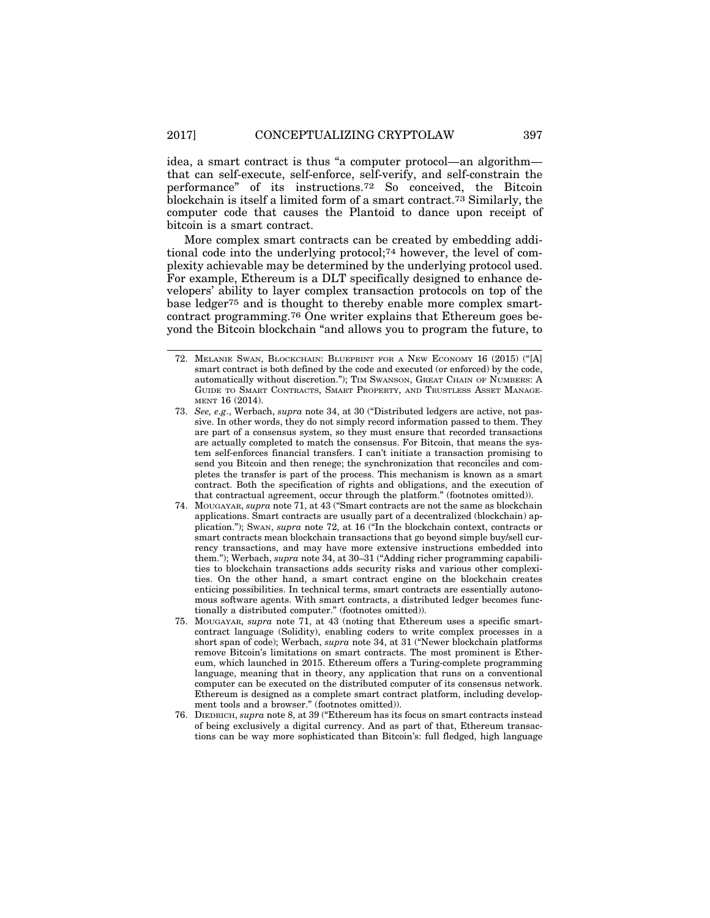idea, a smart contract is thus "a computer protocol—an algorithm—that can self-execute, self-enforce, self-verify, and self-constrain the performance" of its instructions.[72] So conceived, the Bitcoin blockchain is itself a limited form of a smart contract.[73] Similarly, the computer code that causes the Plantoid to dance upon receipt of bitcoin is a smart contract.

More complex smart contracts can be created by embedding additional code into the underlying protocol;[74] however, the level of complexity achievable may be determined by the underlying protocol used. For example, Ethereum is a DLT specifically designed to enhance developers' ability to layer complex transaction protocols on top of the base ledger[75] and is thought to thereby enable more complex smart-contract programming.[76] One writer explains that Ethereum goes beyond the Bitcoin blockchain "and allows you to program the future, to

---

72. MELANIE SWAN, BLOCKCHAIN: BLUEPRINT FOR A NEW ECONOMY 16 (2015) ("[A] smart contract is both defined by the code and executed (or enforced) by the code, automatically without discretion."); TIM SWANSON, GREAT CHAIN OF NUMBERS: A GUIDE TO SMART CONTRACTS, SMART PROPERTY, AND TRUSTLESS ASSET MANAGEMENT 16 (2014).

73. *See, e.g.*, Werbach, *supra* note 34, at 30 ("Distributed ledgers are active, not passive. In other words, they do not simply record information passed to them. They are part of a consensus system, so they must ensure that recorded transactions are actually completed to match the consensus. For Bitcoin, that means the system self-enforces financial transfers. I can't initiate a transaction promising to send you Bitcoin and then renege; the synchronization that reconciles and completes the transfer is part of the process. This mechanism is known as a smart contract. Both the specification of rights and obligations, and the execution of that contractual agreement, occur through the platform." (footnotes omitted)).

74. MOUGAYAR, *supra* note 71, at 43 ("Smart contracts are not the same as blockchain applications. Smart contracts are usually part of a decentralized (blockchain) application."); SWAN, *supra* note 72, at 16 ("In the blockchain context, contracts or smart contracts mean blockchain transactions that go beyond simple buy/sell currency transactions, and may have more extensive instructions embedded into them."); Werbach, *supra* note 34, at 30–31 ("Adding richer programming capabilities to blockchain transactions adds security risks and various other complexities. On the other hand, a smart contract engine on the blockchain creates enticing possibilities. In technical terms, smart contracts are essentially autonomous software agents. With smart contracts, a distributed ledger becomes functionally a distributed computer." (footnotes omitted)).

75. MOUGAYAR, *supra* note 71, at 43 (noting that Ethereum uses a specific smart-contract language (Solidity), enabling coders to write complex processes in a short span of code); Werbach, *supra* note 34, at 31 ("Newer blockchain platforms remove Bitcoin's limitations on smart contracts. The most prominent is Ethereum, which launched in 2015. Ethereum offers a Turing-complete programming language, meaning that in theory, any application that runs on a conventional computer can be executed on the distributed computer of its consensus network. Ethereum is designed as a complete smart contract platform, including development tools and a browser." (footnotes omitted)).

76. DIEDRICH, *supra* note 8, at 39 ("Ethereum has its focus on smart contracts instead of being exclusively a digital currency. And as part of that, Ethereum transactions can be way more sophisticated than Bitcoin's: full fledged, high language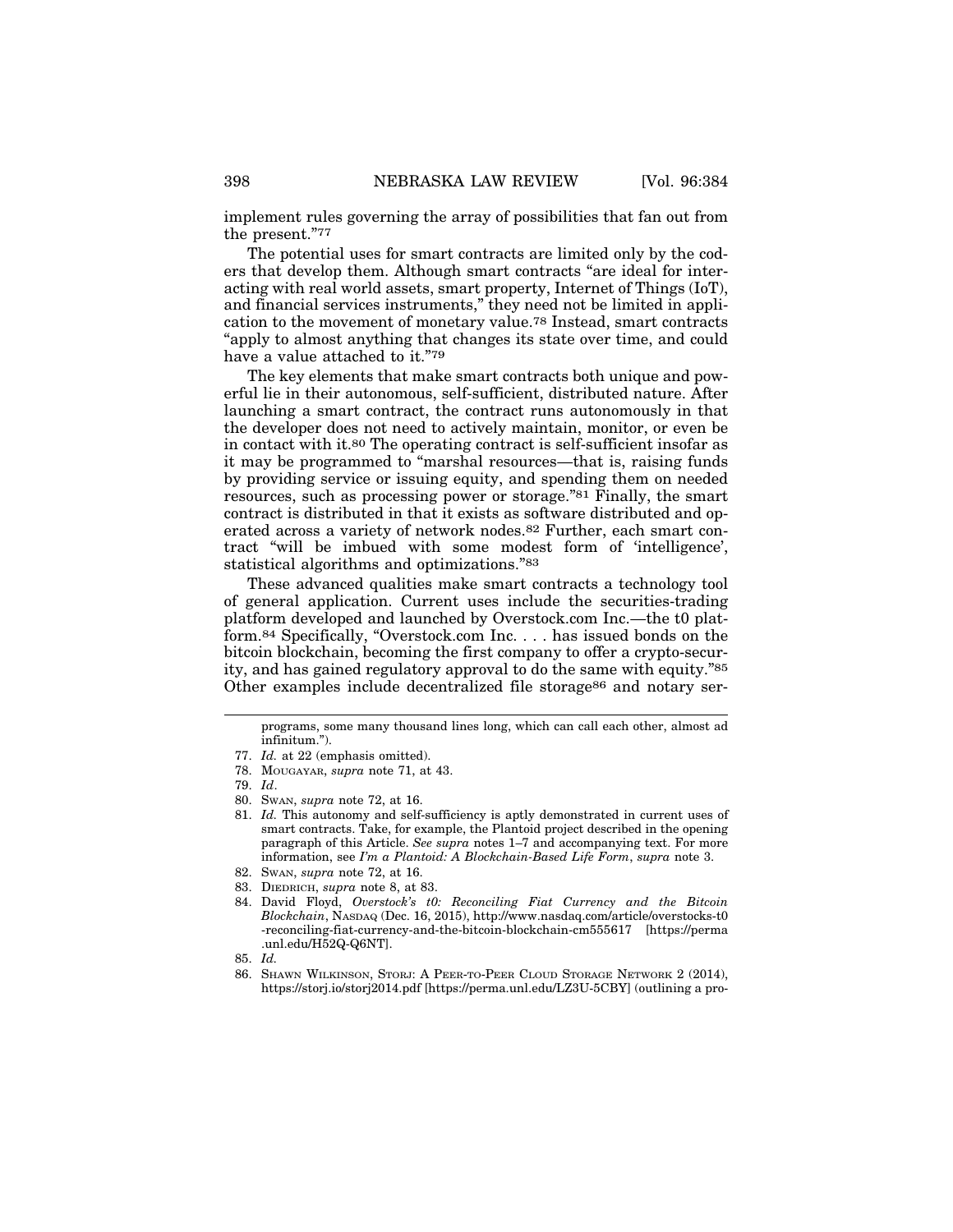implement rules governing the array of possibilities that fan out from the present."[77]

The potential uses for smart contracts are limited only by the coders that develop them. Although smart contracts "are ideal for interacting with real world assets, smart property, Internet of Things (IoT), and financial services instruments," they need not be limited in application to the movement of monetary value.[78] Instead, smart contracts "apply to almost anything that changes its state over time, and could have a value attached to it."[79]

The key elements that make smart contracts both unique and powerful lie in their autonomous, self-sufficient, distributed nature. After launching a smart contract, the contract runs autonomously in that the developer does not need to actively maintain, monitor, or even be in contact with it.[80] The operating contract is self-sufficient insofar as it may be programmed to "marshal resources—that is, raising funds by providing service or issuing equity, and spending them on needed resources, such as processing power or storage."[81] Finally, the smart contract is distributed in that it exists as software distributed and operated across a variety of network nodes.[82] Further, each smart contract "will be imbued with some modest form of 'intelligence', statistical algorithms and optimizations."[83]

These advanced qualities make smart contracts a technology tool of general application. Current uses include the securities-trading platform developed and launched by Overstock.com Inc.—the t0 platform.[84] Specifically, "Overstock.com Inc. . . . has issued bonds on the bitcoin blockchain, becoming the first company to offer a crypto-security, and has gained regulatory approval to do the same with equity."[85] Other examples include decentralized file storage[86] and notary ser-

---

programs, some many thousand lines long, which can call each other, almost ad infinitum.").

77. *Id.* at 22 (emphasis omitted).

78. MOUGAYAR, *supra* note 71, at 43.

79. *Id*.

80. SWAN, *supra* note 72, at 16.

81. *Id.* This autonomy and self-sufficiency is aptly demonstrated in current uses of smart contracts. Take, for example, the Plantoid project described in the opening paragraph of this Article. *See supra* notes 1–7 and accompanying text. For more information, see *I'm a Plantoid: A Blockchain-Based Life Form*, *supra* note 3.

82. SWAN, *supra* note 72, at 16.

83. DIEDRICH, *supra* note 8, at 83.

84. David Floyd, *Overstock's t0: Reconciling Fiat Currency and the Bitcoin Blockchain*, NASDAQ (Dec. 16, 2015), http://www.nasdaq.com/article/overstocks-t0-reconciling-fiat-currency-and-the-bitcoin-blockchain-cm555617 [https://perma.unl.edu/H52Q-Q6NT].

85. *Id.*

86. SHAWN WILKINSON, STORJ: A PEER-TO-PEER CLOUD STORAGE NETWORK 2 (2014), https://storj.io/storj2014.pdf [https://perma.unl.edu/LZ3U-5CBY] (outlining a pro-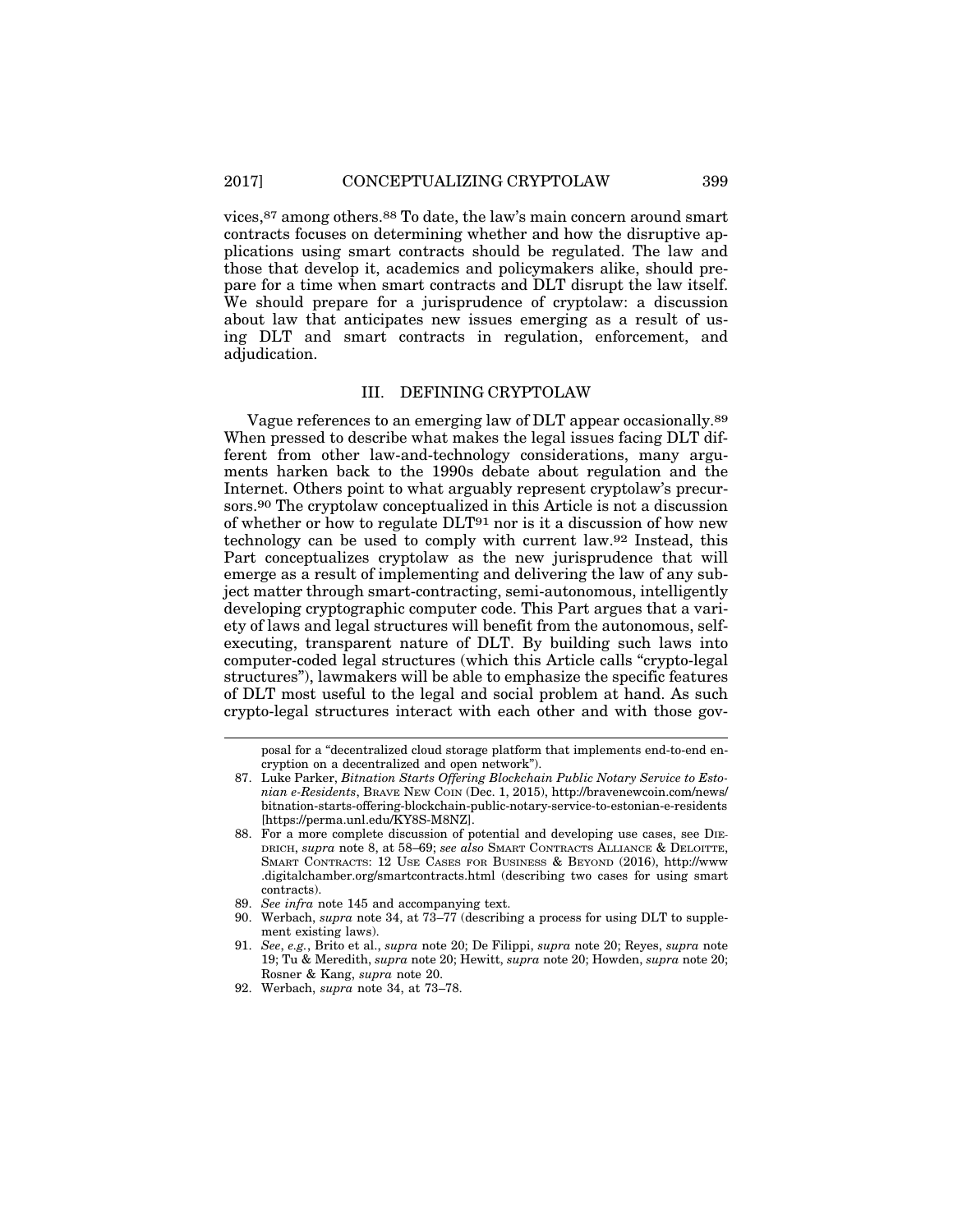vices,[87] among others.[88] To date, the law's main concern around smart contracts focuses on determining whether and how the disruptive applications using smart contracts should be regulated. The law and those that develop it, academics and policymakers alike, should prepare for a time when smart contracts and DLT disrupt the law itself. We should prepare for a jurisprudence of cryptolaw: a discussion about law that anticipates new issues emerging as a result of using DLT and smart contracts in regulation, enforcement, and adjudication.

## III. DEFINING CRYPTOLAW

Vague references to an emerging law of DLT appear occasionally.[89] When pressed to describe what makes the legal issues facing DLT different from other law-and-technology considerations, many arguments harken back to the 1990s debate about regulation and the Internet. Others point to what arguably represent cryptolaw's precursors.[90] The cryptolaw conceptualized in this Article is not a discussion of whether or how to regulate DLT[91] nor is it a discussion of how new technology can be used to comply with current law.[92] Instead, this Part conceptualizes cryptolaw as the new jurisprudence that will emerge as a result of implementing and delivering the law of any subject matter through smart-contracting, semi-autonomous, intelligently developing cryptographic computer code. This Part argues that a variety of laws and legal structures will benefit from the autonomous, self-executing, transparent nature of DLT. By building such laws into computer-coded legal structures (which this Article calls "crypto-legal structures"), lawmakers will be able to emphasize the specific features of DLT most useful to the legal and social problem at hand. As such crypto-legal structures interact with each other and with those gov-

---

posal for a "decentralized cloud storage platform that implements end-to-end encryption on a decentralized and open network").

87. Luke Parker, *Bitnation Starts Offering Blockchain Public Notary Service to Estonian e-Residents*, BRAVE NEW COIN (Dec. 1, 2015), http://bravenewcoin.com/news/bitnation-starts-offering-blockchain-public-notary-service-to-estonian-e-residents [https://perma.unl.edu/KY8S-M8NZ].

88. For a more complete discussion of potential and developing use cases, see DIEDRICH, *supra* note 8, at 58–69; *see also* SMART CONTRACTS ALLIANCE & DELOITTE, SMART CONTRACTS: 12 USE CASES FOR BUSINESS & BEYOND (2016), http://www.digitalchamber.org/smartcontracts.html (describing two cases for using smart contracts).

89. *See infra* note 145 and accompanying text.

90. Werbach, *supra* note 34, at 73–77 (describing a process for using DLT to supplement existing laws).

91. *See, e.g.*, Brito et al., *supra* note 20; De Filippi, *supra* note 20; Reyes, *supra* note 19; Tu & Meredith, *supra* note 20; Hewitt, *supra* note 20; Howden, *supra* note 20; Rosner & Kang, *supra* note 20.

92. Werbach, *supra* note 34, at 73–78.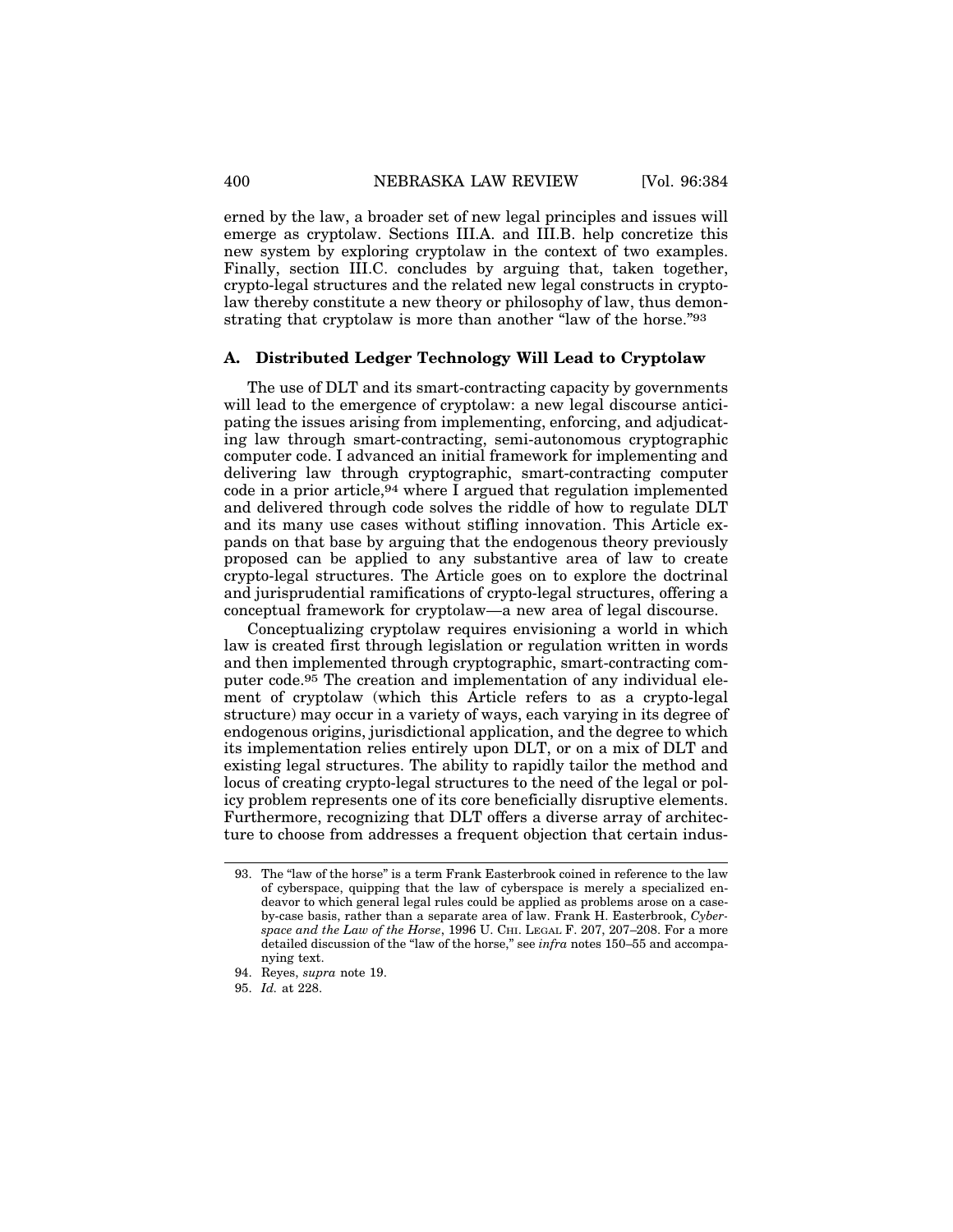erned by the law, a broader set of new legal principles and issues will emerge as cryptolaw. Sections III.A. and III.B. help concretize this new system by exploring cryptolaw in the context of two examples. Finally, section III.C. concludes by arguing that, taken together, crypto-legal structures and the related new legal constructs in cryptolaw thereby constitute a new theory or philosophy of law, thus demonstrating that cryptolaw is more than another "law of the horse."[93]

### A. Distributed Ledger Technology Will Lead to Cryptolaw

The use of DLT and its smart-contracting capacity by governments will lead to the emergence of cryptolaw: a new legal discourse anticipating the issues arising from implementing, enforcing, and adjudicating law through smart-contracting, semi-autonomous cryptographic computer code. I advanced an initial framework for implementing and delivering law through cryptographic, smart-contracting computer code in a prior article,[94] where I argued that regulation implemented and delivered through code solves the riddle of how to regulate DLT and its many use cases without stifling innovation. This Article expands on that base by arguing that the endogenous theory previously proposed can be applied to any substantive area of law to create crypto-legal structures. The Article goes on to explore the doctrinal and jurisprudential ramifications of crypto-legal structures, offering a conceptual framework for cryptolaw—a new area of legal discourse.

Conceptualizing cryptolaw requires envisioning a world in which law is created first through legislation or regulation written in words and then implemented through cryptographic, smart-contracting computer code.[95] The creation and implementation of any individual element of cryptolaw (which this Article refers to as a crypto-legal structure) may occur in a variety of ways, each varying in its degree of endogenous origins, jurisdictional application, and the degree to which its implementation relies entirely upon DLT, or on a mix of DLT and existing legal structures. The ability to rapidly tailor the method and locus of creating crypto-legal structures to the need of the legal or policy problem represents one of its core beneficially disruptive elements. Furthermore, recognizing that DLT offers a diverse array of architecture to choose from addresses a frequent objection that certain indus-

---

93. The "law of the horse" is a term Frank Easterbrook coined in reference to the law of cyberspace, quipping that the law of cyberspace is merely a specialized endeavor to which general legal rules could be applied as problems arose on a case-by-case basis, rather than a separate area of law. Frank H. Easterbrook, *Cyberspace and the Law of the Horse*, 1996 U. CHI. LEGAL F. 207, 207–208. For a more detailed discussion of the "law of the horse," see *infra* notes 150–55 and accompanying text.

94. Reyes, *supra* note 19.

95. *Id.* at 228.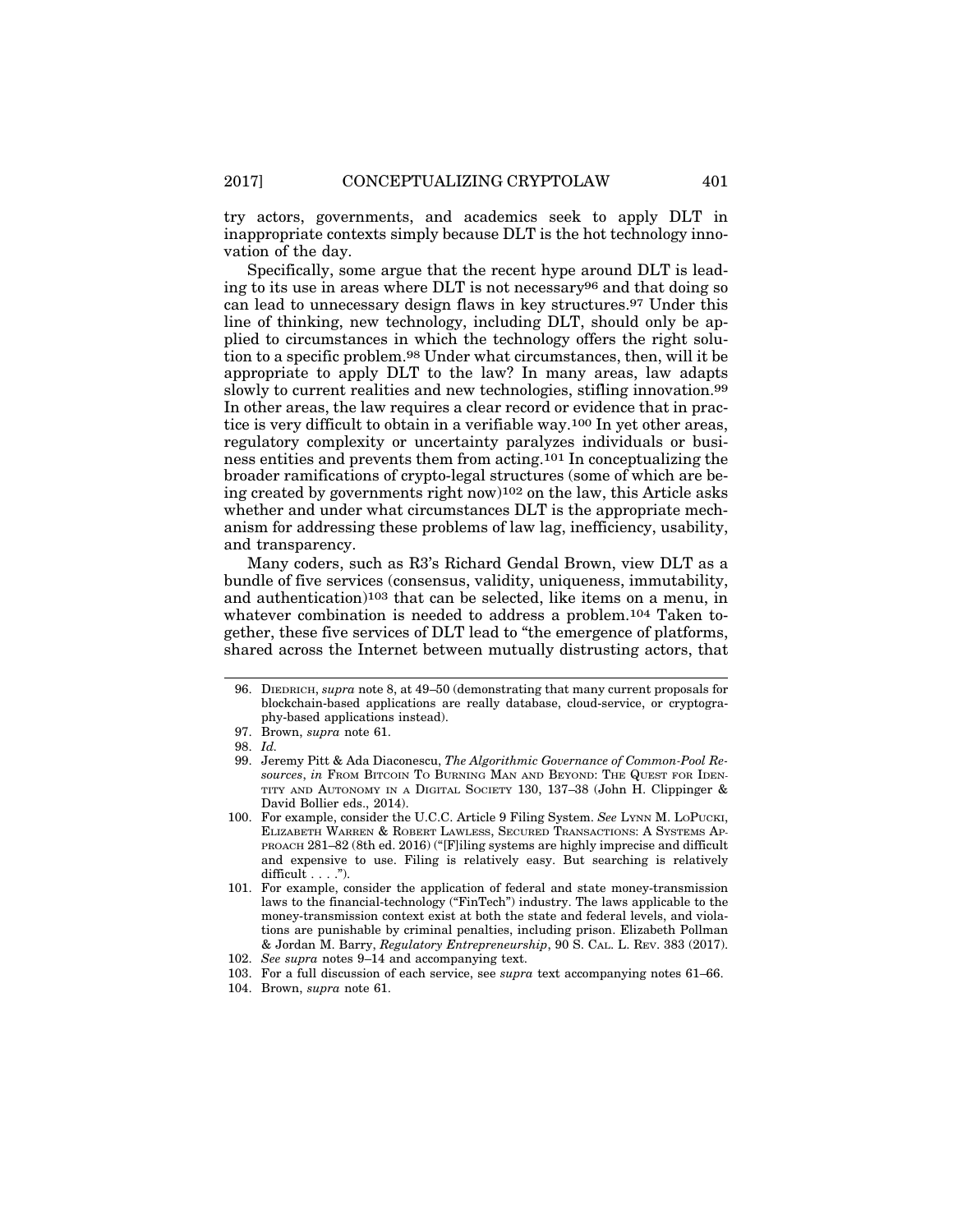try actors, governments, and academics seek to apply DLT in inappropriate contexts simply because DLT is the hot technology innovation of the day.

Specifically, some argue that the recent hype around DLT is leading to its use in areas where DLT is not necessary[96] and that doing so can lead to unnecessary design flaws in key structures.[97] Under this line of thinking, new technology, including DLT, should only be applied to circumstances in which the technology offers the right solution to a specific problem.[98] Under what circumstances, then, will it be appropriate to apply DLT to the law? In many areas, law adapts slowly to current realities and new technologies, stifling innovation.[99] In other areas, the law requires a clear record or evidence that in practice is very difficult to obtain in a verifiable way.[100] In yet other areas, regulatory complexity or uncertainty paralyzes individuals or business entities and prevents them from acting.[101] In conceptualizing the broader ramifications of crypto-legal structures (some of which are being created by governments right now)[102] on the law, this Article asks whether and under what circumstances DLT is the appropriate mechanism for addressing these problems of law lag, inefficiency, usability, and transparency.

Many coders, such as R3's Richard Gendal Brown, view DLT as a bundle of five services (consensus, validity, uniqueness, immutability, and authentication)[103] that can be selected, like items on a menu, in whatever combination is needed to address a problem.[104] Taken together, these five services of DLT lead to "the emergence of platforms, shared across the Internet between mutually distrusting actors, that

---

96. DIEDRICH, *supra* note 8, at 49–50 (demonstrating that many current proposals for blockchain-based applications are really database, cloud-service, or cryptography-based applications instead).

97. Brown, *supra* note 61.

98. *Id.*

99. Jeremy Pitt & Ada Diaconescu, *The Algorithmic Governance of Common-Pool Resources*, *in* FROM BITCOIN TO BURNING MAN AND BEYOND: THE QUEST FOR IDENTITY AND AUTONOMY IN A DIGITAL SOCIETY 130, 137–38 (John H. Clippinger & David Bollier eds., 2014).

100. For example, consider the U.C.C. Article 9 Filing System. *See* LYNN M. LOPUCKI, ELIZABETH WARREN & ROBERT LAWLESS, SECURED TRANSACTIONS: A SYSTEMS APPROACH 281–82 (8th ed. 2016) ("[F]iling systems are highly imprecise and difficult and expensive to use. Filing is relatively easy. But searching is relatively difficult . . . .").

101. For example, consider the application of federal and state money-transmission laws to the financial-technology ("FinTech") industry. The laws applicable to the money-transmission context exist at both the state and federal levels, and violations are punishable by criminal penalties, including prison. Elizabeth Pollman & Jordan M. Barry, *Regulatory Entrepreneurship*, 90 S. CAL. L. REV. 383 (2017).

102. *See supra* notes 9–14 and accompanying text.

103. For a full discussion of each service, see *supra* text accompanying notes 61–66.

104. Brown, *supra* note 61.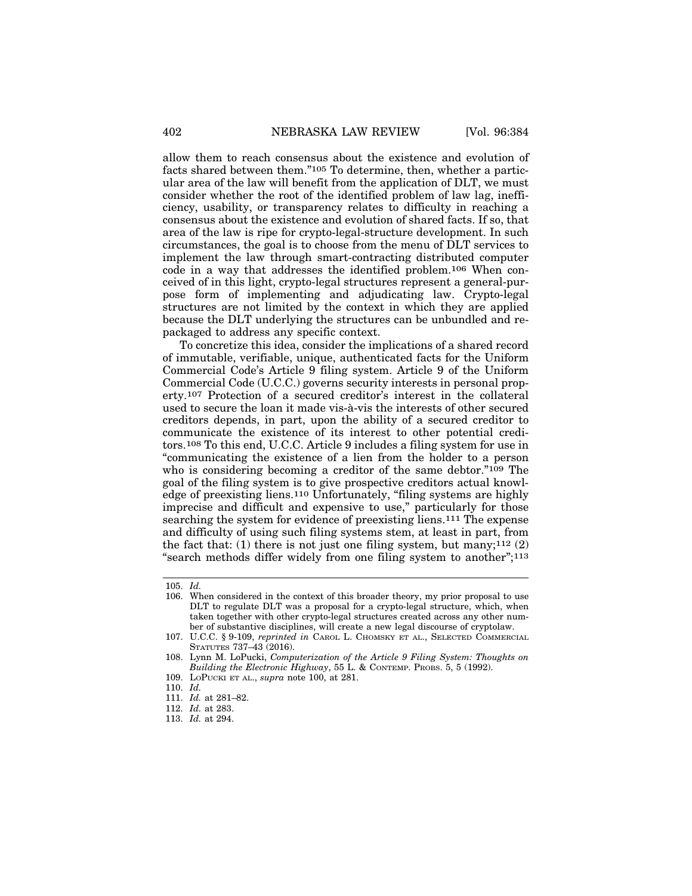allow them to reach consensus about the existence and evolution of facts shared between them."[105] To determine, then, whether a particular area of the law will benefit from the application of DLT, we must consider whether the root of the identified problem of law lag, inefficiency, usability, or transparency relates to difficulty in reaching a consensus about the existence and evolution of shared facts. If so, that area of the law is ripe for crypto-legal-structure development. In such circumstances, the goal is to choose from the menu of DLT services to implement the law through smart-contracting distributed computer code in a way that addresses the identified problem.[106] When conceived of in this light, crypto-legal structures represent a general-purpose form of implementing and adjudicating law. Crypto-legal structures are not limited by the context in which they are applied because the DLT underlying the structures can be unbundled and repackaged to address any specific context.

To concretize this idea, consider the implications of a shared record of immutable, verifiable, unique, authenticated facts for the Uniform Commercial Code's Article 9 filing system. Article 9 of the Uniform Commercial Code (U.C.C.) governs security interests in personal property.[107] Protection of a secured creditor's interest in the collateral used to secure the loan it made vis-à-vis the interests of other secured creditors depends, in part, upon the ability of a secured creditor to communicate the existence of its interest to other potential creditors.[108] To this end, U.C.C. Article 9 includes a filing system for use in "communicating the existence of a lien from the holder to a person who is considering becoming a creditor of the same debtor."[109] The goal of the filing system is to give prospective creditors actual knowledge of preexisting liens.[110] Unfortunately, "filing systems are highly imprecise and difficult and expensive to use," particularly for those searching the system for evidence of preexisting liens.[111] The expense and difficulty of using such filing systems stem, at least in part, from the fact that: (1) there is not just one filing system, but many;[112] (2) "search methods differ widely from one filing system to another";[113]

---

105. *Id.*

106. When considered in the context of this broader theory, my prior proposal to use DLT to regulate DLT was a proposal for a crypto-legal structure, which, when taken together with other crypto-legal structures created across any other number of substantive disciplines, will create a new legal discourse of cryptolaw.

107. U.C.C. § 9-109, *reprinted in* CAROL L. CHOMSKY ET AL., SELECTED COMMERCIAL STATUTES 737–43 (2016).

108. Lynn M. LoPucki, *Computerization of the Article 9 Filing System: Thoughts on Building the Electronic Highway*, 55 L. & CONTEMP. PROBS. 5, 5 (1992).

109. LOPUCKI ET AL., *supra* note 100, at 281.

110. *Id.*

111. *Id.* at 281–82.

112. *Id.* at 283.

113. *Id.* at 294.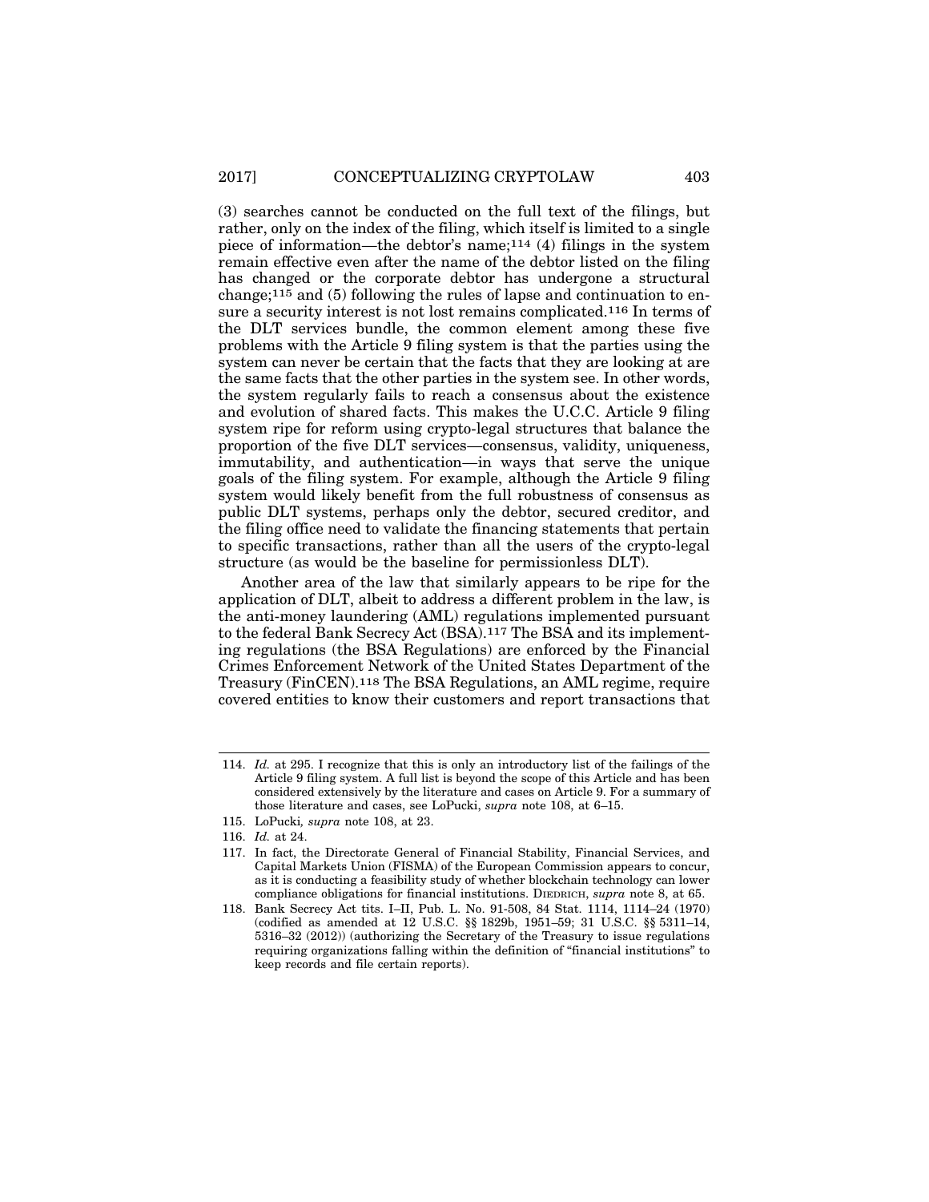(3) searches cannot be conducted on the full text of the filings, but rather, only on the index of the filing, which itself is limited to a single piece of information—the debtor's name;[114] (4) filings in the system remain effective even after the name of the debtor listed on the filing has changed or the corporate debtor has undergone a structural change;[115] and (5) following the rules of lapse and continuation to ensure a security interest is not lost remains complicated.[116] In terms of the DLT services bundle, the common element among these five problems with the Article 9 filing system is that the parties using the system can never be certain that the facts that they are looking at are the same facts that the other parties in the system see. In other words, the system regularly fails to reach a consensus about the existence and evolution of shared facts. This makes the U.C.C. Article 9 filing system ripe for reform using crypto-legal structures that balance the proportion of the five DLT services—consensus, validity, uniqueness, immutability, and authentication—in ways that serve the unique goals of the filing system. For example, although the Article 9 filing system would likely benefit from the full robustness of consensus as public DLT systems, perhaps only the debtor, secured creditor, and the filing office need to validate the financing statements that pertain to specific transactions, rather than all the users of the crypto-legal structure (as would be the baseline for permissionless DLT).

Another area of the law that similarly appears to be ripe for the application of DLT, albeit to address a different problem in the law, is the anti-money laundering (AML) regulations implemented pursuant to the federal Bank Secrecy Act (BSA).[117] The BSA and its implementing regulations (the BSA Regulations) are enforced by the Financial Crimes Enforcement Network of the United States Department of the Treasury (FinCEN).[118] The BSA Regulations, an AML regime, require covered entities to know their customers and report transactions that

---

114. *Id.* at 295. I recognize that this is only an introductory list of the failings of the Article 9 filing system. A full list is beyond the scope of this Article and has been considered extensively by the literature and cases on Article 9. For a summary of those literature and cases, see LoPucki, *supra* note 108, at 6–15.

115. LoPucki*, supra* note 108, at 23.

116. *Id.* at 24.

117. In fact, the Directorate General of Financial Stability, Financial Services, and Capital Markets Union (FISMA) of the European Commission appears to concur, as it is conducting a feasibility study of whether blockchain technology can lower compliance obligations for financial institutions. DIEDRICH, *supra* note 8, at 65.

118. Bank Secrecy Act tits. I–II, Pub. L. No. 91-508, 84 Stat. 1114, 1114–24 (1970) (codified as amended at 12 U.S.C. §§ 1829b, 1951–59; 31 U.S.C. §§ 5311–14, 5316–32 (2012)) (authorizing the Secretary of the Treasury to issue regulations requiring organizations falling within the definition of "financial institutions" to keep records and file certain reports).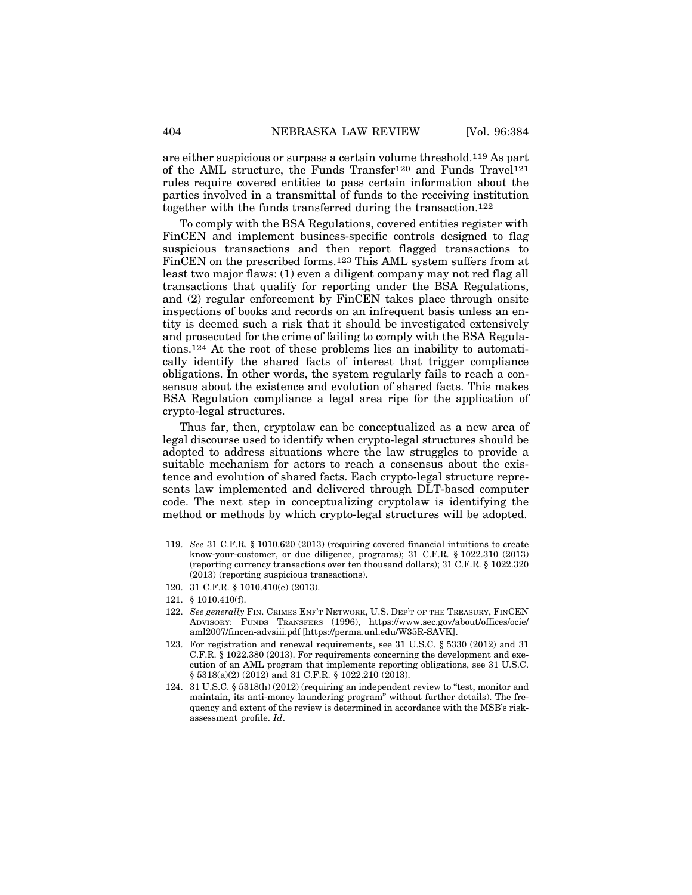are either suspicious or surpass a certain volume threshold.[119] As part of the AML structure, the Funds Transfer[120] and Funds Travel[121] rules require covered entities to pass certain information about the parties involved in a transmittal of funds to the receiving institution together with the funds transferred during the transaction.[122]

To comply with the BSA Regulations, covered entities register with FinCEN and implement business-specific controls designed to flag suspicious transactions and then report flagged transactions to FinCEN on the prescribed forms.[123] This AML system suffers from at least two major flaws: (1) even a diligent company may not red flag all transactions that qualify for reporting under the BSA Regulations, and (2) regular enforcement by FinCEN takes place through onsite inspections of books and records on an infrequent basis unless an entity is deemed such a risk that it should be investigated extensively and prosecuted for the crime of failing to comply with the BSA Regulations.[124] At the root of these problems lies an inability to automatically identify the shared facts of interest that trigger compliance obligations. In other words, the system regularly fails to reach a consensus about the existence and evolution of shared facts. This makes BSA Regulation compliance a legal area ripe for the application of crypto-legal structures.

Thus far, then, cryptolaw can be conceptualized as a new area of legal discourse used to identify when crypto-legal structures should be adopted to address situations where the law struggles to provide a suitable mechanism for actors to reach a consensus about the existence and evolution of shared facts. Each crypto-legal structure represents law implemented and delivered through DLT-based computer code. The next step in conceptualizing cryptolaw is identifying the method or methods by which crypto-legal structures will be adopted.

---

119. *See* 31 C.F.R. § 1010.620 (2013) (requiring covered financial intuitions to create know-your-customer, or due diligence, programs); 31 C.F.R. § 1022.310 (2013) (reporting currency transactions over ten thousand dollars); 31 C.F.R. § 1022.320 (2013) (reporting suspicious transactions).

120. 31 C.F.R. § 1010.410(e) (2013).

121. § 1010.410(f).

122. *See generally* Fin. Crimes Enf't Network, U.S. Dep't of the Treasury, FinCEN Advisory: Funds Transfers (1996), https://www.sec.gov/about/offices/ocie/aml2007/fincen-advsiii.pdf [https://perma.unl.edu/W35R-SAVK].

123. For registration and renewal requirements, see 31 U.S.C. § 5330 (2012) and 31 C.F.R. § 1022.380 (2013). For requirements concerning the development and execution of an AML program that implements reporting obligations, see 31 U.S.C. § 5318(a)(2) (2012) and 31 C.F.R. § 1022.210 (2013).

124. 31 U.S.C. § 5318(h) (2012) (requiring an independent review to "test, monitor and maintain, its anti-money laundering program" without further details). The frequency and extent of the review is determined in accordance with the MSB's risk-assessment profile. *Id*.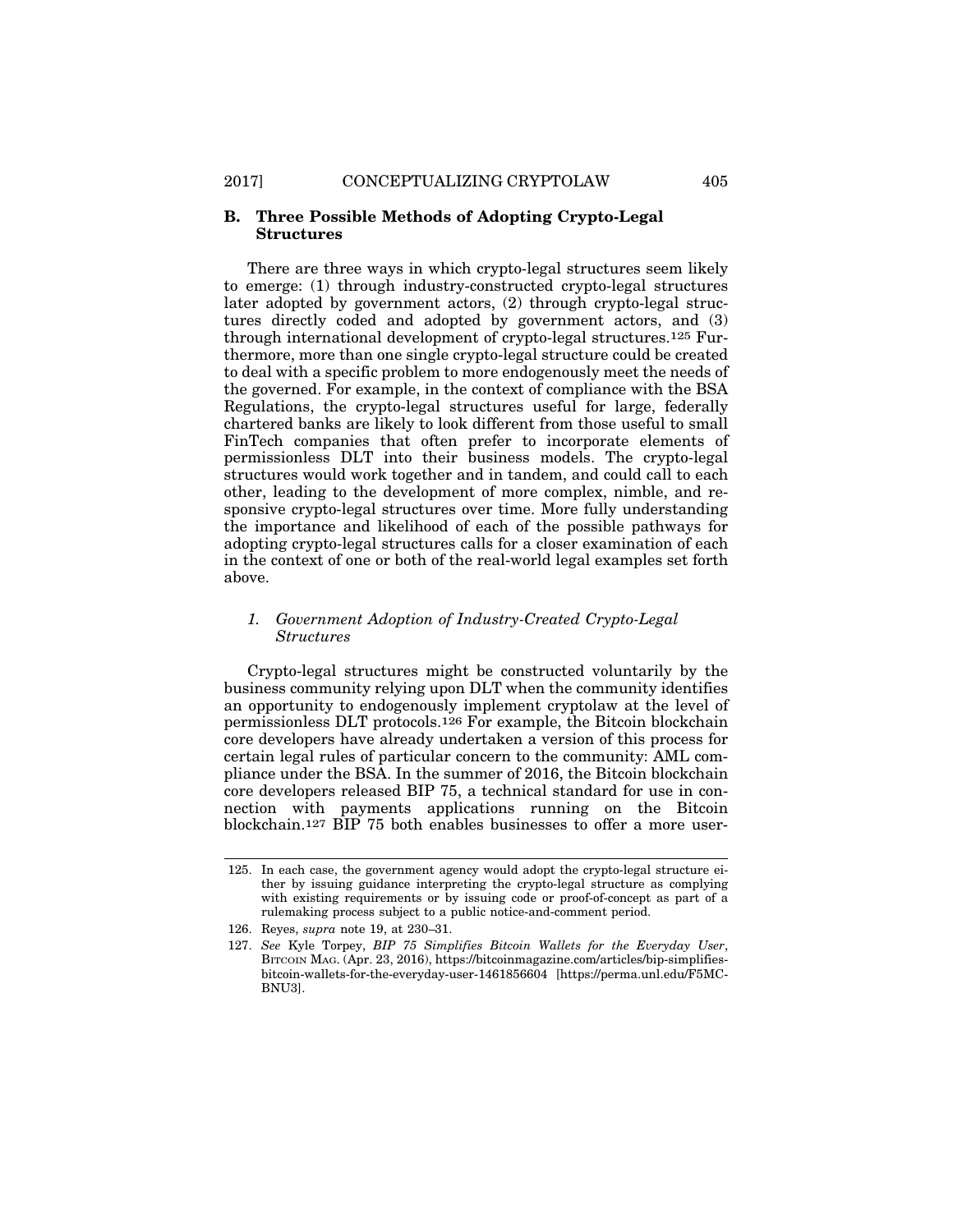## B. Three Possible Methods of Adopting Crypto-Legal Structures

There are three ways in which crypto-legal structures seem likely to emerge: (1) through industry-constructed crypto-legal structures later adopted by government actors, (2) through crypto-legal structures directly coded and adopted by government actors, and (3) through international development of crypto-legal structures.[125] Furthermore, more than one single crypto-legal structure could be created to deal with a specific problem to more endogenously meet the needs of the governed. For example, in the context of compliance with the BSA Regulations, the crypto-legal structures useful for large, federally chartered banks are likely to look different from those useful to small FinTech companies that often prefer to incorporate elements of permissionless DLT into their business models. The crypto-legal structures would work together and in tandem, and could call to each other, leading to the development of more complex, nimble, and responsive crypto-legal structures over time. More fully understanding the importance and likelihood of each of the possible pathways for adopting crypto-legal structures calls for a closer examination of each in the context of one or both of the real-world legal examples set forth above.

### *1. Government Adoption of Industry-Created Crypto-Legal Structures*

Crypto-legal structures might be constructed voluntarily by the business community relying upon DLT when the community identifies an opportunity to endogenously implement cryptolaw at the level of permissionless DLT protocols.[126] For example, the Bitcoin blockchain core developers have already undertaken a version of this process for certain legal rules of particular concern to the community: AML compliance under the BSA. In the summer of 2016, the Bitcoin blockchain core developers released BIP 75, a technical standard for use in connection with payments applications running on the Bitcoin blockchain.[127] BIP 75 both enables businesses to offer a more user-

---

125. In each case, the government agency would adopt the crypto-legal structure either by issuing guidance interpreting the crypto-legal structure as complying with existing requirements or by issuing code or proof-of-concept as part of a rulemaking process subject to a public notice-and-comment period.

126. Reyes, *supra* note 19, at 230–31.

127. *See* Kyle Torpey, *BIP 75 Simplifies Bitcoin Wallets for the Everyday User*, BITCOIN MAG. (Apr. 23, 2016), https://bitcoinmagazine.com/articles/bip-simplifies-bitcoin-wallets-for-the-everyday-user-1461856604 [https://perma.unl.edu/F5MC-BNU3].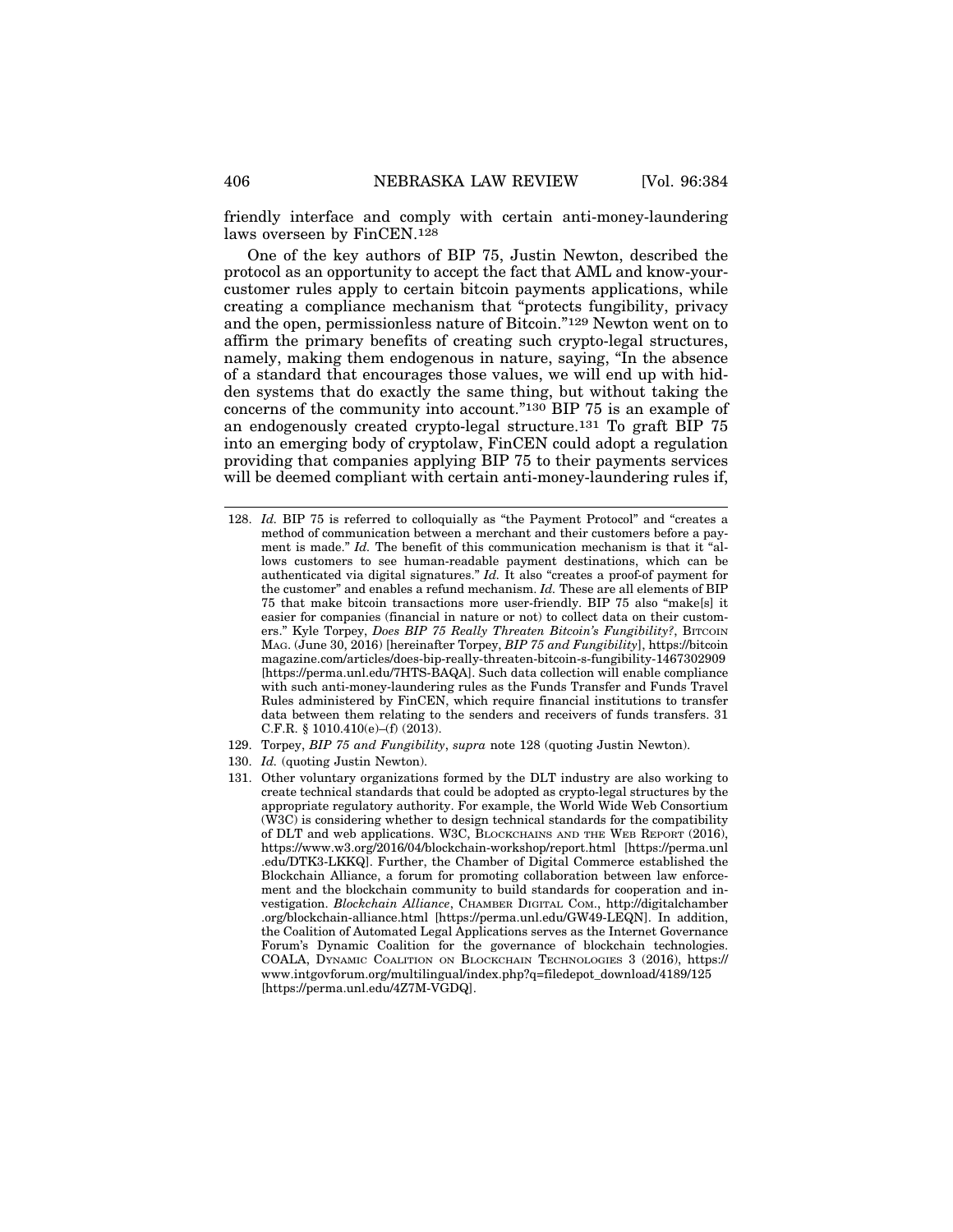friendly interface and comply with certain anti-money-laundering laws overseen by FinCEN.[128]

One of the key authors of BIP 75, Justin Newton, described the protocol as an opportunity to accept the fact that AML and know-your-customer rules apply to certain bitcoin payments applications, while creating a compliance mechanism that "protects fungibility, privacy and the open, permissionless nature of Bitcoin."[129] Newton went on to affirm the primary benefits of creating such crypto-legal structures, namely, making them endogenous in nature, saying, "In the absence of a standard that encourages those values, we will end up with hidden systems that do exactly the same thing, but without taking the concerns of the community into account."[130] BIP 75 is an example of an endogenously created crypto-legal structure.[131] To graft BIP 75 into an emerging body of cryptolaw, FinCEN could adopt a regulation providing that companies applying BIP 75 to their payments services will be deemed compliant with certain anti-money-laundering rules if,

---

128. *Id.* BIP 75 is referred to colloquially as "the Payment Protocol" and "creates a method of communication between a merchant and their customers before a payment is made." *Id.* The benefit of this communication mechanism is that it "allows customers to see human-readable payment destinations, which can be authenticated via digital signatures." *Id.* It also "creates a proof-of payment for the customer" and enables a refund mechanism. *Id.* These are all elements of BIP 75 that make bitcoin transactions more user-friendly. BIP 75 also "make[s] it easier for companies (financial in nature or not) to collect data on their customers." Kyle Torpey, *Does BIP 75 Really Threaten Bitcoin's Fungibility?*, BITCOIN MAG. (June 30, 2016) [hereinafter Torpey, *BIP 75 and Fungibility*], https://bitcoinmagazine.com/articles/does-bip-really-threaten-bitcoin-s-fungibility-1467302909 [https://perma.unl.edu/7HTS-BAQA]. Such data collection will enable compliance with such anti-money-laundering rules as the Funds Transfer and Funds Travel Rules administered by FinCEN, which require financial institutions to transfer data between them relating to the senders and receivers of funds transfers. 31 C.F.R. § 1010.410(e)–(f) (2013).

129. Torpey, *BIP 75 and Fungibility*, *supra* note 128 (quoting Justin Newton).

130. *Id.* (quoting Justin Newton).

131. Other voluntary organizations formed by the DLT industry are also working to create technical standards that could be adopted as crypto-legal structures by the appropriate regulatory authority. For example, the World Wide Web Consortium (W3C) is considering whether to design technical standards for the compatibility of DLT and web applications. W3C, BLOCKCHAINS AND THE WEB REPORT (2016), https://www.w3.org/2016/04/blockchain-workshop/report.html [https://perma.unl.edu/DTK3-LKKQ]. Further, the Chamber of Digital Commerce established the Blockchain Alliance, a forum for promoting collaboration between law enforcement and the blockchain community to build standards for cooperation and investigation. *Blockchain Alliance*, CHAMBER DIGITAL COM., http://digitalchamber.org/blockchain-alliance.html [https://perma.unl.edu/GW49-LEQN]. In addition, the Coalition of Automated Legal Applications serves as the Internet Governance Forum's Dynamic Coalition for the governance of blockchain technologies. COALA, DYNAMIC COALITION ON BLOCKCHAIN TECHNOLOGIES 3 (2016), https://www.intgovforum.org/multilingual/index.php?q=filedepot_download/4189/125 [https://perma.unl.edu/4Z7M-VGDQ].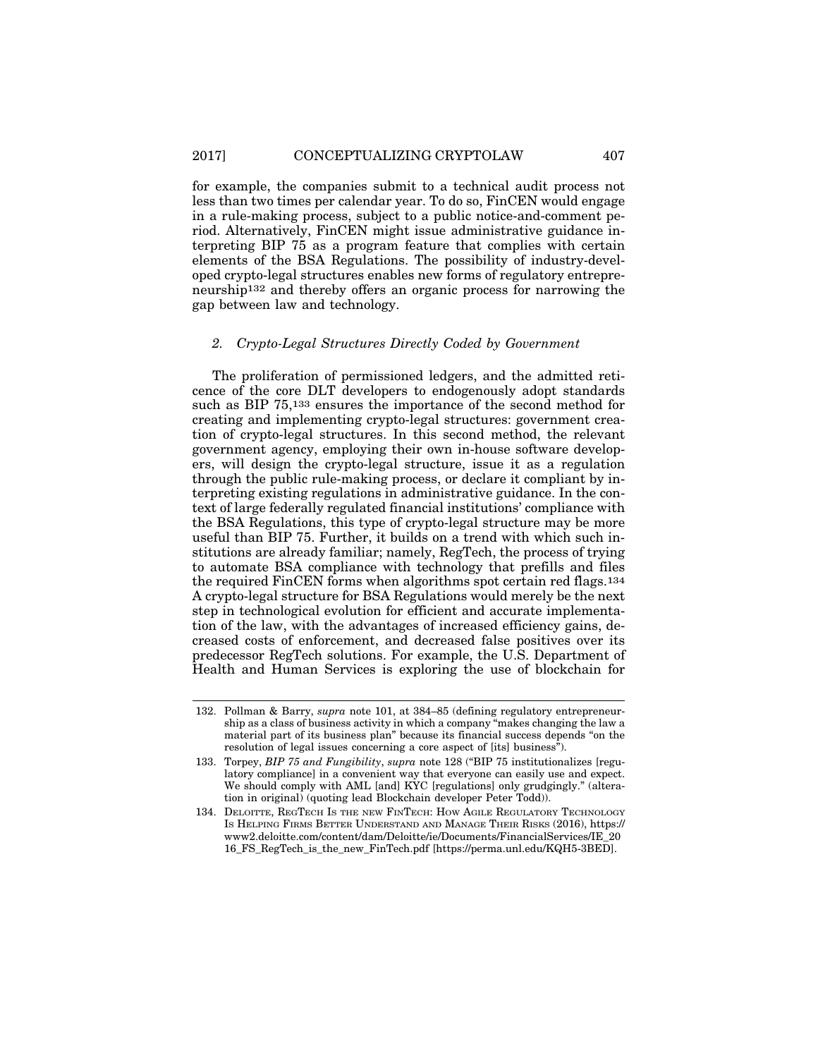for example, the companies submit to a technical audit process not less than two times per calendar year. To do so, FinCEN would engage in a rule-making process, subject to a public notice-and-comment period. Alternatively, FinCEN might issue administrative guidance interpreting BIP 75 as a program feature that complies with certain elements of the BSA Regulations. The possibility of industry-developed crypto-legal structures enables new forms of regulatory entrepreneurship[132] and thereby offers an organic process for narrowing the gap between law and technology.

### *2. Crypto-Legal Structures Directly Coded by Government*

The proliferation of permissioned ledgers, and the admitted reticence of the core DLT developers to endogenously adopt standards such as BIP 75,[133] ensures the importance of the second method for creating and implementing crypto-legal structures: government creation of crypto-legal structures. In this second method, the relevant government agency, employing their own in-house software developers, will design the crypto-legal structure, issue it as a regulation through the public rule-making process, or declare it compliant by interpreting existing regulations in administrative guidance. In the context of large federally regulated financial institutions' compliance with the BSA Regulations, this type of crypto-legal structure may be more useful than BIP 75. Further, it builds on a trend with which such institutions are already familiar; namely, RegTech, the process of trying to automate BSA compliance with technology that prefills and files the required FinCEN forms when algorithms spot certain red flags.[134] A crypto-legal structure for BSA Regulations would merely be the next step in technological evolution for efficient and accurate implementation of the law, with the advantages of increased efficiency gains, decreased costs of enforcement, and decreased false positives over its predecessor RegTech solutions. For example, the U.S. Department of Health and Human Services is exploring the use of blockchain for

---

132. Pollman & Barry, *supra* note 101, at 384–85 (defining regulatory entrepreneurship as a class of business activity in which a company "makes changing the law a material part of its business plan" because its financial success depends "on the resolution of legal issues concerning a core aspect of [its] business").

133. Torpey, *BIP 75 and Fungibility*, *supra* note 128 ("BIP 75 institutionalizes [regulatory compliance] in a convenient way that everyone can easily use and expect. We should comply with AML [and] KYC [regulations] only grudgingly." (alteration in original) (quoting lead Blockchain developer Peter Todd)).

134. DELOITTE, REGTECH IS THE NEW FINTECH: HOW AGILE REGULATORY TECHNOLOGY IS HELPING FIRMS BETTER UNDERSTAND AND MANAGE THEIR RISKS (2016), https://www2.deloitte.com/content/dam/Deloitte/ie/Documents/FinancialServices/IE_2016_FS_RegTech_is_the_new_FinTech.pdf [https://perma.unl.edu/KQH5-3BED].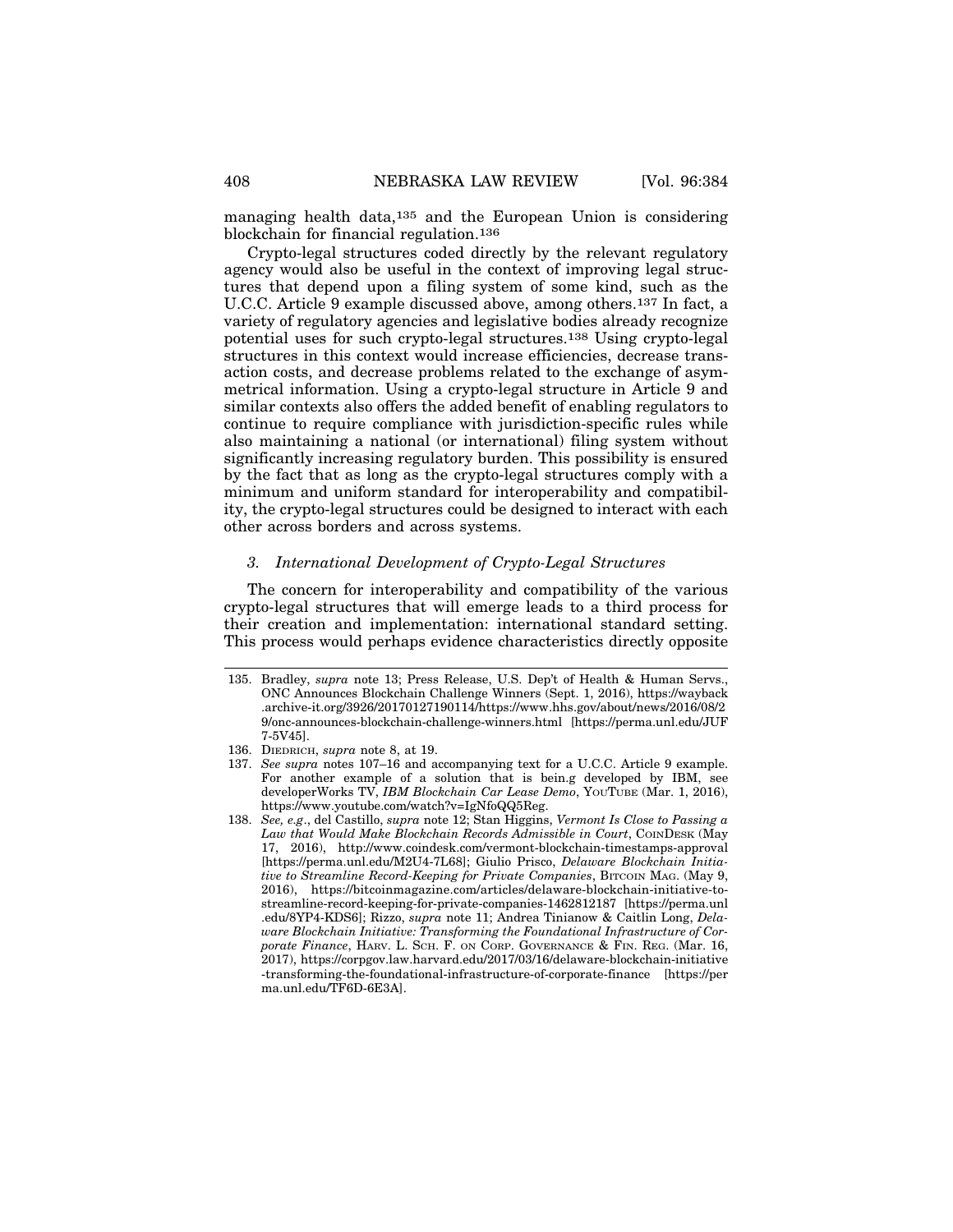managing health data,[135] and the European Union is considering blockchain for financial regulation.[136]

Crypto-legal structures coded directly by the relevant regulatory agency would also be useful in the context of improving legal structures that depend upon a filing system of some kind, such as the U.C.C. Article 9 example discussed above, among others.[137] In fact, a variety of regulatory agencies and legislative bodies already recognize potential uses for such crypto-legal structures.[138] Using crypto-legal structures in this context would increase efficiencies, decrease transaction costs, and decrease problems related to the exchange of asymmetrical information. Using a crypto-legal structure in Article 9 and similar contexts also offers the added benefit of enabling regulators to continue to require compliance with jurisdiction-specific rules while also maintaining a national (or international) filing system without significantly increasing regulatory burden. This possibility is ensured by the fact that as long as the crypto-legal structures comply with a minimum and uniform standard for interoperability and compatibility, the crypto-legal structures could be designed to interact with each other across borders and across systems.

### 3. *International Development of Crypto-Legal Structures*

The concern for interoperability and compatibility of the various crypto-legal structures that will emerge leads to a third process for their creation and implementation: international standard setting. This process would perhaps evidence characteristics directly opposite

---

135. Bradley, *supra* note 13; Press Release, U.S. Dep't of Health & Human Servs., ONC Announces Blockchain Challenge Winners (Sept. 1, 2016), https://wayback.archive-it.org/3926/20170127190114/https://www.hhs.gov/about/news/2016/08/29/onc-announces-blockchain-challenge-winners.html [https://perma.unl.edu/JUF7-5V45].

136. DIEDRICH, *supra* note 8, at 19.

137. *See supra* notes 107–16 and accompanying text for a U.C.C. Article 9 example. For another example of a solution that is bein.g developed by IBM, see developerWorks TV, *IBM Blockchain Car Lease Demo*, YOUTUBE (Mar. 1, 2016), https://www.youtube.com/watch?v=IgNfoQQ5Reg.

138. *See, e.g*., del Castillo, *supra* note 12; Stan Higgins, *Vermont Is Close to Passing a Law that Would Make Blockchain Records Admissible in Court*, COINDESK (May 17, 2016), http://www.coindesk.com/vermont-blockchain-timestamps-approval [https://perma.unl.edu/M2U4-7L68]; Giulio Prisco, *Delaware Blockchain Initiative to Streamline Record-Keeping for Private Companies*, BITCOIN MAG. (May 9, 2016), https://bitcoinmagazine.com/articles/delaware-blockchain-initiative-to-streamline-record-keeping-for-private-companies-1462812187 [https://perma.unl.edu/8YP4-KDS6]; Rizzo, *supra* note 11; Andrea Tinianow & Caitlin Long, *Delaware Blockchain Initiative: Transforming the Foundational Infrastructure of Corporate Finance*, HARV. L. SCH. F. ON CORP. GOVERNANCE & FIN. REG. (Mar. 16, 2017), https://corpgov.law.harvard.edu/2017/03/16/delaware-blockchain-initiative-transforming-the-foundational-infrastructure-of-corporate-finance [https://perma.unl.edu/TF6D-6E3A].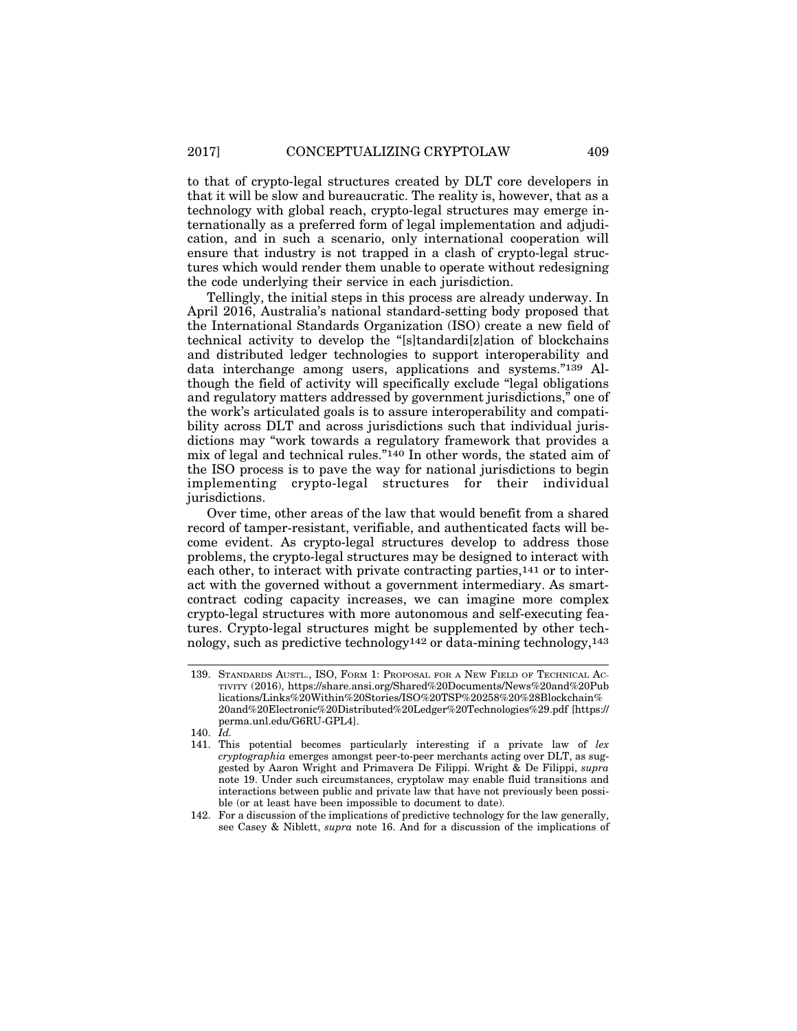to that of crypto-legal structures created by DLT core developers in that it will be slow and bureaucratic. The reality is, however, that as a technology with global reach, crypto-legal structures may emerge internationally as a preferred form of legal implementation and adjudication, and in such a scenario, only international cooperation will ensure that industry is not trapped in a clash of crypto-legal structures which would render them unable to operate without redesigning the code underlying their service in each jurisdiction.

Tellingly, the initial steps in this process are already underway. In April 2016, Australia's national standard-setting body proposed that the International Standards Organization (ISO) create a new field of technical activity to develop the "[s]tandardi[z]ation of blockchains and distributed ledger technologies to support interoperability and data interchange among users, applications and systems."[139] Although the field of activity will specifically exclude "legal obligations and regulatory matters addressed by government jurisdictions," one of the work's articulated goals is to assure interoperability and compatibility across DLT and across jurisdictions such that individual jurisdictions may "work towards a regulatory framework that provides a mix of legal and technical rules."[140] In other words, the stated aim of the ISO process is to pave the way for national jurisdictions to begin implementing crypto-legal structures for their individual jurisdictions.

Over time, other areas of the law that would benefit from a shared record of tamper-resistant, verifiable, and authenticated facts will become evident. As crypto-legal structures develop to address those problems, the crypto-legal structures may be designed to interact with each other, to interact with private contracting parties,[141] or to interact with the governed without a government intermediary. As smart-contract coding capacity increases, we can imagine more complex crypto-legal structures with more autonomous and self-executing features. Crypto-legal structures might be supplemented by other technology, such as predictive technology[142] or data-mining technology,[143]

---

139. STANDARDS AUSTL., ISO, FORM 1: PROPOSAL FOR A NEW FIELD OF TECHNICAL ACTIVITY (2016), https://share.ansi.org/Shared%20Documents/News%20and%20Publications/Links%20Within%20Stories/ISO%20TSP%20258%20%28Blockchain%20and%20Electronic%20Distributed%20Ledger%20Technologies%29.pdf [https://perma.unl.edu/G6RU-GPL4].

140. *Id.*

141. This potential becomes particularly interesting if a private law of *lex cryptographia* emerges amongst peer-to-peer merchants acting over DLT, as suggested by Aaron Wright and Primavera De Filippi. Wright & De Filippi, *supra* note 19. Under such circumstances, cryptolaw may enable fluid transitions and interactions between public and private law that have not previously been possible (or at least have been impossible to document to date).

142. For a discussion of the implications of predictive technology for the law generally, see Casey & Niblett, *supra* note 16. And for a discussion of the implications of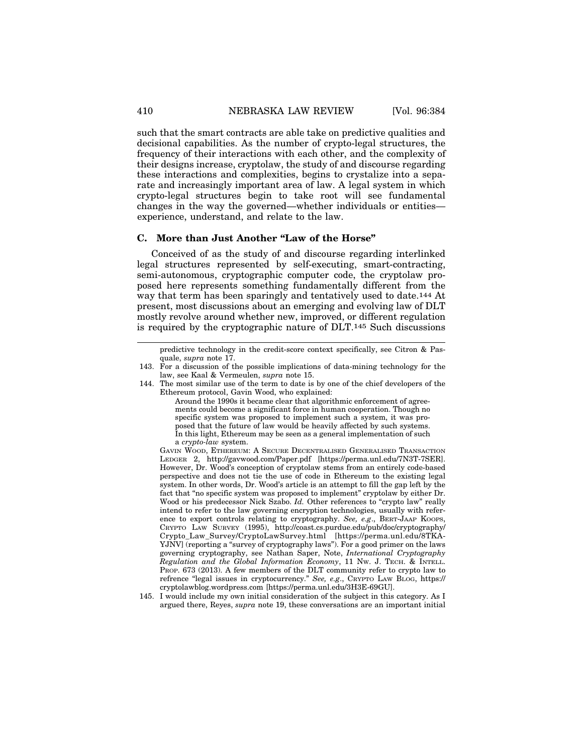such that the smart contracts are able take on predictive qualities and decisional capabilities. As the number of crypto-legal structures, the frequency of their interactions with each other, and the complexity of their designs increase, cryptolaw, the study of and discourse regarding these interactions and complexities, begins to crystalize into a separate and increasingly important area of law. A legal system in which crypto-legal structures begin to take root will see fundamental changes in the way the governed—whether individuals or entities—experience, understand, and relate to the law.

### C. More than Just Another "Law of the Horse"

Conceived of as the study of and discourse regarding interlinked legal structures represented by self-executing, smart-contracting, semi-autonomous, cryptographic computer code, the cryptolaw proposed here represents something fundamentally different from the way that term has been sparingly and tentatively used to date.[144] At present, most discussions about an emerging and evolving law of DLT mostly revolve around whether new, improved, or different regulation is required by the cryptographic nature of DLT.[145] Such discussions

---

predictive technology in the credit-score context specifically, see Citron & Pasquale, *supra* note 17.

143. For a discussion of the possible implications of data-mining technology for the law, see Kaal & Vermeulen, *supra* note 15.

144. The most similar use of the term to date is by one of the chief developers of the Ethereum protocol, Gavin Wood, who explained:

> Around the 1990s it became clear that algorithmic enforcement of agreements could become a significant force in human cooperation. Though no specific system was proposed to implement such a system, it was proposed that the future of law would be heavily affected by such systems. In this light, Ethereum may be seen as a general implementation of such a *crypto-law* system.

GAVIN WOOD, ETHEREUM: A SECURE DECENTRALISED GENERALISED TRANSACTION LEDGER 2, http://gavwood.com/Paper.pdf [https://perma.unl.edu/7N3T-7SER]. However, Dr. Wood's conception of cryptolaw stems from an entirely code-based perspective and does not tie the use of code in Ethereum to the existing legal system. In other words, Dr. Wood's article is an attempt to fill the gap left by the fact that "no specific system was proposed to implement" cryptolaw by either Dr. Wood or his predecessor Nick Szabo. *Id.* Other references to "crypto law" really intend to refer to the law governing encryption technologies, usually with reference to export controls relating to cryptography. *See, e.g.*, BERT-JAAP KOOPS, CRYPTO LAW SURVEY (1995), http://coast.cs.purdue.edu/pub/doc/cryptography/Crypto_Law_Survey/CryptoLawSurvey.html [https://perma.unl.edu/8TKA-YJNV] (reporting a "survey of cryptography laws"). For a good primer on the laws governing cryptography, see Nathan Saper, Note, *International Cryptography Regulation and the Global Information Economy*, 11 NW. J. TECH. & INTELL. PROP. 673 (2013). A few members of the DLT community refer to crypto law to refrence "legal issues in cryptocurrency." *See, e.g.*, CRYPTO LAW BLOG, https://cryptolawblog.wordpress.com [https://perma.unl.edu/3H3E-69GU].

145. I would include my own initial consideration of the subject in this category. As I argued there, Reyes, *supra* note 19, these conversations are an important initial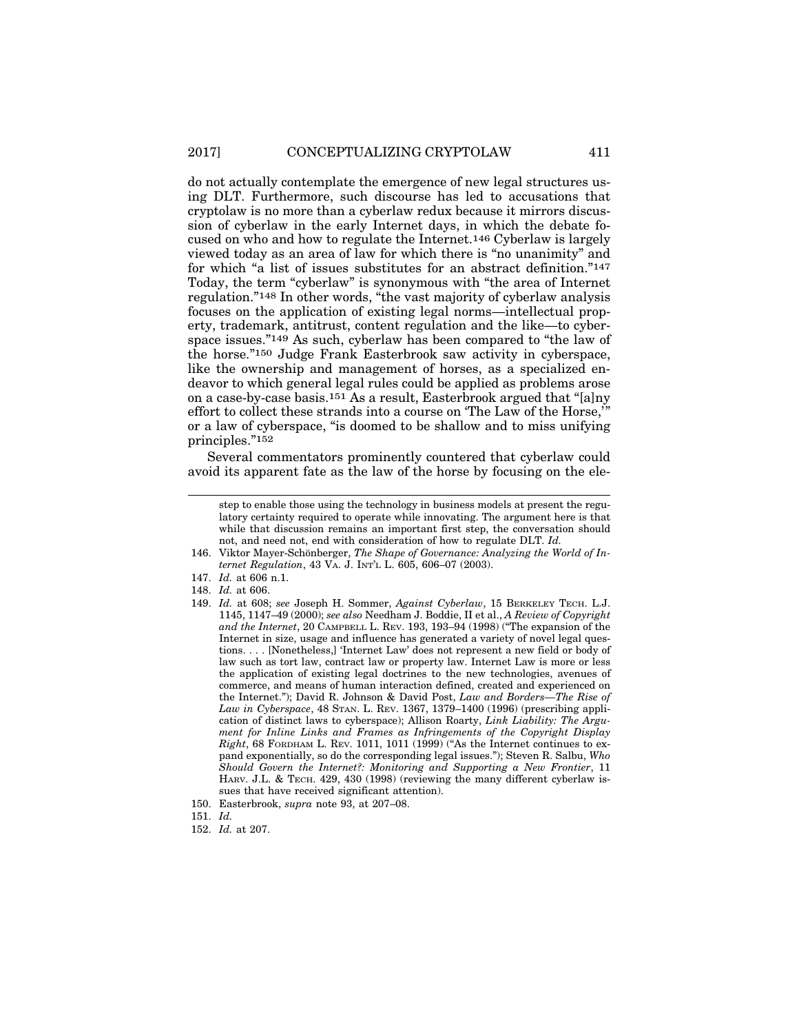do not actually contemplate the emergence of new legal structures using DLT. Furthermore, such discourse has led to accusations that cryptolaw is no more than a cyberlaw redux because it mirrors discussion of cyberlaw in the early Internet days, in which the debate focused on who and how to regulate the Internet.[146] Cyberlaw is largely viewed today as an area of law for which there is "no unanimity" and for which "a list of issues substitutes for an abstract definition."[147] Today, the term "cyberlaw" is synonymous with "the area of Internet regulation."[148] In other words, "the vast majority of cyberlaw analysis focuses on the application of existing legal norms—intellectual property, trademark, antitrust, content regulation and the like—to cyberspace issues."[149] As such, cyberlaw has been compared to "the law of the horse."[150] Judge Frank Easterbrook saw activity in cyberspace, like the ownership and management of horses, as a specialized endeavor to which general legal rules could be applied as problems arose on a case-by-case basis.[151] As a result, Easterbrook argued that "[a]ny effort to collect these strands into a course on 'The Law of the Horse,'" or a law of cyberspace, "is doomed to be shallow and to miss unifying principles."[152]

Several commentators prominently countered that cyberlaw could avoid its apparent fate as the law of the horse by focusing on the ele-

---

step to enable those using the technology in business models at present the regulatory certainty required to operate while innovating. The argument here is that while that discussion remains an important first step, the conversation should not, and need not, end with consideration of how to regulate DLT. *Id.*

146. Viktor Mayer-Schönberger, *The Shape of Governance: Analyzing the World of Internet Regulation*, 43 VA. J. INT'L L. 605, 606–07 (2003).

147. *Id.* at 606 n.1.

148. *Id.* at 606.

149. *Id.* at 608; *see* Joseph H. Sommer, *Against Cyberlaw*, 15 BERKELEY TECH. L.J. 1145, 1147–49 (2000); *see also* Needham J. Boddie, II et al., *A Review of Copyright and the Internet*, 20 CAMPBELL L. REV. 193, 193–94 (1998) ("The expansion of the Internet in size, usage and influence has generated a variety of novel legal questions. . . . [Nonetheless,] 'Internet Law' does not represent a new field or body of law such as tort law, contract law or property law. Internet Law is more or less the application of existing legal doctrines to the new technologies, avenues of commerce, and means of human interaction defined, created and experienced on the Internet."); David R. Johnson & David Post, *Law and Borders—The Rise of Law in Cyberspace*, 48 STAN. L. REV. 1367, 1379–1400 (1996) (prescribing application of distinct laws to cyberspace); Allison Roarty, *Link Liability: The Argument for Inline Links and Frames as Infringements of the Copyright Display Right*, 68 FORDHAM L. REV. 1011, 1011 (1999) ("As the Internet continues to expand exponentially, so do the corresponding legal issues."); Steven R. Salbu, *Who Should Govern the Internet?: Monitoring and Supporting a New Frontier*, 11 HARV. J.L. & TECH. 429, 430 (1998) (reviewing the many different cyberlaw issues that have received significant attention).

150. Easterbrook, *supra* note 93, at 207–08.

151. *Id.*

152. *Id.* at 207.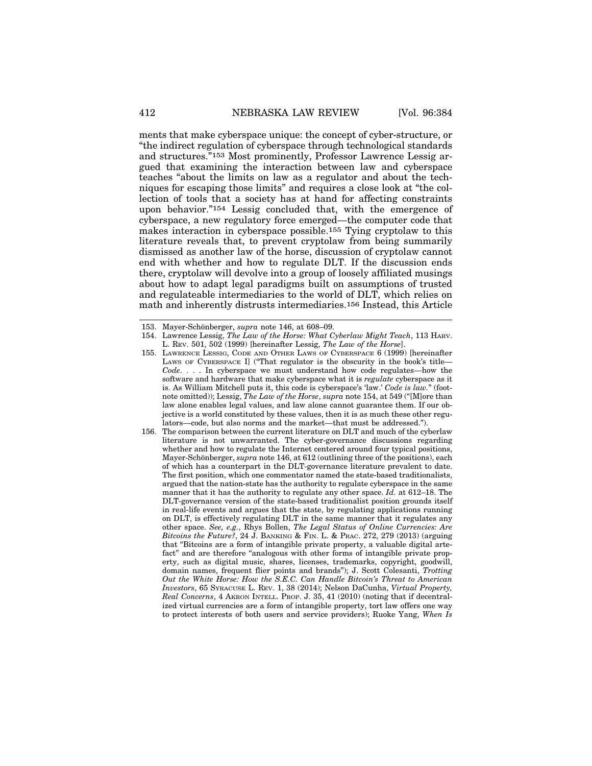ments that make cyberspace unique: the concept of cyber-structure, or "the indirect regulation of cyberspace through technological standards and structures."[153] Most prominently, Professor Lawrence Lessig argued that examining the interaction between law and cyberspace teaches "about the limits on law as a regulator and about the techniques for escaping those limits" and requires a close look at "the collection of tools that a society has at hand for affecting constraints upon behavior."[154] Lessig concluded that, with the emergence of cyberspace, a new regulatory force emerged—the computer code that makes interaction in cyberspace possible.[155] Tying cryptolaw to this literature reveals that, to prevent cryptolaw from being summarily dismissed as another law of the horse, discussion of cryptolaw cannot end with whether and how to regulate DLT. If the discussion ends there, cryptolaw will devolve into a group of loosely affiliated musings about how to adapt legal paradigms built on assumptions of trusted and regulateable intermediaries to the world of DLT, which relies on math and inherently distrusts intermediaries.[156] Instead, this Article

---

153. Mayer-Schönberger, *supra* note 146, at 608–09.

154. Lawrence Lessig, *The Law of the Horse: What Cyberlaw Might Teach*, 113 HARV. L. REV. 501, 502 (1999) [hereinafter Lessig, *The Law of the Horse*].

155. LAWRENCE LESSIG, CODE AND OTHER LAWS OF CYBERSPACE 6 (1999) [hereinafter LAWS OF CYBERSPACE I] ("That regulator is the obscurity in the book's title—*Code*. . . . In cyberspace we must understand how code regulates—how the software and hardware that make cyberspace what it is *regulate* cyberspace as it is. As William Mitchell puts it, this code is cyberspace's 'law.' *Code is law*." (footnote omitted)); Lessig, *The Law of the Horse*, *supra* note 154, at 549 ("[M]ore than law alone enables legal values, and law alone cannot guarantee them. If our objective is a world constituted by these values, then it is as much these other regulators—code, but also norms and the market—that must be addressed.").

156. The comparison between the current literature on DLT and much of the cyberlaw literature is not unwarranted. The cyber-governance discussions regarding whether and how to regulate the Internet centered around four typical positions, Mayer-Schönberger, *supra* note 146, at 612 (outlining three of the positions), each of which has a counterpart in the DLT-governance literature prevalent to date. The first position, which one commentator named the state-based traditionalists, argued that the nation-state has the authority to regulate cyberspace in the same manner that it has the authority to regulate any other space. *Id.* at 612–18. The DLT-governance version of the state-based traditionalist position grounds itself in real-life events and argues that the state, by regulating applications running on DLT, is effectively regulating DLT in the same manner that it regulates any other space. *See, e.g.*, Rhys Bollen, *The Legal Status of Online Currencies: Are Bitcoins the Future?*, 24 J. BANKING & FIN. L. & PRAC. 272, 279 (2013) (arguing that "Bitcoins are a form of intangible private property, a valuable digital artefact" and are therefore "analogous with other forms of intangible private property, such as digital music, shares, licenses, trademarks, copyright, goodwill, domain names, frequent flier points and brands"); J. Scott Colesanti, *Trotting Out the White Horse: How the S.E.C. Can Handle Bitcoin's Threat to American Investors*, 65 SYRACUSE L. REV. 1, 38 (2014); Nelson DaCunha, *Virtual Property, Real Concerns*, 4 AKRON INTELL. PROP. J. 35, 41 (2010) (noting that if decentralized virtual currencies are a form of intangible property, tort law offers one way to protect interests of both users and service providers); Ruoke Yang, *When Is*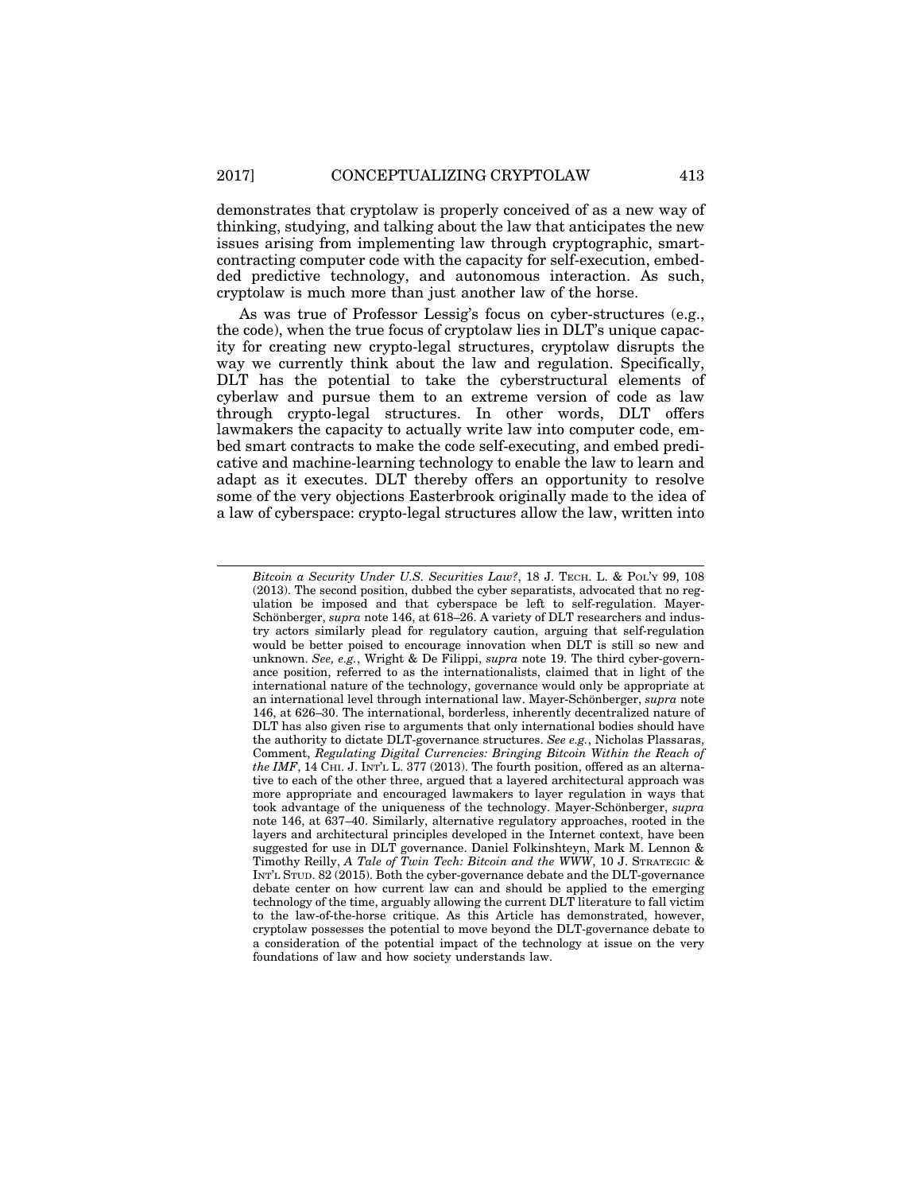demonstrates that cryptolaw is properly conceived of as a new way of thinking, studying, and talking about the law that anticipates the new issues arising from implementing law through cryptographic, smart-contracting computer code with the capacity for self-execution, embedded predictive technology, and autonomous interaction. As such, cryptolaw is much more than just another law of the horse.

As was true of Professor Lessig's focus on cyber-structures (e.g., the code), when the true focus of cryptolaw lies in DLT's unique capacity for creating new crypto-legal structures, cryptolaw disrupts the way we currently think about the law and regulation. Specifically, DLT has the potential to take the cyberstructural elements of cyberlaw and pursue them to an extreme version of code as law through crypto-legal structures. In other words, DLT offers lawmakers the capacity to actually write law into computer code, embed smart contracts to make the code self-executing, and embed predicative and machine-learning technology to enable the law to learn and adapt as it executes. DLT thereby offers an opportunity to resolve some of the very objections Easterbrook originally made to the idea of a law of cyberspace: crypto-legal structures allow the law, written into

---

*Bitcoin a Security Under U.S. Securities Law?*, 18 J. TECH. L. & POL'Y 99, 108 (2013). The second position, dubbed the cyber separatists, advocated that no regulation be imposed and that cyberspace be left to self-regulation. Mayer-Schönberger, *supra* note 146, at 618–26. A variety of DLT researchers and industry actors similarly plead for regulatory caution, arguing that self-regulation would be better poised to encourage innovation when DLT is still so new and unknown. *See, e.g.*, Wright & De Filippi, *supra* note 19. The third cyber-governance position, referred to as the internationalists, claimed that in light of the international nature of the technology, governance would only be appropriate at an international level through international law. Mayer-Schönberger, *supra* note 146, at 626–30. The international, borderless, inherently decentralized nature of DLT has also given rise to arguments that only international bodies should have the authority to dictate DLT-governance structures. *See e.g.*, Nicholas Plassaras, Comment, *Regulating Digital Currencies: Bringing Bitcoin Within the Reach of the IMF*, 14 CHI. J. INT'L L. 377 (2013). The fourth position, offered as an alternative to each of the other three, argued that a layered architectural approach was more appropriate and encouraged lawmakers to layer regulation in ways that took advantage of the uniqueness of the technology. Mayer-Schönberger, *supra* note 146, at 637–40. Similarly, alternative regulatory approaches, rooted in the layers and architectural principles developed in the Internet context, have been suggested for use in DLT governance. Daniel Folkinshteyn, Mark M. Lennon & Timothy Reilly, *A Tale of Twin Tech: Bitcoin and the WWW*, 10 J. STRATEGIC & INT'L STUD. 82 (2015). Both the cyber-governance debate and the DLT-governance debate center on how current law can and should be applied to the emerging technology of the time, arguably allowing the current DLT literature to fall victim to the law-of-the-horse critique. As this Article has demonstrated, however, cryptolaw possesses the potential to move beyond the DLT-governance debate to a consideration of the potential impact of the technology at issue on the very foundations of law and how society understands law.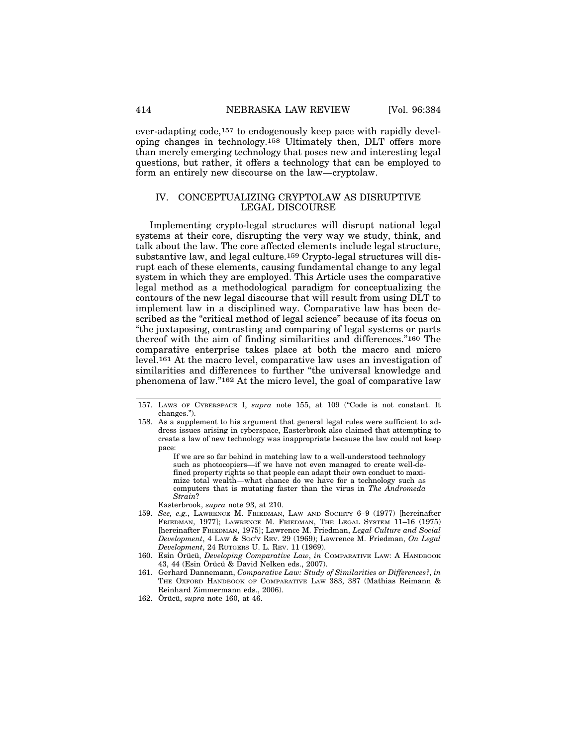ever-adapting code,[157] to endogenously keep pace with rapidly developing changes in technology.[158] Ultimately then, DLT offers more than merely emerging technology that poses new and interesting legal questions, but rather, it offers a technology that can be employed to form an entirely new discourse on the law—cryptolaw.

## IV. CONCEPTUALIZING CRYPTOLAW AS DISRUPTIVE LEGAL DISCOURSE

Implementing crypto-legal structures will disrupt national legal systems at their core, disrupting the very way we study, think, and talk about the law. The core affected elements include legal structure, substantive law, and legal culture.[159] Crypto-legal structures will disrupt each of these elements, causing fundamental change to any legal system in which they are employed. This Article uses the comparative legal method as a methodological paradigm for conceptualizing the contours of the new legal discourse that will result from using DLT to implement law in a disciplined way. Comparative law has been described as the "critical method of legal science" because of its focus on "the juxtaposing, contrasting and comparing of legal systems or parts thereof with the aim of finding similarities and differences."[160] The comparative enterprise takes place at both the macro and micro level.[161] At the macro level, comparative law uses an investigation of similarities and differences to further "the universal knowledge and phenomena of law."[162] At the micro level, the goal of comparative law

---

157. LAWS OF CYBERSPACE I, *supra* note 155, at 109 ("Code is not constant. It changes.").

158. As a supplement to his argument that general legal rules were sufficient to address issues arising in cyberspace, Easterbrook also claimed that attempting to create a law of new technology was inappropriate because the law could not keep pace:

> If we are so far behind in matching law to a well-understood technology such as photocopiers—if we have not even managed to create well-defined property rights so that people can adapt their own conduct to maximize total wealth—what chance do we have for a technology such as computers that is mutating faster than the virus in *The Andromeda Strain*?

Easterbrook, *supra* note 93, at 210.

159. *See, e.g.*, LAWRENCE M. FRIEDMAN, LAW AND SOCIETY 6–9 (1977) [hereinafter FRIEDMAN, 1977]; LAWRENCE M. FRIEDMAN, THE LEGAL SYSTEM 11–16 (1975) [hereinafter FRIEDMAN, 1975]; Lawrence M. Friedman, *Legal Culture and Social Development*, 4 LAW & SOC'Y REV. 29 (1969); Lawrence M. Friedman, *On Legal Development*, 24 RUTGERS U. L. REV. 11 (1969).

160. Esin Örücü, *Developing Comparative Law*, *in* COMPARATIVE LAW: A HANDBOOK 43, 44 (Esin Örücü & David Nelken eds., 2007).

161. Gerhard Dannemann, *Comparative Law: Study of Similarities or Differences?*, *in* THE OXFORD HANDBOOK OF COMPARATIVE LAW 383, 387 (Mathias Reimann & Reinhard Zimmermann eds., 2006).

162. Örücü, *supra* note 160, at 46.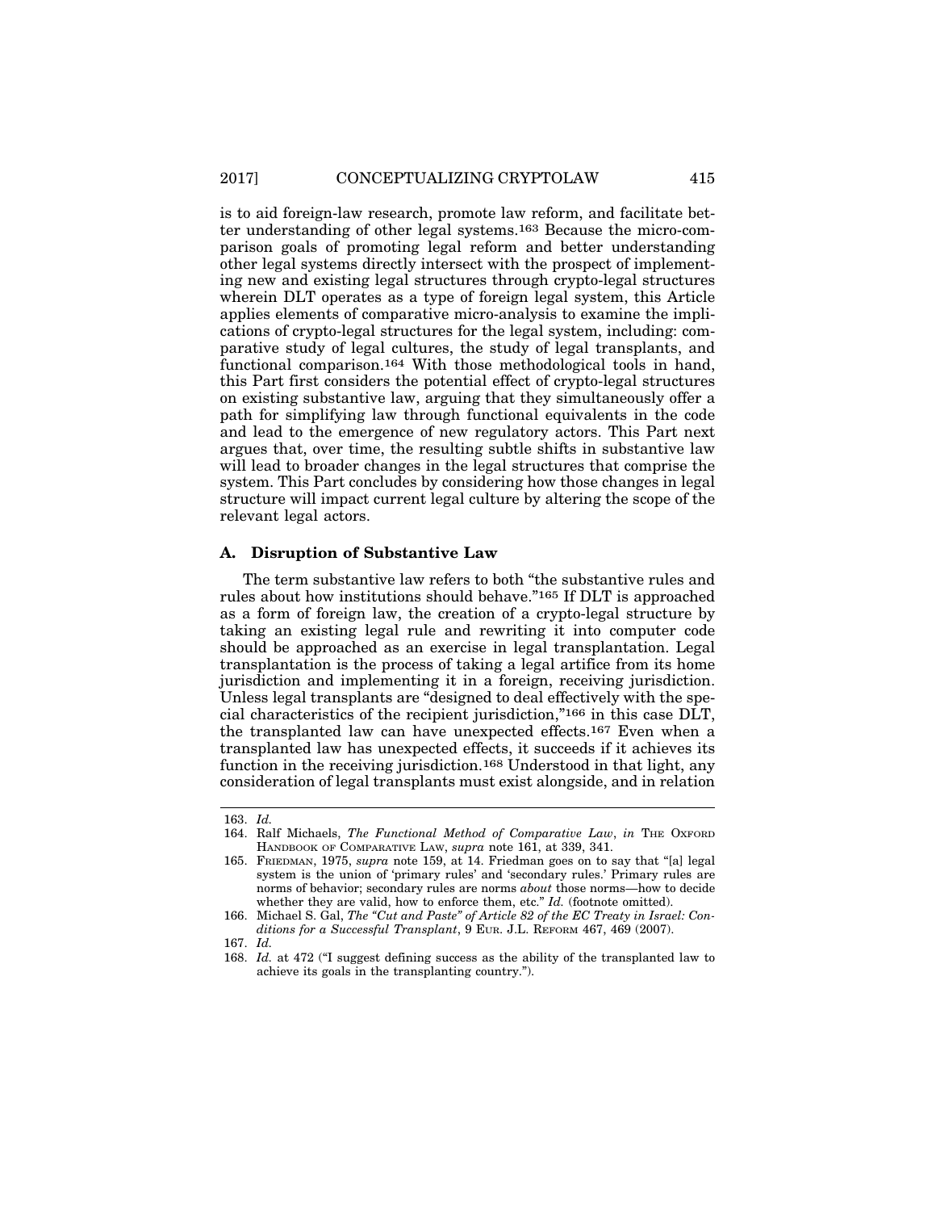is to aid foreign-law research, promote law reform, and facilitate better understanding of other legal systems.[163] Because the micro-comparison goals of promoting legal reform and better understanding other legal systems directly intersect with the prospect of implementing new and existing legal structures through crypto-legal structures wherein DLT operates as a type of foreign legal system, this Article applies elements of comparative micro-analysis to examine the implications of crypto-legal structures for the legal system, including: comparative study of legal cultures, the study of legal transplants, and functional comparison.[164] With those methodological tools in hand, this Part first considers the potential effect of crypto-legal structures on existing substantive law, arguing that they simultaneously offer a path for simplifying law through functional equivalents in the code and lead to the emergence of new regulatory actors. This Part next argues that, over time, the resulting subtle shifts in substantive law will lead to broader changes in the legal structures that comprise the system. This Part concludes by considering how those changes in legal structure will impact current legal culture by altering the scope of the relevant legal actors.

### A. Disruption of Substantive Law

The term substantive law refers to both "the substantive rules and rules about how institutions should behave."[165] If DLT is approached as a form of foreign law, the creation of a crypto-legal structure by taking an existing legal rule and rewriting it into computer code should be approached as an exercise in legal transplantation. Legal transplantation is the process of taking a legal artifice from its home jurisdiction and implementing it in a foreign, receiving jurisdiction. Unless legal transplants are "designed to deal effectively with the special characteristics of the recipient jurisdiction,"[166] in this case DLT, the transplanted law can have unexpected effects.[167] Even when a transplanted law has unexpected effects, it succeeds if it achieves its function in the receiving jurisdiction.[168] Understood in that light, any consideration of legal transplants must exist alongside, and in relation

---

163. *Id.*

164. Ralf Michaels, *The Functional Method of Comparative Law*, *in* THE OXFORD HANDBOOK OF COMPARATIVE LAW, *supra* note 161, at 339, 341.

165. FRIEDMAN, 1975, *supra* note 159, at 14. Friedman goes on to say that "[a] legal system is the union of 'primary rules' and 'secondary rules.' Primary rules are norms of behavior; secondary rules are norms *about* those norms—how to decide whether they are valid, how to enforce them, etc." *Id.* (footnote omitted).

166. Michael S. Gal, *The "Cut and Paste" of Article 82 of the EC Treaty in Israel: Conditions for a Successful Transplant*, 9 EUR. J.L. REFORM 467, 469 (2007).

167. *Id.*

168. *Id.* at 472 ("I suggest defining success as the ability of the transplanted law to achieve its goals in the transplanting country.").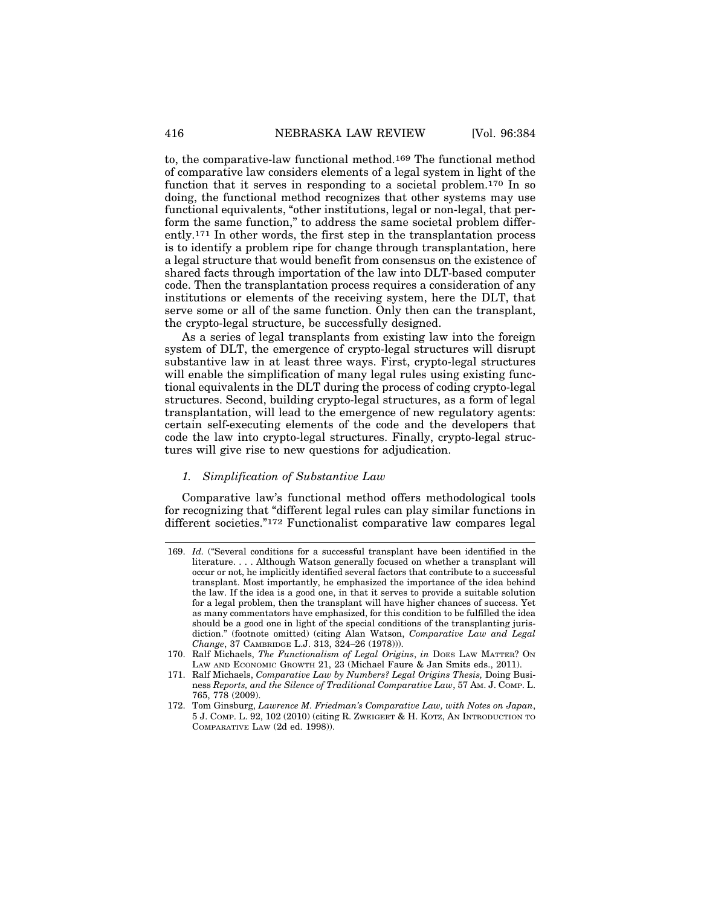to, the comparative-law functional method.[169] The functional method of comparative law considers elements of a legal system in light of the function that it serves in responding to a societal problem.[170] In so doing, the functional method recognizes that other systems may use functional equivalents, "other institutions, legal or non-legal, that perform the same function," to address the same societal problem differently.[171] In other words, the first step in the transplantation process is to identify a problem ripe for change through transplantation, here a legal structure that would benefit from consensus on the existence of shared facts through importation of the law into DLT-based computer code. Then the transplantation process requires a consideration of any institutions or elements of the receiving system, here the DLT, that serve some or all of the same function. Only then can the transplant, the crypto-legal structure, be successfully designed.

As a series of legal transplants from existing law into the foreign system of DLT, the emergence of crypto-legal structures will disrupt substantive law in at least three ways. First, crypto-legal structures will enable the simplification of many legal rules using existing functional equivalents in the DLT during the process of coding crypto-legal structures. Second, building crypto-legal structures, as a form of legal transplantation, will lead to the emergence of new regulatory agents: certain self-executing elements of the code and the developers that code the law into crypto-legal structures. Finally, crypto-legal structures will give rise to new questions for adjudication.

### *1. Simplification of Substantive Law*

Comparative law's functional method offers methodological tools for recognizing that "different legal rules can play similar functions in different societies."[172] Functionalist comparative law compares legal

---

169. *Id.* ("Several conditions for a successful transplant have been identified in the literature. . . . Although Watson generally focused on whether a transplant will occur or not, he implicitly identified several factors that contribute to a successful transplant. Most importantly, he emphasized the importance of the idea behind the law. If the idea is a good one, in that it serves to provide a suitable solution for a legal problem, then the transplant will have higher chances of success. Yet as many commentators have emphasized, for this condition to be fulfilled the idea should be a good one in light of the special conditions of the transplanting jurisdiction." (footnote omitted) (citing Alan Watson, *Comparative Law and Legal Change*, 37 CAMBRIDGE L.J. 313, 324–26 (1978))).

170. Ralf Michaels, *The Functionalism of Legal Origins*, *in* DOES LAW MATTER? ON LAW AND ECONOMIC GROWTH 21, 23 (Michael Faure & Jan Smits eds., 2011).

171. Ralf Michaels, *Comparative Law by Numbers? Legal Origins Thesis,* Doing Business *Reports, and the Silence of Traditional Comparative Law*, 57 AM. J. COMP. L. 765, 778 (2009).

172. Tom Ginsburg, *Lawrence M. Friedman's Comparative Law, with Notes on Japan*, 5 J. COMP. L. 92, 102 (2010) (citing R. ZWEIGERT & H. KOTZ, AN INTRODUCTION TO COMPARATIVE LAW (2d ed. 1998)).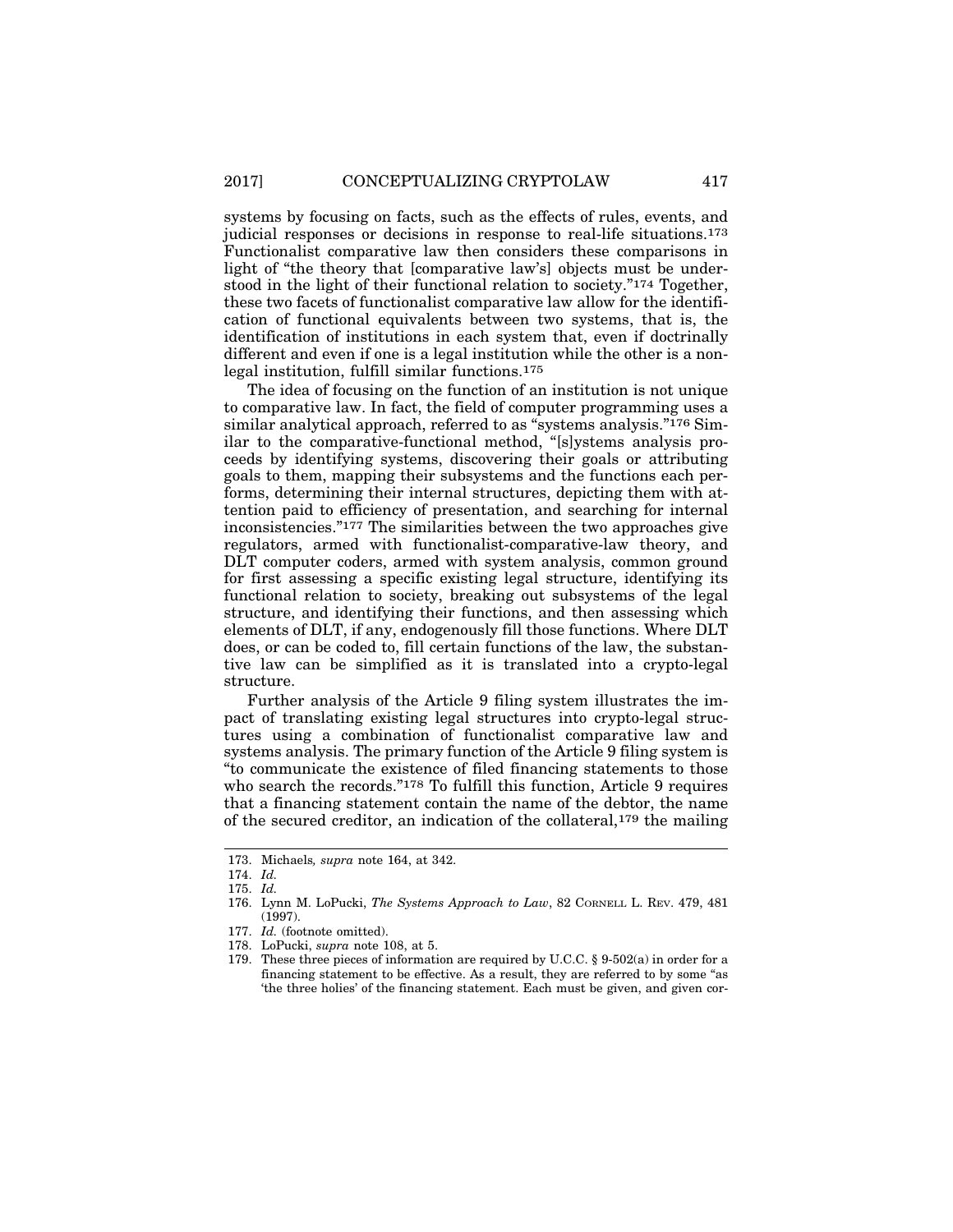systems by focusing on facts, such as the effects of rules, events, and judicial responses or decisions in response to real-life situations.[173] Functionalist comparative law then considers these comparisons in light of "the theory that [comparative law's] objects must be understood in the light of their functional relation to society."[174] Together, these two facets of functionalist comparative law allow for the identification of functional equivalents between two systems, that is, the identification of institutions in each system that, even if doctrinally different and even if one is a legal institution while the other is a non-legal institution, fulfill similar functions.[175]

The idea of focusing on the function of an institution is not unique to comparative law. In fact, the field of computer programming uses a similar analytical approach, referred to as "systems analysis."[176] Similar to the comparative-functional method, "[s]ystems analysis proceeds by identifying systems, discovering their goals or attributing goals to them, mapping their subsystems and the functions each performs, determining their internal structures, depicting them with attention paid to efficiency of presentation, and searching for internal inconsistencies."[177] The similarities between the two approaches give regulators, armed with functionalist-comparative-law theory, and DLT computer coders, armed with system analysis, common ground for first assessing a specific existing legal structure, identifying its functional relation to society, breaking out subsystems of the legal structure, and identifying their functions, and then assessing which elements of DLT, if any, endogenously fill those functions. Where DLT does, or can be coded to, fill certain functions of the law, the substantive law can be simplified as it is translated into a crypto-legal structure.

Further analysis of the Article 9 filing system illustrates the impact of translating existing legal structures into crypto-legal structures using a combination of functionalist comparative law and systems analysis. The primary function of the Article 9 filing system is "to communicate the existence of filed financing statements to those who search the records."[178] To fulfill this function, Article 9 requires that a financing statement contain the name of the debtor, the name of the secured creditor, an indication of the collateral,[179] the mailing

---

173. Michaels*, supra* note 164, at 342.

174. *Id.*

175. *Id.*

176. Lynn M. LoPucki, *The Systems Approach to Law*, 82 CORNELL L. REV. 479, 481 (1997).

177. *Id.* (footnote omitted).

178. LoPucki, *supra* note 108, at 5.

179. These three pieces of information are required by U.C.C. § 9-502(a) in order for a financing statement to be effective. As a result, they are referred to by some "as 'the three holies' of the financing statement. Each must be given, and given cor-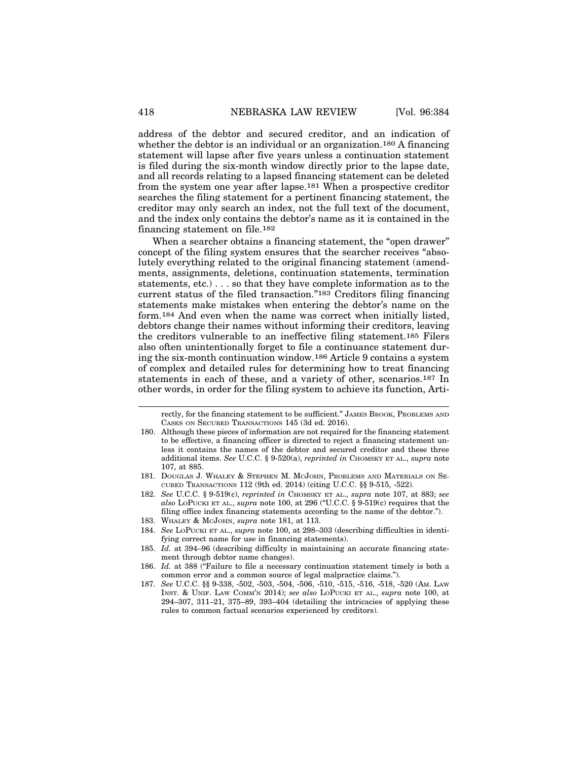address of the debtor and secured creditor, and an indication of whether the debtor is an individual or an organization.[180] A financing statement will lapse after five years unless a continuation statement is filed during the six-month window directly prior to the lapse date, and all records relating to a lapsed financing statement can be deleted from the system one year after lapse.[181] When a prospective creditor searches the filing statement for a pertinent financing statement, the creditor may only search an index, not the full text of the document, and the index only contains the debtor's name as it is contained in the financing statement on file.[182]

When a searcher obtains a financing statement, the "open drawer" concept of the filing system ensures that the searcher receives "absolutely everything related to the original financing statement (amendments, assignments, deletions, continuation statements, termination statements, etc.) . . . so that they have complete information as to the current status of the filed transaction."[183] Creditors filing financing statements make mistakes when entering the debtor's name on the form.[184] And even when the name was correct when initially listed, debtors change their names without informing their creditors, leaving the creditors vulnerable to an ineffective filing statement.[185] Filers also often unintentionally forget to file a continuance statement during the six-month continuation window.[186] Article 9 contains a system of complex and detailed rules for determining how to treat financing statements in each of these, and a variety of other, scenarios.[187] In other words, in order for the filing system to achieve its function, Arti-

---

rectly, for the financing statement to be sufficient." JAMES BROOK, PROBLEMS AND CASES ON SECURED TRANSACTIONS 145 (3d ed. 2016).

180. Although these pieces of information are not required for the financing statement to be effective, a financing officer is directed to reject a financing statement unless it contains the names of the debtor and secured creditor and these three additional items. *See* U.C.C. § 9-520(a), *reprinted in* CHOMSKY ET AL., *supra* note 107, at 885.

181. DOUGLAS J. WHALEY & STEPHEN M. MCJOHN, PROBLEMS AND MATERIALS ON SECURED TRANSACTIONS 112 (9th ed. 2014) (citing U.C.C. §§ 9-515, -522).

182. *See* U.C.C. § 9-519(c), *reprinted in* CHOMSKY ET AL., *supra* note 107, at 883; *see also* LOPUCKI ET AL., *supra* note 100, at 296 ("U.C.C. § 9-519(c) requires that the filing office index financing statements according to the name of the debtor.").

183. WHALEY & MCJOHN, *supra* note 181, at 113.

184. *See* LOPUCKI ET AL., *supra* note 100, at 298–303 (describing difficulties in identifying correct name for use in financing statements).

185. *Id.* at 394–96 (describing difficulty in maintaining an accurate financing statement through debtor name changes).

186. *Id.* at 388 ("Failure to file a necessary continuation statement timely is both a common error and a common source of legal malpractice claims.").

187. *See* U.C.C. §§ 9-338, -502, -503, -504, -506, -510, -515, -516, -518, -520 (AM. LAW INST. & UNIF. LAW COMM'N 2014); *see also* LOPUCKI ET AL., *supra* note 100, at 294–307, 311–21, 375–89, 393–404 (detailing the intricacies of applying these rules to common factual scenarios experienced by creditors).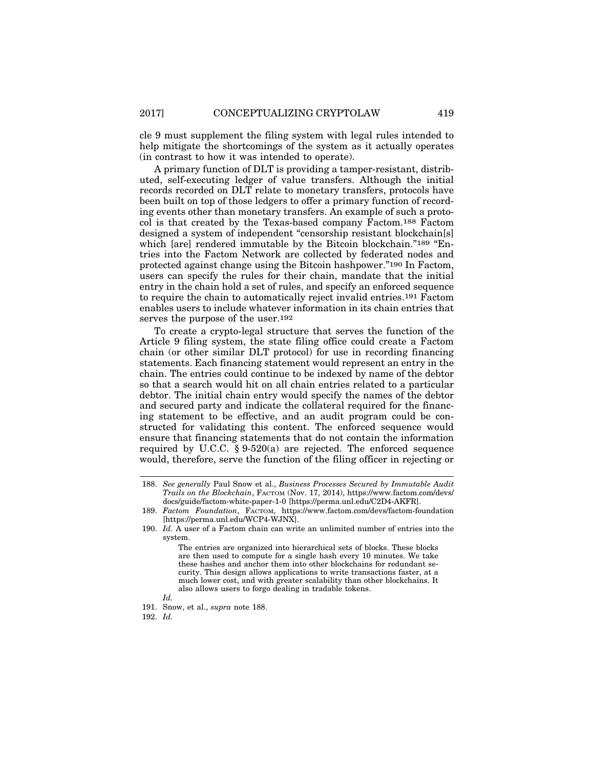cle 9 must supplement the filing system with legal rules intended to help mitigate the shortcomings of the system as it actually operates (in contrast to how it was intended to operate).

A primary function of DLT is providing a tamper-resistant, distributed, self-executing ledger of value transfers. Although the initial records recorded on DLT relate to monetary transfers, protocols have been built on top of those ledgers to offer a primary function of recording events other than monetary transfers. An example of such a protocol is that created by the Texas-based company Factom.[188] Factom designed a system of independent "censorship resistant blockchain[s] which [are] rendered immutable by the Bitcoin blockchain."[189] "Entries into the Factom Network are collected by federated nodes and protected against change using the Bitcoin hashpower."[190] In Factom, users can specify the rules for their chain, mandate that the initial entry in the chain hold a set of rules, and specify an enforced sequence to require the chain to automatically reject invalid entries.[191] Factom enables users to include whatever information in its chain entries that serves the purpose of the user.[192]

To create a crypto-legal structure that serves the function of the Article 9 filing system, the state filing office could create a Factom chain (or other similar DLT protocol) for use in recording financing statements. Each financing statement would represent an entry in the chain. The entries could continue to be indexed by name of the debtor so that a search would hit on all chain entries related to a particular debtor. The initial chain entry would specify the names of the debtor and secured party and indicate the collateral required for the financing statement to be effective, and an audit program could be constructed for validating this content. The enforced sequence would ensure that financing statements that do not contain the information required by U.C.C. § 9-520(a) are rejected. The enforced sequence would, therefore, serve the function of the filing officer in rejecting or

---

188. *See generally* Paul Snow et al., *Business Processes Secured by Immutable Audit Trails on the Blockchain*, FACTOM (Nov. 17, 2014), https://www.factom.com/devs/docs/guide/factom-white-paper-1-0 [https://perma.unl.edu/C2D4-AKFR].

189. *Factom Foundation*, FACTOM, https://www.factom.com/devs/factom-foundation [https://perma.unl.edu/WCP4-WJNX].

190. *Id.* A user of a Factom chain can write an unlimited number of entries into the system.

> The entries are organized into hierarchical sets of blocks. These blocks are then used to compute for a single hash every 10 minutes. We take these hashes and anchor them into other blockchains for redundant security. This design allows applications to write transactions faster, at a much lower cost, and with greater scalability than other blockchains. It also allows users to forgo dealing in tradable tokens.

*Id.*

191. Snow, et al., *supra* note 188.

192. *Id.*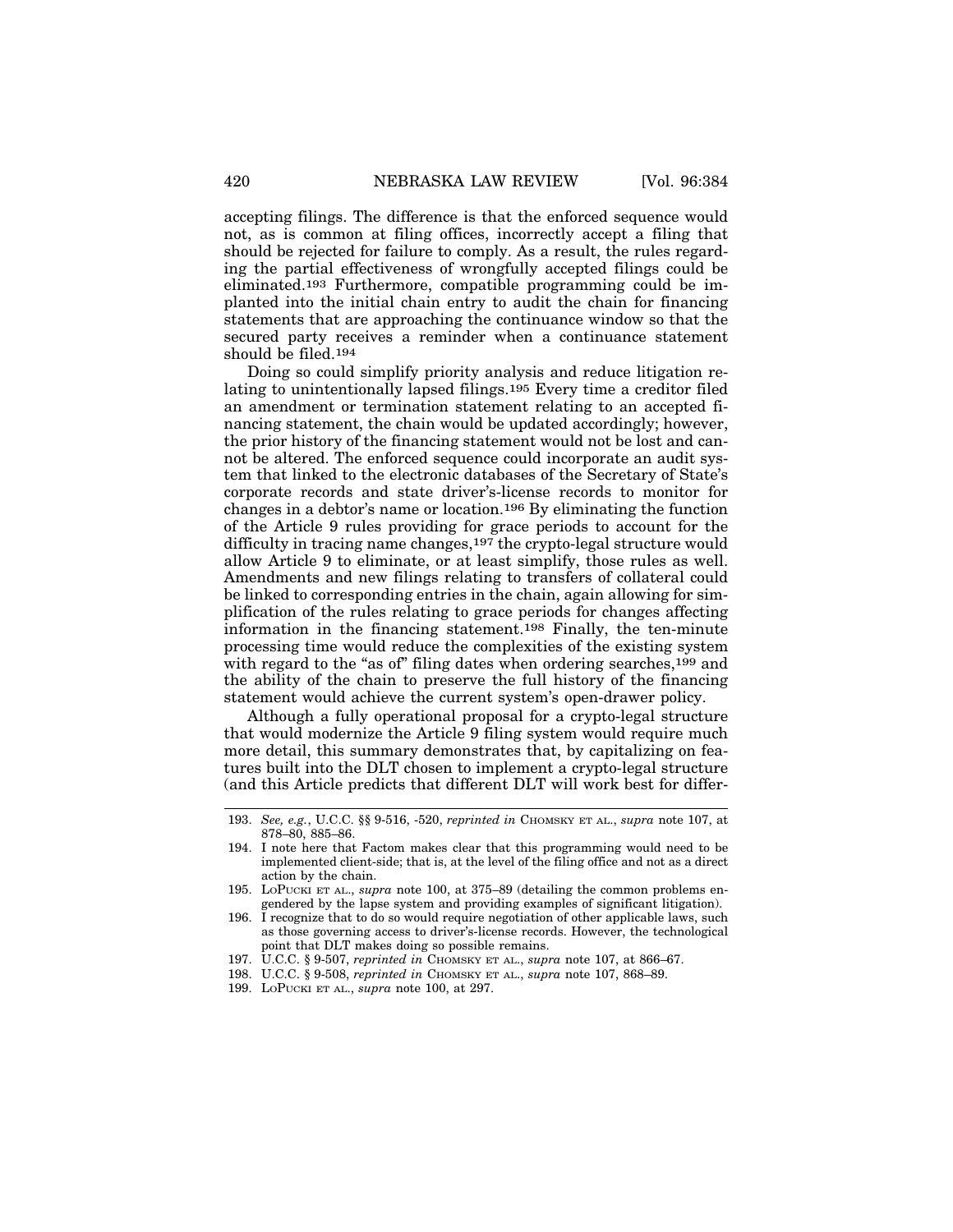accepting filings. The difference is that the enforced sequence would not, as is common at filing offices, incorrectly accept a filing that should be rejected for failure to comply. As a result, the rules regarding the partial effectiveness of wrongfully accepted filings could be eliminated.[193] Furthermore, compatible programming could be implanted into the initial chain entry to audit the chain for financing statements that are approaching the continuance window so that the secured party receives a reminder when a continuance statement should be filed.[194]

Doing so could simplify priority analysis and reduce litigation relating to unintentionally lapsed filings.[195] Every time a creditor filed an amendment or termination statement relating to an accepted financing statement, the chain would be updated accordingly; however, the prior history of the financing statement would not be lost and cannot be altered. The enforced sequence could incorporate an audit system that linked to the electronic databases of the Secretary of State's corporate records and state driver's-license records to monitor for changes in a debtor's name or location.[196] By eliminating the function of the Article 9 rules providing for grace periods to account for the difficulty in tracing name changes,[197] the crypto-legal structure would allow Article 9 to eliminate, or at least simplify, those rules as well. Amendments and new filings relating to transfers of collateral could be linked to corresponding entries in the chain, again allowing for simplification of the rules relating to grace periods for changes affecting information in the financing statement.[198] Finally, the ten-minute processing time would reduce the complexities of the existing system with regard to the "as of" filing dates when ordering searches,[199] and the ability of the chain to preserve the full history of the financing statement would achieve the current system's open-drawer policy.

Although a fully operational proposal for a crypto-legal structure that would modernize the Article 9 filing system would require much more detail, this summary demonstrates that, by capitalizing on features built into the DLT chosen to implement a crypto-legal structure (and this Article predicts that different DLT will work best for differ-

---

193. *See, e.g.*, U.C.C. §§ 9-516, -520, *reprinted in* CHOMSKY ET AL., *supra* note 107, at 878–80, 885–86.

194. I note here that Factom makes clear that this programming would need to be implemented client-side; that is, at the level of the filing office and not as a direct action by the chain.

195. LoPUCKI ET AL., *supra* note 100, at 375–89 (detailing the common problems engendered by the lapse system and providing examples of significant litigation).

196. I recognize that to do so would require negotiation of other applicable laws, such as those governing access to driver's-license records. However, the technological point that DLT makes doing so possible remains.

197. U.C.C. § 9-507, *reprinted in* CHOMSKY ET AL., *supra* note 107, at 866–67.

198. U.C.C. § 9-508, *reprinted in* CHOMSKY ET AL., *supra* note 107, 868–89.

199. LoPUCKI ET AL., *supra* note 100, at 297.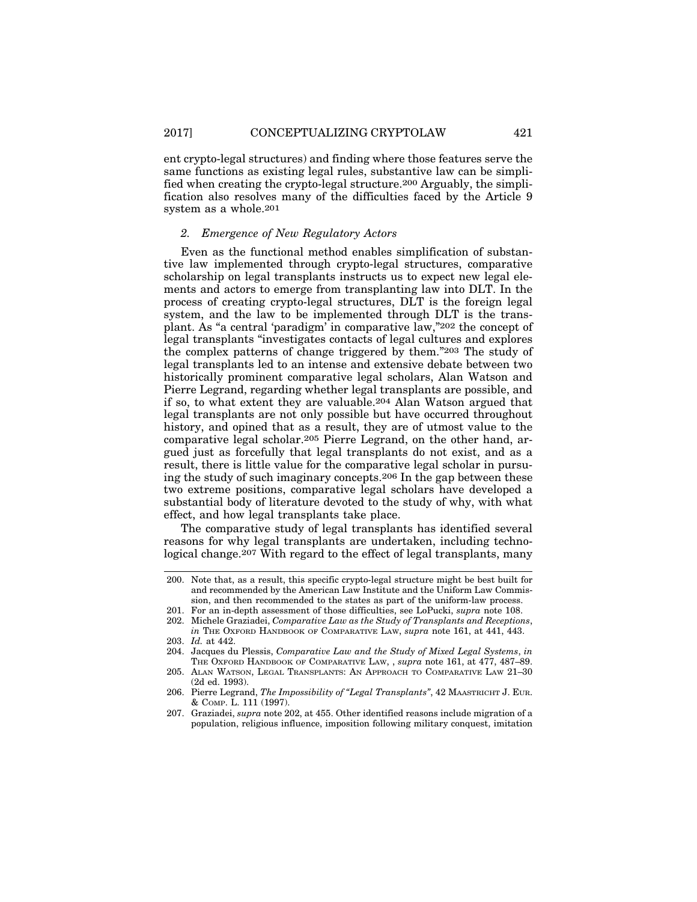ent crypto-legal structures) and finding where those features serve the same functions as existing legal rules, substantive law can be simplified when creating the crypto-legal structure.[200] Arguably, the simplification also resolves many of the difficulties faced by the Article 9 system as a whole.[201]

### *2. Emergence of New Regulatory Actors*

Even as the functional method enables simplification of substantive law implemented through crypto-legal structures, comparative scholarship on legal transplants instructs us to expect new legal elements and actors to emerge from transplanting law into DLT. In the process of creating crypto-legal structures, DLT is the foreign legal system, and the law to be implemented through DLT is the transplant. As "a central 'paradigm' in comparative law,"[202] the concept of legal transplants "investigates contacts of legal cultures and explores the complex patterns of change triggered by them."[203] The study of legal transplants led to an intense and extensive debate between two historically prominent comparative legal scholars, Alan Watson and Pierre Legrand, regarding whether legal transplants are possible, and if so, to what extent they are valuable.[204] Alan Watson argued that legal transplants are not only possible but have occurred throughout history, and opined that as a result, they are of utmost value to the comparative legal scholar.[205] Pierre Legrand, on the other hand, argued just as forcefully that legal transplants do not exist, and as a result, there is little value for the comparative legal scholar in pursuing the study of such imaginary concepts.[206] In the gap between these two extreme positions, comparative legal scholars have developed a substantial body of literature devoted to the study of why, with what effect, and how legal transplants take place.

The comparative study of legal transplants has identified several reasons for why legal transplants are undertaken, including technological change.[207] With regard to the effect of legal transplants, many

---

200. Note that, as a result, this specific crypto-legal structure might be best built for and recommended by the American Law Institute and the Uniform Law Commission, and then recommended to the states as part of the uniform-law process.

201. For an in-depth assessment of those difficulties, see LoPucki, *supra* note 108.

202. Michele Graziadei, *Comparative Law as the Study of Transplants and Receptions*, *in* THE OXFORD HANDBOOK OF COMPARATIVE LAW, *supra* note 161, at 441, 443.

203. *Id.* at 442.

204. Jacques du Plessis, *Comparative Law and the Study of Mixed Legal Systems*, *in* THE OXFORD HANDBOOK OF COMPARATIVE LAW, , *supra* note 161, at 477, 487–89.

205. ALAN WATSON, LEGAL TRANSPLANTS: AN APPROACH TO COMPARATIVE LAW 21–30 (2d ed. 1993).

206. Pierre Legrand, *The Impossibility of "Legal Transplants"*, 42 MAASTRICHT J. EUR. & COMP. L. 111 (1997).

207. Graziadei, *supra* note 202, at 455. Other identified reasons include migration of a population, religious influence, imposition following military conquest, imitation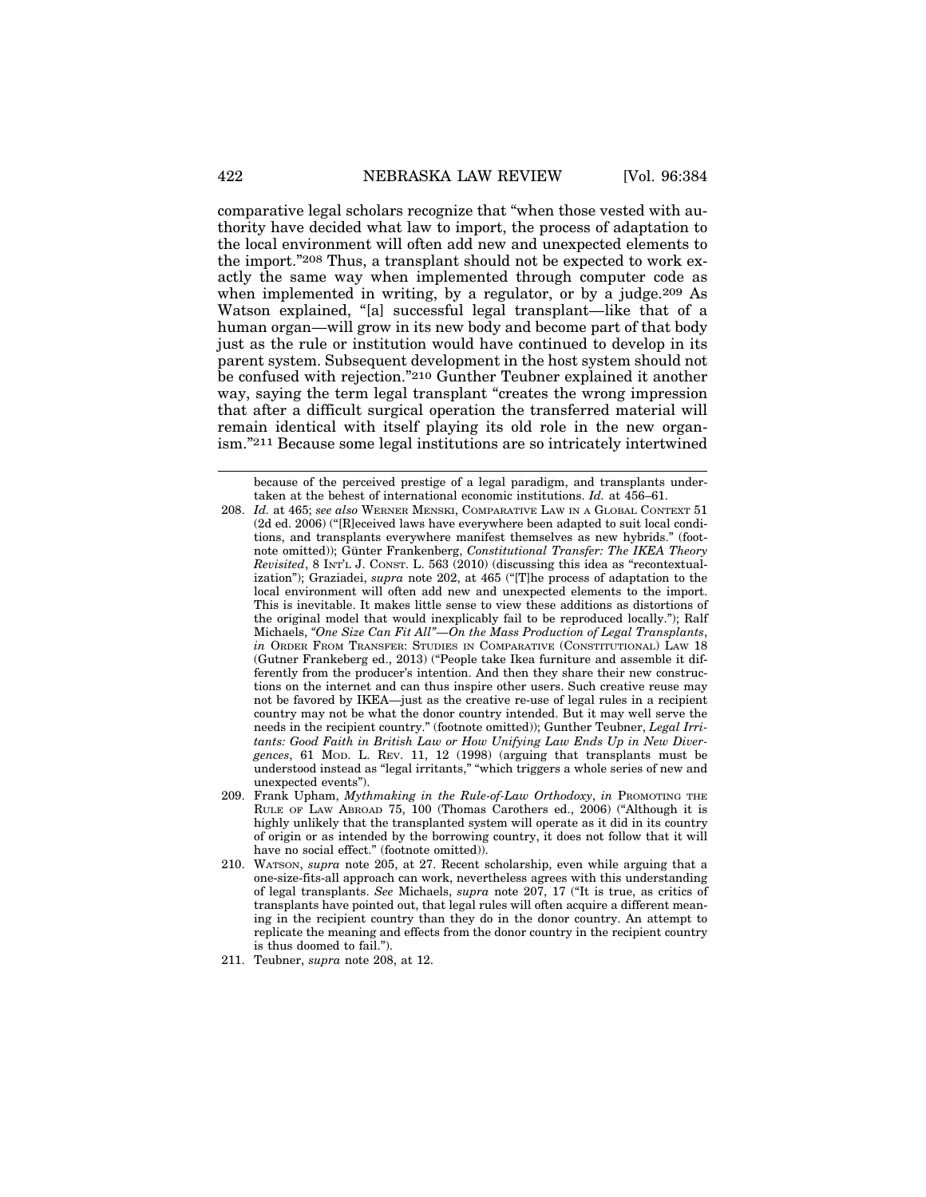comparative legal scholars recognize that "when those vested with authority have decided what law to import, the process of adaptation to the local environment will often add new and unexpected elements to the import."[208] Thus, a transplant should not be expected to work exactly the same way when implemented through computer code as when implemented in writing, by a regulator, or by a judge.[209] As Watson explained, "[a] successful legal transplant—like that of a human organ—will grow in its new body and become part of that body just as the rule or institution would have continued to develop in its parent system. Subsequent development in the host system should not be confused with rejection."[210] Gunther Teubner explained it another way, saying the term legal transplant "creates the wrong impression that after a difficult surgical operation the transferred material will remain identical with itself playing its old role in the new organism."[211] Because some legal institutions are so intricately intertwined

---

because of the perceived prestige of a legal paradigm, and transplants undertaken at the behest of international economic institutions. *Id.* at 456–61.

208. *Id.* at 465; *see also* WERNER MENSKI, COMPARATIVE LAW IN A GLOBAL CONTEXT 51 (2d ed. 2006) ("[R]eceived laws have everywhere been adapted to suit local conditions, and transplants everywhere manifest themselves as new hybrids." (footnote omitted)); Günter Frankenberg, *Constitutional Transfer: The IKEA Theory Revisited*, 8 INT'L J. CONST. L. 563 (2010) (discussing this idea as "recontextualization"); Graziadei, *supra* note 202, at 465 ("[T]he process of adaptation to the local environment will often add new and unexpected elements to the import. This is inevitable. It makes little sense to view these additions as distortions of the original model that would inexplicably fail to be reproduced locally."); Ralf Michaels, *"One Size Can Fit All"—On the Mass Production of Legal Transplants*, *in* ORDER FROM TRANSFER: STUDIES IN COMPARATIVE (CONSTITUTIONAL) LAW 18 (Gutner Frankeberg ed., 2013) ("People take Ikea furniture and assemble it differently from the producer's intention. And then they share their new constructions on the internet and can thus inspire other users. Such creative reuse may not be favored by IKEA—just as the creative re-use of legal rules in a recipient country may not be what the donor country intended. But it may well serve the needs in the recipient country." (footnote omitted)); Gunther Teubner, *Legal Irritants: Good Faith in British Law or How Unifying Law Ends Up in New Divergences*, 61 MOD. L. REV. 11, 12 (1998) (arguing that transplants must be understood instead as "legal irritants," "which triggers a whole series of new and unexpected events").

209. Frank Upham, *Mythmaking in the Rule-of-Law Orthodoxy*, *in* PROMOTING THE RULE OF LAW ABROAD 75, 100 (Thomas Carothers ed., 2006) ("Although it is highly unlikely that the transplanted system will operate as it did in its country of origin or as intended by the borrowing country, it does not follow that it will have no social effect." (footnote omitted)).

210. WATSON, *supra* note 205, at 27. Recent scholarship, even while arguing that a one-size-fits-all approach can work, nevertheless agrees with this understanding of legal transplants. *See* Michaels, *supra* note 207, 17 ("It is true, as critics of transplants have pointed out, that legal rules will often acquire a different meaning in the recipient country than they do in the donor country. An attempt to replicate the meaning and effects from the donor country in the recipient country is thus doomed to fail.").

211. Teubner, *supra* note 208, at 12.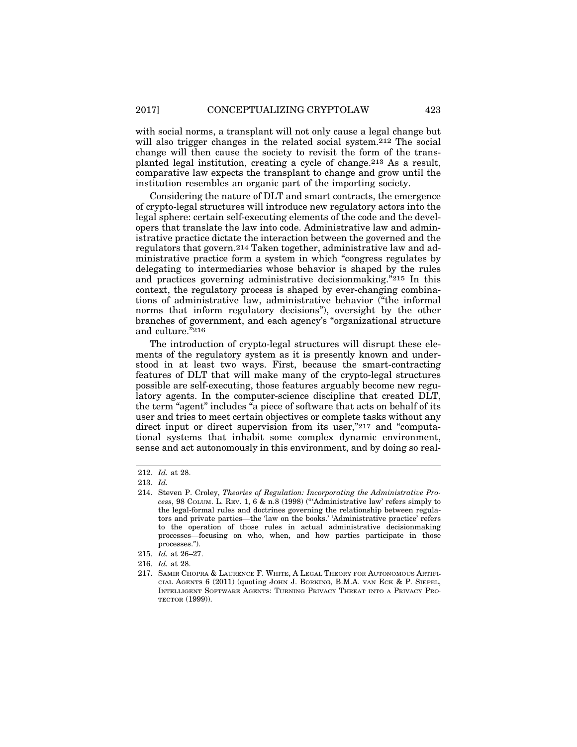with social norms, a transplant will not only cause a legal change but will also trigger changes in the related social system.[212] The social change will then cause the society to revisit the form of the transplanted legal institution, creating a cycle of change.[213] As a result, comparative law expects the transplant to change and grow until the institution resembles an organic part of the importing society.

Considering the nature of DLT and smart contracts, the emergence of crypto-legal structures will introduce new regulatory actors into the legal sphere: certain self-executing elements of the code and the developers that translate the law into code. Administrative law and administrative practice dictate the interaction between the governed and the regulators that govern.[214] Taken together, administrative law and administrative practice form a system in which "congress regulates by delegating to intermediaries whose behavior is shaped by the rules and practices governing administrative decisionmaking."[215] In this context, the regulatory process is shaped by ever-changing combinations of administrative law, administrative behavior ("the informal norms that inform regulatory decisions"), oversight by the other branches of government, and each agency's "organizational structure and culture."[216]

The introduction of crypto-legal structures will disrupt these elements of the regulatory system as it is presently known and understood in at least two ways. First, because the smart-contracting features of DLT that will make many of the crypto-legal structures possible are self-executing, those features arguably become new regulatory agents. In the computer-science discipline that created DLT, the term "agent" includes "a piece of software that acts on behalf of its user and tries to meet certain objectives or complete tasks without any direct input or direct supervision from its user,"[217] and "computational systems that inhabit some complex dynamic environment, sense and act autonomously in this environment, and by doing so real-

---

212. *Id.* at 28.

213. *Id.*

214. Steven P. Croley, *Theories of Regulation: Incorporating the Administrative Process*, 98 COLUM. L. REV. 1, 6 & n.8 (1998) ("'Administrative law' refers simply to the legal-formal rules and doctrines governing the relationship between regulators and private parties—the 'law on the books.' 'Administrative practice' refers to the operation of those rules in actual administrative decisionmaking processes—focusing on who, when, and how parties participate in those processes.").

215. *Id.* at 26–27.

216. *Id.* at 28.

217. SAMIR CHOPRA & LAURENCE F. WHITE, A LEGAL THEORY FOR AUTONOMOUS ARTIFICIAL AGENTS 6 (2011) (quoting JOHN J. BORKING, B.M.A. VAN ECK & P. SIEPEL, INTELLIGENT SOFTWARE AGENTS: TURNING PRIVACY THREAT INTO A PRIVACY PROTECTOR (1999)).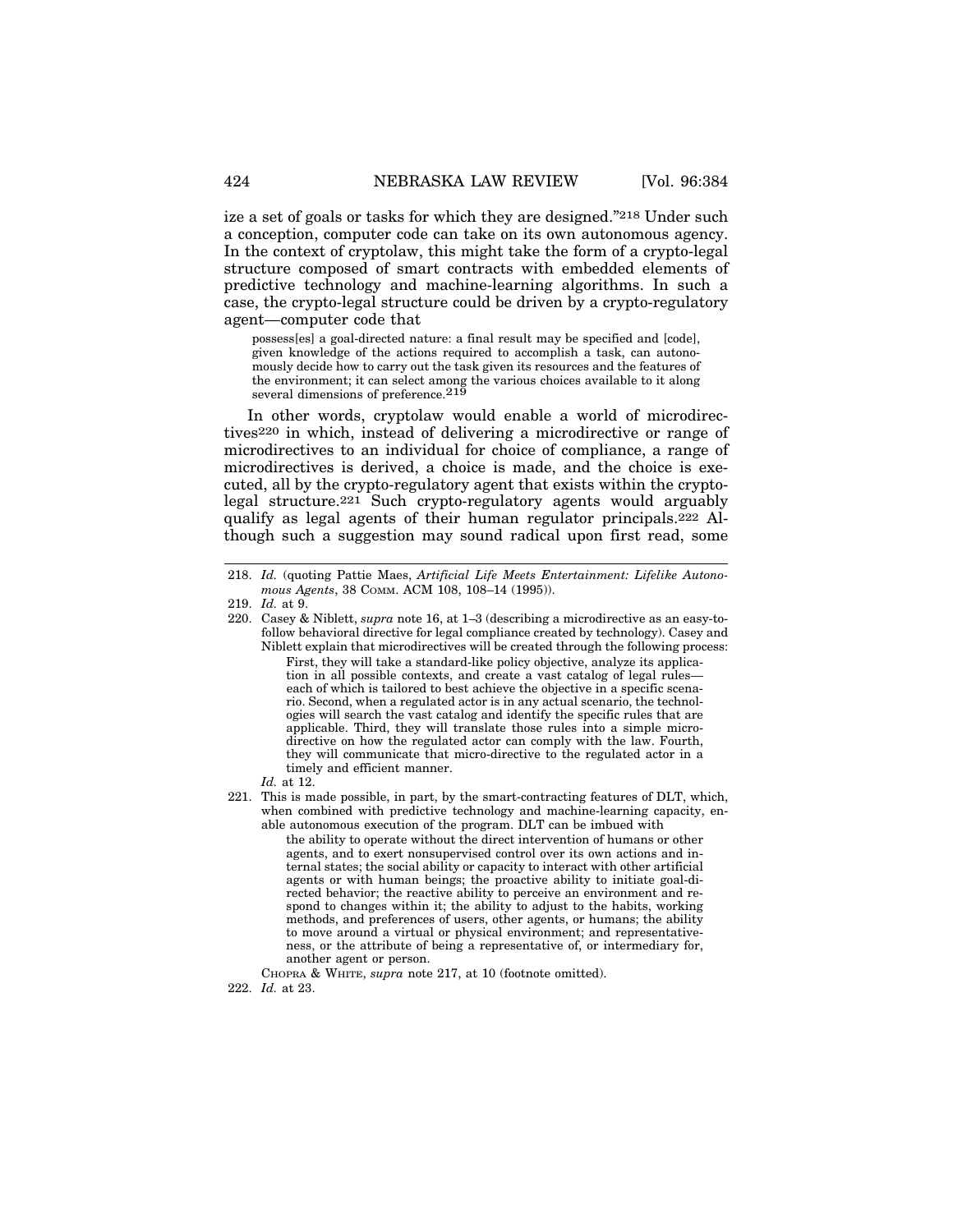ize a set of goals or tasks for which they are designed."[218] Under such a conception, computer code can take on its own autonomous agency. In the context of cryptolaw, this might take the form of a crypto-legal structure composed of smart contracts with embedded elements of predictive technology and machine-learning algorithms. In such a case, the crypto-legal structure could be driven by a crypto-regulatory agent—computer code that

> possess[es] a goal-directed nature: a final result may be specified and [code], given knowledge of the actions required to accomplish a task, can autonomously decide how to carry out the task given its resources and the features of the environment; it can select among the various choices available to it along several dimensions of preference.[219]

In other words, cryptolaw would enable a world of microdirectives[220] in which, instead of delivering a microdirective or range of microdirectives to an individual for choice of compliance, a range of microdirectives is derived, a choice is made, and the choice is executed, all by the crypto-regulatory agent that exists within the crypto-legal structure.[221] Such crypto-regulatory agents would arguably qualify as legal agents of their human regulator principals.[222] Although such a suggestion may sound radical upon first read, some

---

218. *Id.* (quoting Pattie Maes, *Artificial Life Meets Entertainment: Lifelike Autonomous Agents*, 38 COMM. ACM 108, 108–14 (1995)).

219. *Id.* at 9.

220. Casey & Niblett, *supra* note 16, at 1–3 (describing a microdirective as an easy-to-follow behavioral directive for legal compliance created by technology). Casey and Niblett explain that microdirectives will be created through the following process:

> First, they will take a standard-like policy objective, analyze its application in all possible contexts, and create a vast catalog of legal rules—each of which is tailored to best achieve the objective in a specific scenario. Second, when a regulated actor is in any actual scenario, the technologies will search the vast catalog and identify the specific rules that are applicable. Third, they will translate those rules into a simple micro-directive on how the regulated actor can comply with the law. Fourth, they will communicate that micro-directive to the regulated actor in a timely and efficient manner.

*Id.* at 12.

221. This is made possible, in part, by the smart-contracting features of DLT, which, when combined with predictive technology and machine-learning capacity, enable autonomous execution of the program. DLT can be imbued with

> the ability to operate without the direct intervention of humans or other agents, and to exert nonsupervised control over its own actions and internal states; the social ability or capacity to interact with other artificial agents or with human beings; the proactive ability to initiate goal-directed behavior; the reactive ability to perceive an environment and respond to changes within it; the ability to adjust to the habits, working methods, and preferences of users, other agents, or humans; the ability to move around a virtual or physical environment; and representativeness, or the attribute of being a representative of, or intermediary for, another agent or person.

CHOPRA & WHITE, *supra* note 217, at 10 (footnote omitted).

222. *Id.* at 23.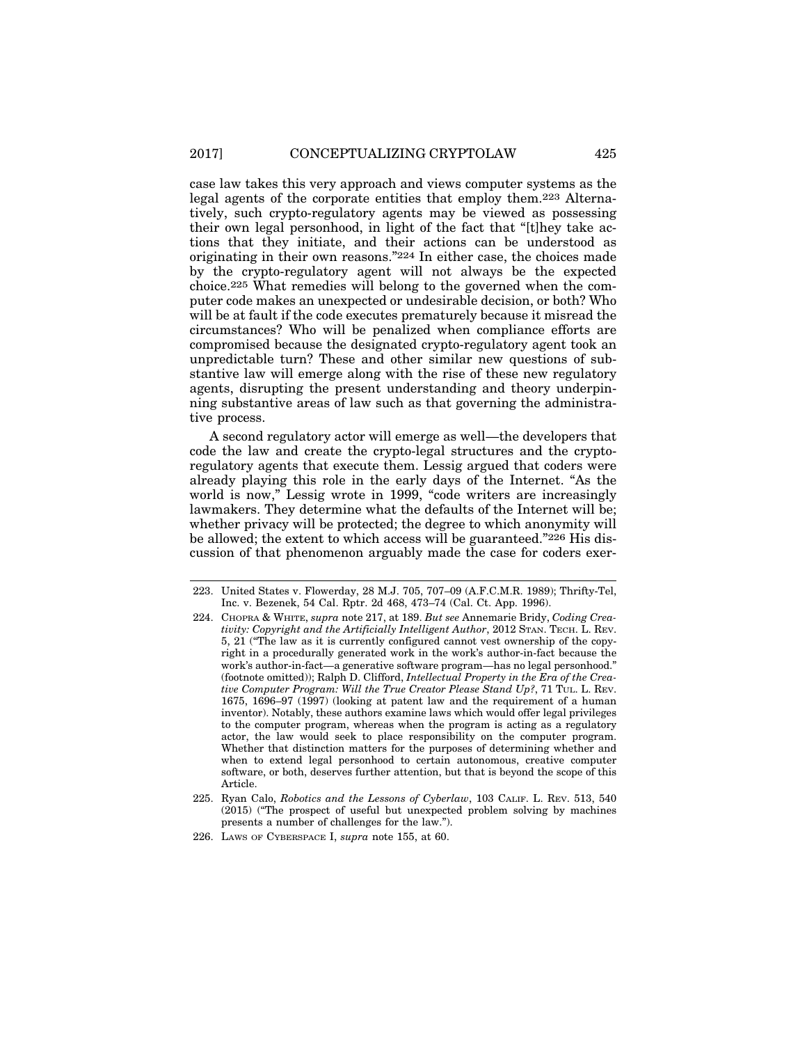case law takes this very approach and views computer systems as the legal agents of the corporate entities that employ them.[223] Alternatively, such crypto-regulatory agents may be viewed as possessing their own legal personhood, in light of the fact that "[t]hey take actions that they initiate, and their actions can be understood as originating in their own reasons."[224] In either case, the choices made by the crypto-regulatory agent will not always be the expected choice.[225] What remedies will belong to the governed when the computer code makes an unexpected or undesirable decision, or both? Who will be at fault if the code executes prematurely because it misread the circumstances? Who will be penalized when compliance efforts are compromised because the designated crypto-regulatory agent took an unpredictable turn? These and other similar new questions of substantive law will emerge along with the rise of these new regulatory agents, disrupting the present understanding and theory underpinning substantive areas of law such as that governing the administrative process.

A second regulatory actor will emerge as well—the developers that code the law and create the crypto-legal structures and the crypto-regulatory agents that execute them. Lessig argued that coders were already playing this role in the early days of the Internet. "As the world is now," Lessig wrote in 1999, "code writers are increasingly lawmakers. They determine what the defaults of the Internet will be; whether privacy will be protected; the degree to which anonymity will be allowed; the extent to which access will be guaranteed."[226] His discussion of that phenomenon arguably made the case for coders exer-

---

223. United States v. Flowerday, 28 M.J. 705, 707–09 (A.F.C.M.R. 1989); Thrifty-Tel, Inc. v. Bezenek, 54 Cal. Rptr. 2d 468, 473–74 (Cal. Ct. App. 1996).

224. CHOPRA & WHITE, *supra* note 217, at 189. *But see* Annemarie Bridy, *Coding Creativity: Copyright and the Artificially Intelligent Author*, 2012 STAN. TECH. L. REV. 5, 21 ("The law as it is currently configured cannot vest ownership of the copyright in a procedurally generated work in the work's author-in-fact because the work's author-in-fact—a generative software program—has no legal personhood." (footnote omitted)); Ralph D. Clifford, *Intellectual Property in the Era of the Creative Computer Program: Will the True Creator Please Stand Up?*, 71 TUL. L. REV. 1675, 1696–97 (1997) (looking at patent law and the requirement of a human inventor). Notably, these authors examine laws which would offer legal privileges to the computer program, whereas when the program is acting as a regulatory actor, the law would seek to place responsibility on the computer program. Whether that distinction matters for the purposes of determining whether and when to extend legal personhood to certain autonomous, creative computer software, or both, deserves further attention, but that is beyond the scope of this Article.

225. Ryan Calo, *Robotics and the Lessons of Cyberlaw*, 103 CALIF. L. REV. 513, 540 (2015) ("The prospect of useful but unexpected problem solving by machines presents a number of challenges for the law.").

226. LAWS OF CYBERSPACE I, *supra* note 155, at 60.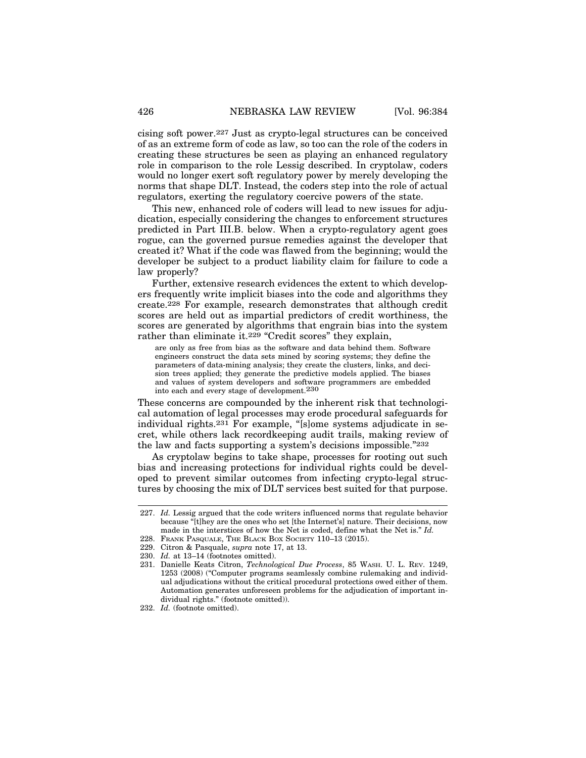cising soft power.[227] Just as crypto-legal structures can be conceived of as an extreme form of code as law, so too can the role of the coders in creating these structures be seen as playing an enhanced regulatory role in comparison to the role Lessig described. In cryptolaw, coders would no longer exert soft regulatory power by merely developing the norms that shape DLT. Instead, the coders step into the role of actual regulators, exerting the regulatory coercive powers of the state.

This new, enhanced role of coders will lead to new issues for adjudication, especially considering the changes to enforcement structures predicted in Part III.B. below. When a crypto-regulatory agent goes rogue, can the governed pursue remedies against the developer that created it? What if the code was flawed from the beginning; would the developer be subject to a product liability claim for failure to code a law properly?

Further, extensive research evidences the extent to which developers frequently write implicit biases into the code and algorithms they create.[228] For example, research demonstrates that although credit scores are held out as impartial predictors of credit worthiness, the scores are generated by algorithms that engrain bias into the system rather than eliminate it.[229] "Credit scores" they explain,

> are only as free from bias as the software and data behind them. Software engineers construct the data sets mined by scoring systems; they define the parameters of data-mining analysis; they create the clusters, links, and decision trees applied; they generate the predictive models applied. The biases and values of system developers and software programmers are embedded into each and every stage of development.[230]

These concerns are compounded by the inherent risk that technological automation of legal processes may erode procedural safeguards for individual rights.[231] For example, "[s]ome systems adjudicate in secret, while others lack recordkeeping audit trails, making review of the law and facts supporting a system's decisions impossible."[232]

As cryptolaw begins to take shape, processes for rooting out such bias and increasing protections for individual rights could be developed to prevent similar outcomes from infecting crypto-legal structures by choosing the mix of DLT services best suited for that purpose.

---

227. *Id.* Lessig argued that the code writers influenced norms that regulate behavior because "[t]hey are the ones who set [the Internet's] nature. Their decisions, now made in the interstices of how the Net is coded, define what the Net is." *Id.*

228. Frank Pasquale, The Black Box Society 110–13 (2015).

229. Citron & Pasquale, *supra* note 17, at 13.

230. *Id.* at 13–14 (footnotes omitted).

231. Danielle Keats Citron, *Technological Due Process*, 85 Wash. U. L. Rev. 1249, 1253 (2008) ("Computer programs seamlessly combine rulemaking and individual adjudications without the critical procedural protections owed either of them. Automation generates unforeseen problems for the adjudication of important individual rights." (footnote omitted)).

232. *Id.* (footnote omitted).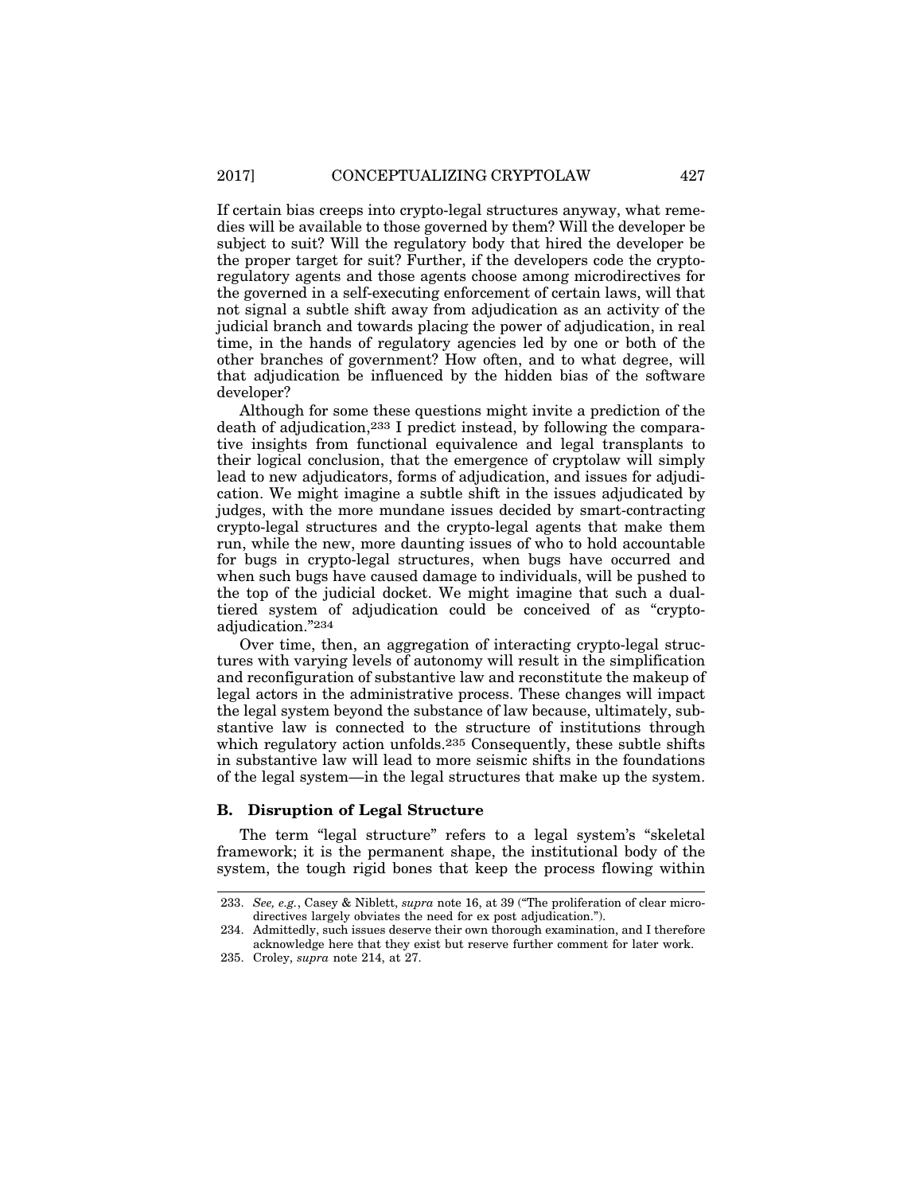If certain bias creeps into crypto-legal structures anyway, what remedies will be available to those governed by them? Will the developer be subject to suit? Will the regulatory body that hired the developer be the proper target for suit? Further, if the developers code the crypto-regulatory agents and those agents choose among microdirectives for the governed in a self-executing enforcement of certain laws, will that not signal a subtle shift away from adjudication as an activity of the judicial branch and towards placing the power of adjudication, in real time, in the hands of regulatory agencies led by one or both of the other branches of government? How often, and to what degree, will that adjudication be influenced by the hidden bias of the software developer?

Although for some these questions might invite a prediction of the death of adjudication,[233] I predict instead, by following the comparative insights from functional equivalence and legal transplants to their logical conclusion, that the emergence of cryptolaw will simply lead to new adjudicators, forms of adjudication, and issues for adjudication. We might imagine a subtle shift in the issues adjudicated by judges, with the more mundane issues decided by smart-contracting crypto-legal structures and the crypto-legal agents that make them run, while the new, more daunting issues of who to hold accountable for bugs in crypto-legal structures, when bugs have occurred and when such bugs have caused damage to individuals, will be pushed to the top of the judicial docket. We might imagine that such a dual-tiered system of adjudication could be conceived of as "crypto-adjudication."[234]

Over time, then, an aggregation of interacting crypto-legal structures with varying levels of autonomy will result in the simplification and reconfiguration of substantive law and reconstitute the makeup of legal actors in the administrative process. These changes will impact the legal system beyond the substance of law because, ultimately, substantive law is connected to the structure of institutions through which regulatory action unfolds.[235] Consequently, these subtle shifts in substantive law will lead to more seismic shifts in the foundations of the legal system—in the legal structures that make up the system.

### B. Disruption of Legal Structure

The term "legal structure" refers to a legal system's "skeletal framework; it is the permanent shape, the institutional body of the system, the tough rigid bones that keep the process flowing within

---

233. *See, e.g.*, Casey & Niblett, *supra* note 16, at 39 ("The proliferation of clear microdirectives largely obviates the need for ex post adjudication.").

234. Admittedly, such issues deserve their own thorough examination, and I therefore acknowledge here that they exist but reserve further comment for later work.

235. Croley, *supra* note 214, at 27.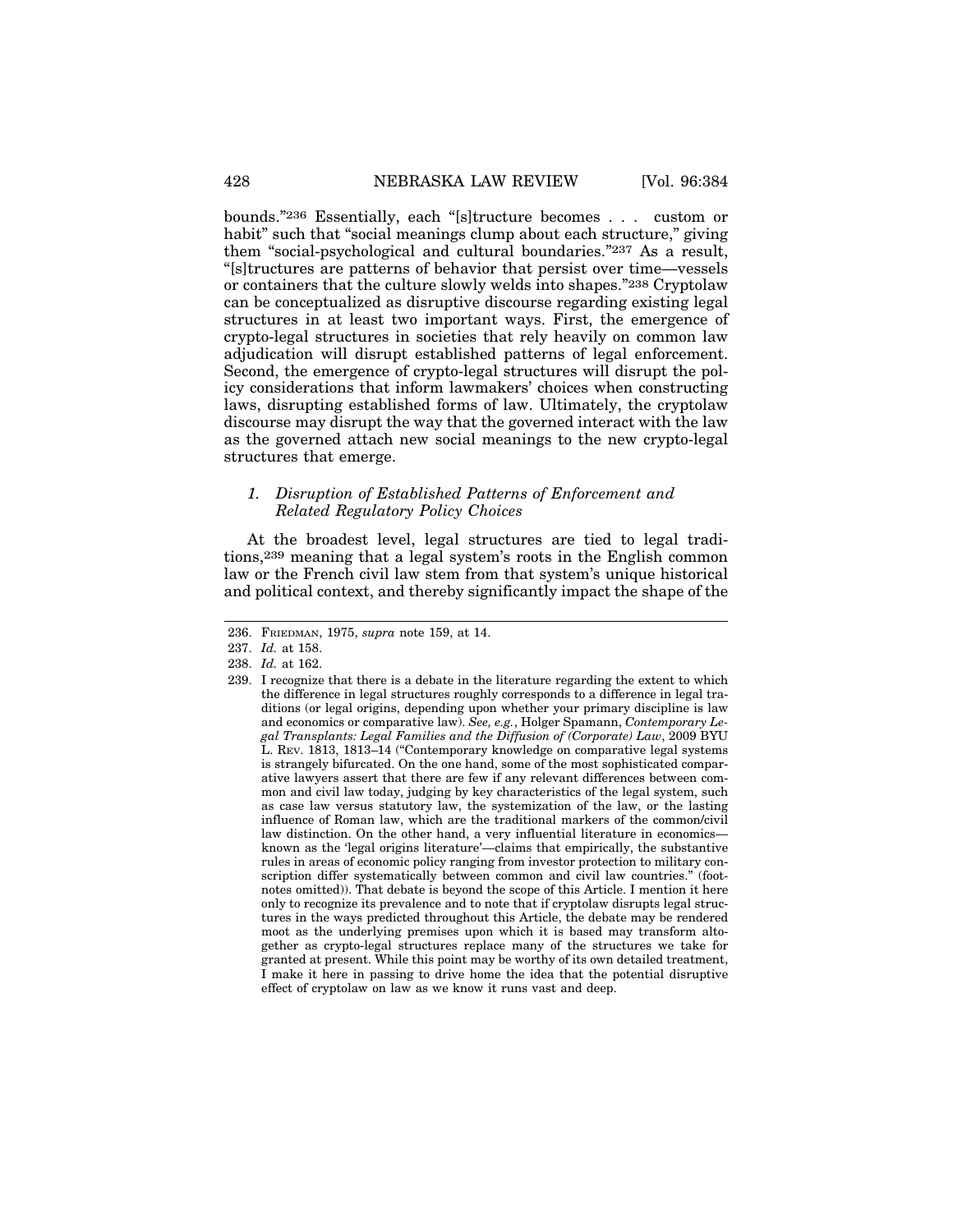bounds."[236] Essentially, each "[s]tructure becomes . . . custom or habit" such that "social meanings clump about each structure," giving them "social-psychological and cultural boundaries."[237] As a result, "[s]tructures are patterns of behavior that persist over time—vessels or containers that the culture slowly welds into shapes."[238] Cryptolaw can be conceptualized as disruptive discourse regarding existing legal structures in at least two important ways. First, the emergence of crypto-legal structures in societies that rely heavily on common law adjudication will disrupt established patterns of legal enforcement. Second, the emergence of crypto-legal structures will disrupt the policy considerations that inform lawmakers' choices when constructing laws, disrupting established forms of law. Ultimately, the cryptolaw discourse may disrupt the way that the governed interact with the law as the governed attach new social meanings to the new crypto-legal structures that emerge.

### *1. Disruption of Established Patterns of Enforcement and Related Regulatory Policy Choices*

At the broadest level, legal structures are tied to legal traditions,[239] meaning that a legal system's roots in the English common law or the French civil law stem from that system's unique historical and political context, and thereby significantly impact the shape of the

---

236. FRIEDMAN, 1975, *supra* note 159, at 14.

237. *Id.* at 158.

238. *Id.* at 162.

239. I recognize that there is a debate in the literature regarding the extent to which the difference in legal structures roughly corresponds to a difference in legal traditions (or legal origins, depending upon whether your primary discipline is law and economics or comparative law). *See, e.g.*, Holger Spamann, *Contemporary Legal Transplants: Legal Families and the Diffusion of (Corporate) Law*, 2009 BYU L. REV. 1813, 1813–14 ("Contemporary knowledge on comparative legal systems is strangely bifurcated. On the one hand, some of the most sophisticated comparative lawyers assert that there are few if any relevant differences between common and civil law today, judging by key characteristics of the legal system, such as case law versus statutory law, the systemization of the law, or the lasting influence of Roman law, which are the traditional markers of the common/civil law distinction. On the other hand, a very influential literature in economics—known as the 'legal origins literature'—claims that empirically, the substantive rules in areas of economic policy ranging from investor protection to military conscription differ systematically between common and civil law countries." (footnotes omitted)). That debate is beyond the scope of this Article. I mention it here only to recognize its prevalence and to note that if cryptolaw disrupts legal structures in the ways predicted throughout this Article, the debate may be rendered moot as the underlying premises upon which it is based may transform altogether as crypto-legal structures replace many of the structures we take for granted at present. While this point may be worthy of its own detailed treatment, I make it here in passing to drive home the idea that the potential disruptive effect of cryptolaw on law as we know it runs vast and deep.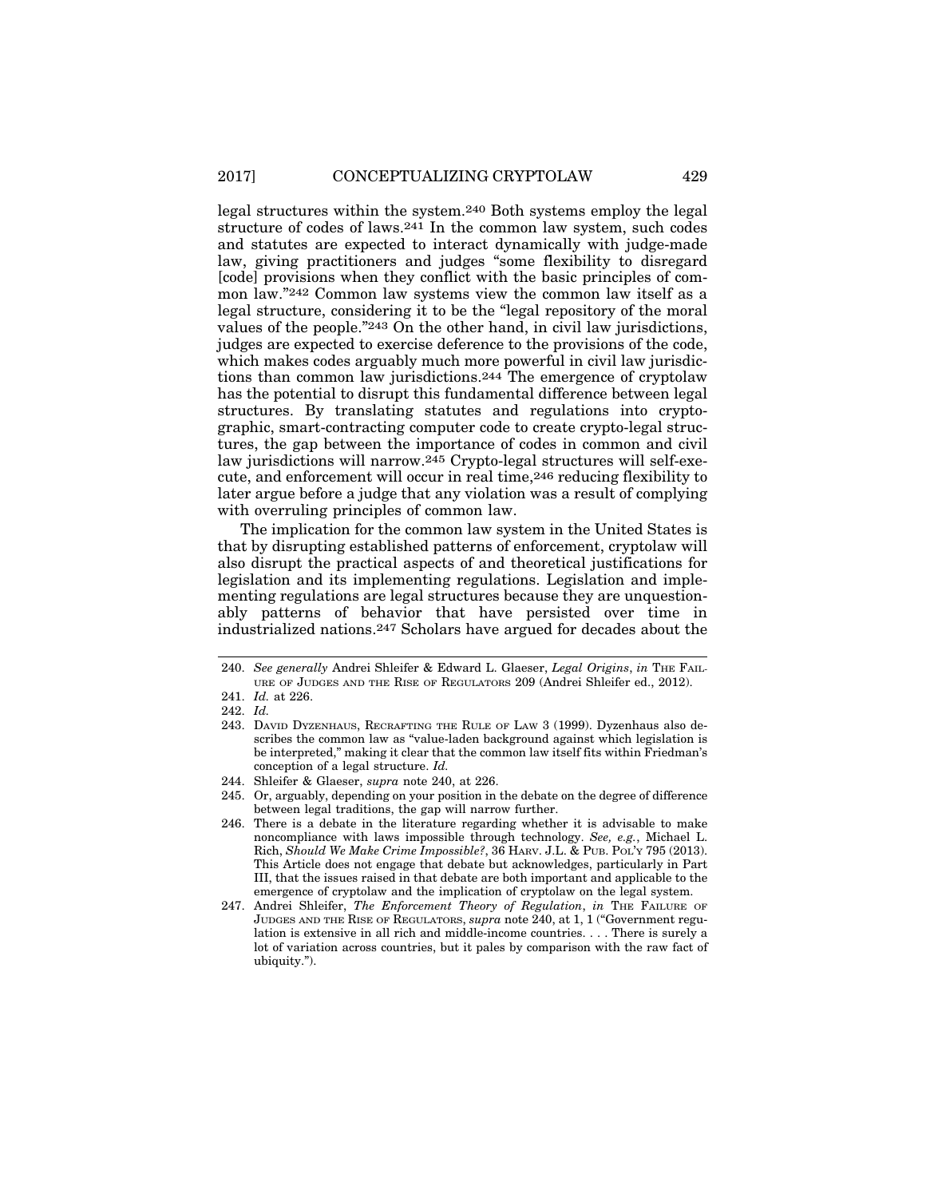legal structures within the system.[240] Both systems employ the legal structure of codes of laws.[241] In the common law system, such codes and statutes are expected to interact dynamically with judge-made law, giving practitioners and judges "some flexibility to disregard [code] provisions when they conflict with the basic principles of common law."[242] Common law systems view the common law itself as a legal structure, considering it to be the "legal repository of the moral values of the people."[243] On the other hand, in civil law jurisdictions, judges are expected to exercise deference to the provisions of the code, which makes codes arguably much more powerful in civil law jurisdictions than common law jurisdictions.[244] The emergence of cryptolaw has the potential to disrupt this fundamental difference between legal structures. By translating statutes and regulations into cryptographic, smart-contracting computer code to create crypto-legal structures, the gap between the importance of codes in common and civil law jurisdictions will narrow.[245] Crypto-legal structures will self-execute, and enforcement will occur in real time,[246] reducing flexibility to later argue before a judge that any violation was a result of complying with overruling principles of common law.

The implication for the common law system in the United States is that by disrupting established patterns of enforcement, cryptolaw will also disrupt the practical aspects of and theoretical justifications for legislation and its implementing regulations. Legislation and implementing regulations are legal structures because they are unquestionably patterns of behavior that have persisted over time in industrialized nations.[247] Scholars have argued for decades about the

---

240. *See generally* Andrei Shleifer & Edward L. Glaeser, *Legal Origins*, *in* THE FAILURE OF JUDGES AND THE RISE OF REGULATORS 209 (Andrei Shleifer ed., 2012).

241. *Id.* at 226.

242. *Id.*

243. DAVID DYZENHAUS, RECRAFTING THE RULE OF LAW 3 (1999). Dyzenhaus also describes the common law as "value-laden background against which legislation is be interpreted," making it clear that the common law itself fits within Friedman's conception of a legal structure. *Id.*

244. Shleifer & Glaeser, *supra* note 240, at 226.

245. Or, arguably, depending on your position in the debate on the degree of difference between legal traditions, the gap will narrow further.

246. There is a debate in the literature regarding whether it is advisable to make noncompliance with laws impossible through technology. *See, e.g.*, Michael L. Rich, *Should We Make Crime Impossible?*, 36 HARV. J.L. & PUB. POL'Y 795 (2013). This Article does not engage that debate but acknowledges, particularly in Part III, that the issues raised in that debate are both important and applicable to the emergence of cryptolaw and the implication of cryptolaw on the legal system.

247. Andrei Shleifer, *The Enforcement Theory of Regulation*, *in* THE FAILURE OF JUDGES AND THE RISE OF REGULATORS, *supra* note 240, at 1, 1 ("Government regulation is extensive in all rich and middle-income countries. . . . There is surely a lot of variation across countries, but it pales by comparison with the raw fact of ubiquity.").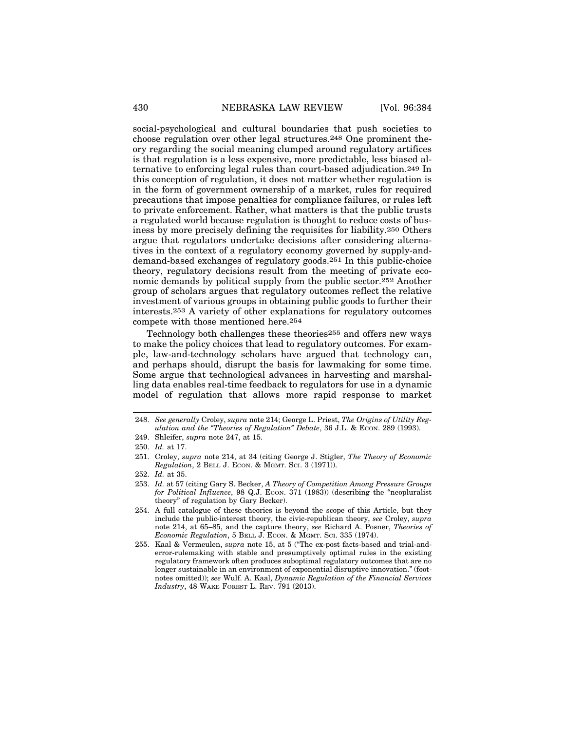social-psychological and cultural boundaries that push societies to choose regulation over other legal structures.[248] One prominent theory regarding the social meaning clumped around regulatory artifices is that regulation is a less expensive, more predictable, less biased alternative to enforcing legal rules than court-based adjudication.[249] In this conception of regulation, it does not matter whether regulation is in the form of government ownership of a market, rules for required precautions that impose penalties for compliance failures, or rules left to private enforcement. Rather, what matters is that the public trusts a regulated world because regulation is thought to reduce costs of business by more precisely defining the requisites for liability.[250] Others argue that regulators undertake decisions after considering alternatives in the context of a regulatory economy governed by supply-and-demand-based exchanges of regulatory goods.[251] In this public-choice theory, regulatory decisions result from the meeting of private economic demands by political supply from the public sector.[252] Another group of scholars argues that regulatory outcomes reflect the relative investment of various groups in obtaining public goods to further their interests.[253] A variety of other explanations for regulatory outcomes compete with those mentioned here.[254]

Technology both challenges these theories[255] and offers new ways to make the policy choices that lead to regulatory outcomes. For example, law-and-technology scholars have argued that technology can, and perhaps should, disrupt the basis for lawmaking for some time. Some argue that technological advances in harvesting and marshalling data enables real-time feedback to regulators for use in a dynamic model of regulation that allows more rapid response to market

---

248. *See generally* Croley, *supra* note 214; George L. Priest, *The Origins of Utility Regulation and the "Theories of Regulation" Debate*, 36 J.L. & ECON. 289 (1993).

249. Shleifer, *supra* note 247, at 15.

250. *Id.* at 17.

251. Croley, *supra* note 214, at 34 (citing George J. Stigler, *The Theory of Economic Regulation*, 2 BELL J. ECON. & MGMT. SCI. 3 (1971)).

252. *Id.* at 35.

253. *Id.* at 57 (citing Gary S. Becker, *A Theory of Competition Among Pressure Groups for Political Influence*, 98 Q.J. ECON. 371 (1983)) (describing the "neopluralist theory" of regulation by Gary Becker).

254. A full catalogue of these theories is beyond the scope of this Article, but they include the public-interest theory, the civic-republican theory, *see* Croley, *supra* note 214, at 65–85, and the capture theory, *see* Richard A. Posner, *Theories of Economic Regulation*, 5 BELL J. ECON. & MGMT. SCI. 335 (1974).

255. Kaal & Vermeulen, *supra* note 15, at 5 ("The ex-post facts-based and trial-and-error-rulemaking with stable and presumptively optimal rules in the existing regulatory framework often produces suboptimal regulatory outcomes that are no longer sustainable in an environment of exponential disruptive innovation." (footnotes omitted)); *see* Wulf. A. Kaal, *Dynamic Regulation of the Financial Services Industry*, 48 WAKE FOREST L. REV. 791 (2013).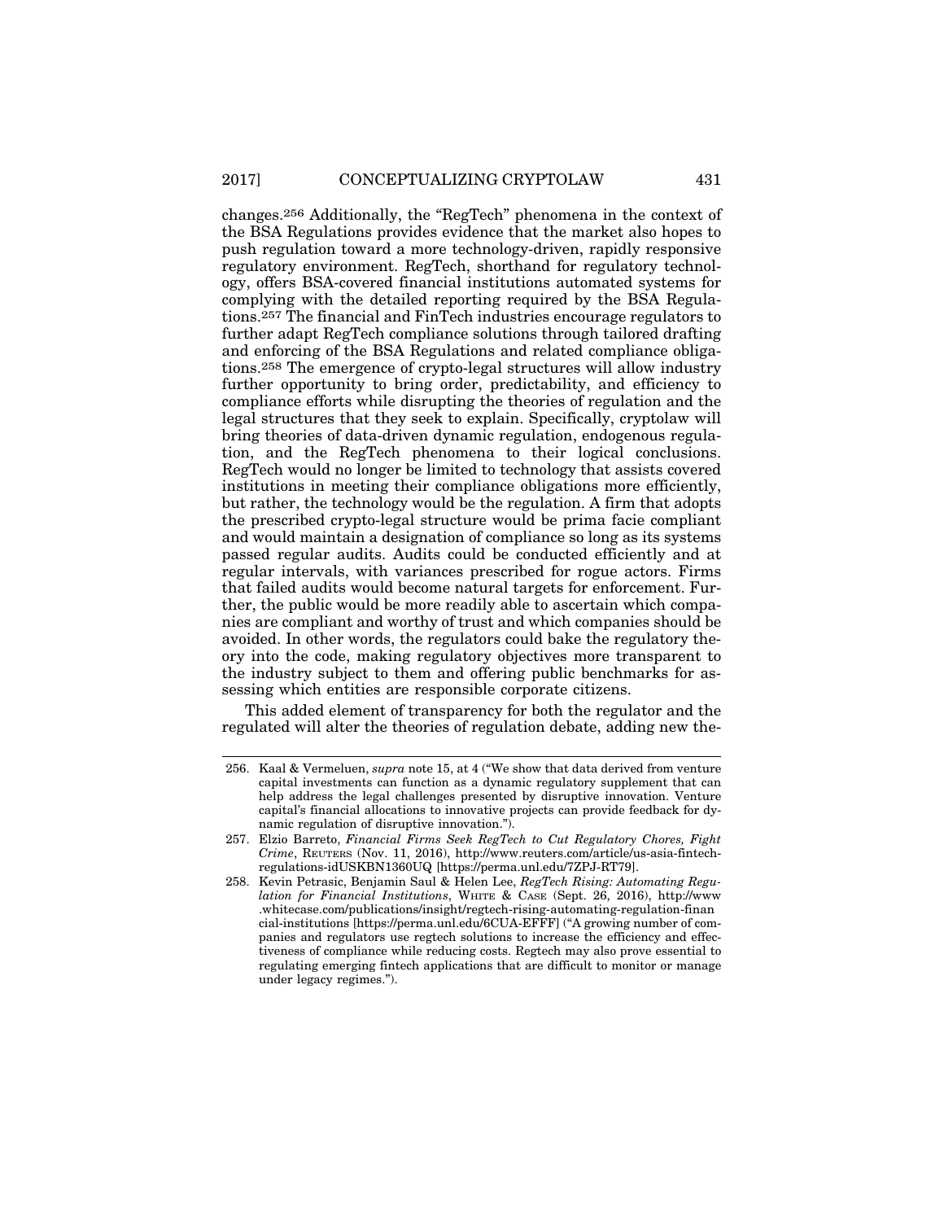changes.[256] Additionally, the "RegTech" phenomena in the context of the BSA Regulations provides evidence that the market also hopes to push regulation toward a more technology-driven, rapidly responsive regulatory environment. RegTech, shorthand for regulatory technology, offers BSA-covered financial institutions automated systems for complying with the detailed reporting required by the BSA Regulations.[257] The financial and FinTech industries encourage regulators to further adapt RegTech compliance solutions through tailored drafting and enforcing of the BSA Regulations and related compliance obligations.[258] The emergence of crypto-legal structures will allow industry further opportunity to bring order, predictability, and efficiency to compliance efforts while disrupting the theories of regulation and the legal structures that they seek to explain. Specifically, cryptolaw will bring theories of data-driven dynamic regulation, endogenous regulation, and the RegTech phenomena to their logical conclusions. RegTech would no longer be limited to technology that assists covered institutions in meeting their compliance obligations more efficiently, but rather, the technology would be the regulation. A firm that adopts the prescribed crypto-legal structure would be prima facie compliant and would maintain a designation of compliance so long as its systems passed regular audits. Audits could be conducted efficiently and at regular intervals, with variances prescribed for rogue actors. Firms that failed audits would become natural targets for enforcement. Further, the public would be more readily able to ascertain which companies are compliant and worthy of trust and which companies should be avoided. In other words, the regulators could bake the regulatory theory into the code, making regulatory objectives more transparent to the industry subject to them and offering public benchmarks for assessing which entities are responsible corporate citizens.

This added element of transparency for both the regulator and the regulated will alter the theories of regulation debate, adding new the-

---

256. Kaal & Vermeluen, *supra* note 15, at 4 ("We show that data derived from venture capital investments can function as a dynamic regulatory supplement that can help address the legal challenges presented by disruptive innovation. Venture capital's financial allocations to innovative projects can provide feedback for dynamic regulation of disruptive innovation.").

257. Elzio Barreto, *Financial Firms Seek RegTech to Cut Regulatory Chores, Fight Crime*, REUTERS (Nov. 11, 2016), http://www.reuters.com/article/us-asia-fintech-regulations-idUSKBN1360UQ [https://perma.unl.edu/7ZPJ-RT79].

258. Kevin Petrasic, Benjamin Saul & Helen Lee, *RegTech Rising: Automating Regulation for Financial Institutions*, WHITE & CASE (Sept. 26, 2016), http://www.whitecase.com/publications/insight/regtech-rising-automating-regulation-financial-institutions [https://perma.unl.edu/6CUA-EFFF] ("A growing number of companies and regulators use regtech solutions to increase the efficiency and effectiveness of compliance while reducing costs. Regtech may also prove essential to regulating emerging fintech applications that are difficult to monitor or manage under legacy regimes.").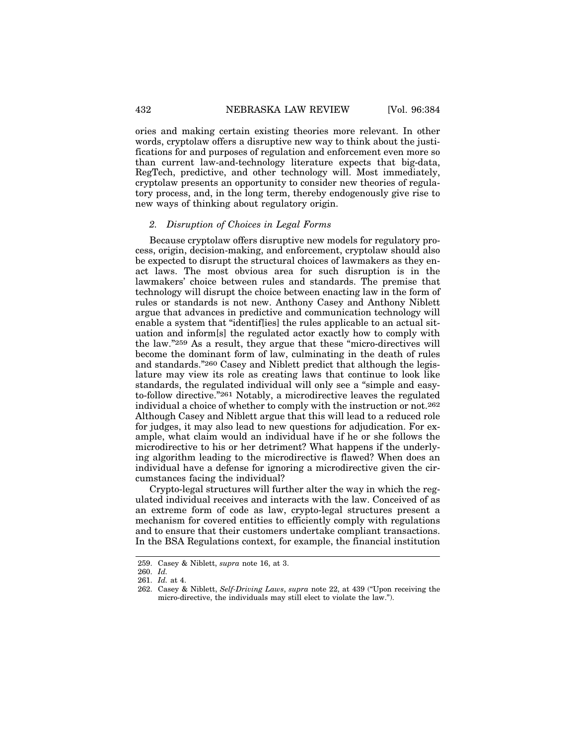ories and making certain existing theories more relevant. In other words, cryptolaw offers a disruptive new way to think about the justifications for and purposes of regulation and enforcement even more so than current law-and-technology literature expects that big-data, RegTech, predictive, and other technology will. Most immediately, cryptolaw presents an opportunity to consider new theories of regulatory process, and, in the long term, thereby endogenously give rise to new ways of thinking about regulatory origin.

### *2. Disruption of Choices in Legal Forms*

Because cryptolaw offers disruptive new models for regulatory process, origin, decision-making, and enforcement, cryptolaw should also be expected to disrupt the structural choices of lawmakers as they enact laws. The most obvious area for such disruption is in the lawmakers' choice between rules and standards. The premise that technology will disrupt the choice between enacting law in the form of rules or standards is not new. Anthony Casey and Anthony Niblett argue that advances in predictive and communication technology will enable a system that "identif[ies] the rules applicable to an actual situation and inform[s] the regulated actor exactly how to comply with the law."[259] As a result, they argue that these "micro-directives will become the dominant form of law, culminating in the death of rules and standards."[260] Casey and Niblett predict that although the legislature may view its role as creating laws that continue to look like standards, the regulated individual will only see a "simple and easy-to-follow directive."[261] Notably, a microdirective leaves the regulated individual a choice of whether to comply with the instruction or not.[262] Although Casey and Niblett argue that this will lead to a reduced role for judges, it may also lead to new questions for adjudication. For example, what claim would an individual have if he or she follows the microdirective to his or her detriment? What happens if the underlying algorithm leading to the microdirective is flawed? When does an individual have a defense for ignoring a microdirective given the circumstances facing the individual?

Crypto-legal structures will further alter the way in which the regulated individual receives and interacts with the law. Conceived of as an extreme form of code as law, crypto-legal structures present a mechanism for covered entities to efficiently comply with regulations and to ensure that their customers undertake compliant transactions. In the BSA Regulations context, for example, the financial institution

---

259. Casey & Niblett, *supra* note 16, at 3.

260. *Id.*

261. *Id.* at 4.

262. Casey & Niblett, *Self-Driving Laws*, *supra* note 22, at 439 ("Upon receiving the micro-directive, the individuals may still elect to violate the law.").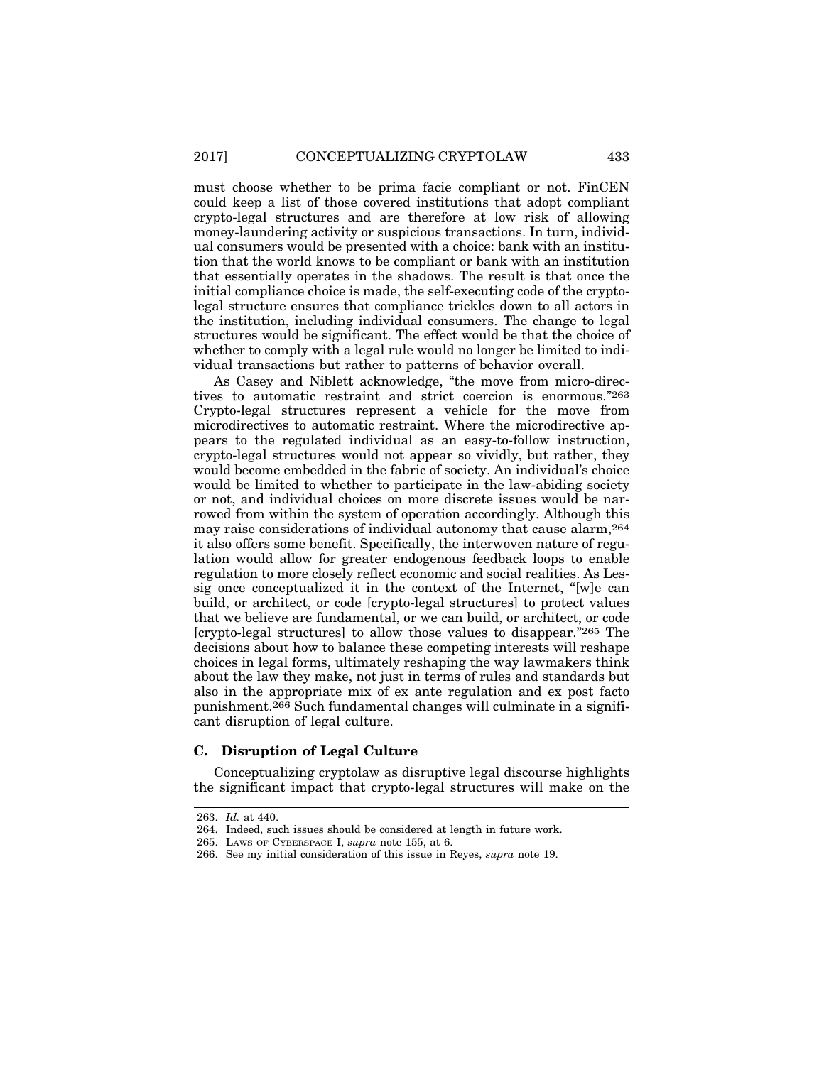must choose whether to be prima facie compliant or not. FinCEN could keep a list of those covered institutions that adopt compliant crypto-legal structures and are therefore at low risk of allowing money-laundering activity or suspicious transactions. In turn, individual consumers would be presented with a choice: bank with an institution that the world knows to be compliant or bank with an institution that essentially operates in the shadows. The result is that once the initial compliance choice is made, the self-executing code of the crypto-legal structure ensures that compliance trickles down to all actors in the institution, including individual consumers. The change to legal structures would be significant. The effect would be that the choice of whether to comply with a legal rule would no longer be limited to individual transactions but rather to patterns of behavior overall.

As Casey and Niblett acknowledge, "the move from micro-directives to automatic restraint and strict coercion is enormous."[263] Crypto-legal structures represent a vehicle for the move from microdirectives to automatic restraint. Where the microdirective appears to the regulated individual as an easy-to-follow instruction, crypto-legal structures would not appear so vividly, but rather, they would become embedded in the fabric of society. An individual's choice would be limited to whether to participate in the law-abiding society or not, and individual choices on more discrete issues would be narrowed from within the system of operation accordingly. Although this may raise considerations of individual autonomy that cause alarm,[264] it also offers some benefit. Specifically, the interwoven nature of regulation would allow for greater endogenous feedback loops to enable regulation to more closely reflect economic and social realities. As Lessig once conceptualized it in the context of the Internet, "[w]e can build, or architect, or code [crypto-legal structures] to protect values that we believe are fundamental, or we can build, or architect, or code [crypto-legal structures] to allow those values to disappear."[265] The decisions about how to balance these competing interests will reshape choices in legal forms, ultimately reshaping the way lawmakers think about the law they make, not just in terms of rules and standards but also in the appropriate mix of ex ante regulation and ex post facto punishment.[266] Such fundamental changes will culminate in a significant disruption of legal culture.

### C. Disruption of Legal Culture

Conceptualizing cryptolaw as disruptive legal discourse highlights the significant impact that crypto-legal structures will make on the

---

263. *Id.* at 440.

264. Indeed, such issues should be considered at length in future work.

265. LAWS OF CYBERSPACE I, *supra* note 155, at 6.

266. See my initial consideration of this issue in Reyes, *supra* note 19.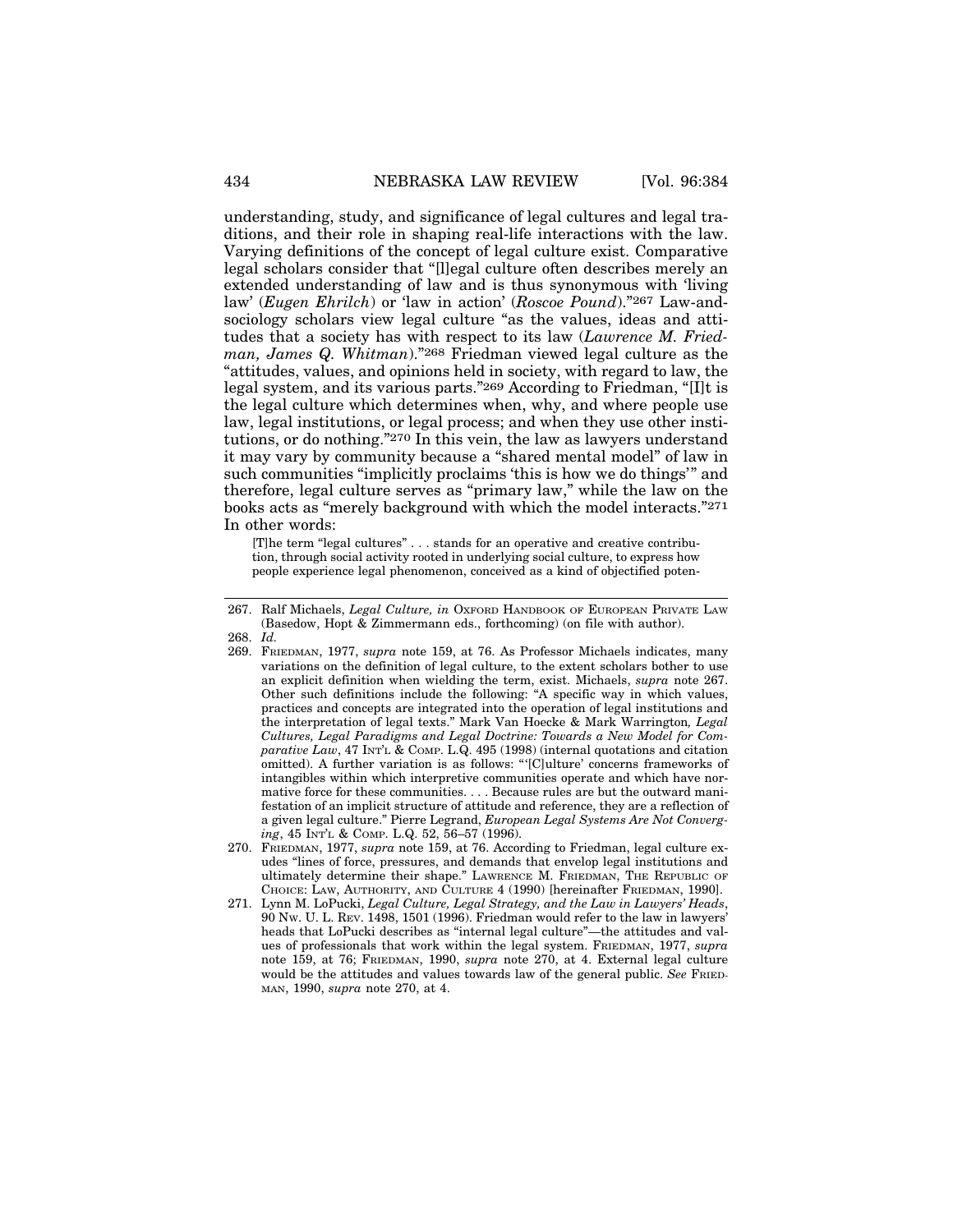understanding, study, and significance of legal cultures and legal traditions, and their role in shaping real-life interactions with the law. Varying definitions of the concept of legal culture exist. Comparative legal scholars consider that "[l]egal culture often describes merely an extended understanding of law and is thus synonymous with 'living law' (*Eugen Ehrilch*) or 'law in action' (*Roscoe Pound*)."[267] Law-and-sociology scholars view legal culture "as the values, ideas and attitudes that a society has with respect to its law (*Lawrence M. Friedman, James Q. Whitman*)."[268] Friedman viewed legal culture as the "attitudes, values, and opinions held in society, with regard to law, the legal system, and its various parts."[269] According to Friedman, "[I]t is the legal culture which determines when, why, and where people use law, legal institutions, or legal process; and when they use other institutions, or do nothing."[270] In this vein, the law as lawyers understand it may vary by community because a "shared mental model" of law in such communities "implicitly proclaims 'this is how we do things'" and therefore, legal culture serves as "primary law," while the law on the books acts as "merely background with which the model interacts."[271] In other words:

> [T]he term "legal cultures" . . . stands for an operative and creative contribution, through social activity rooted in underlying social culture, to express how people experience legal phenomenon, conceived as a kind of objectified poten-

---

267. Ralf Michaels, *Legal Culture, in* OXFORD HANDBOOK OF EUROPEAN PRIVATE LAW (Basedow, Hopt & Zimmermann eds., forthcoming) (on file with author).

268. *Id.*

269. FRIEDMAN, 1977, *supra* note 159, at 76. As Professor Michaels indicates, many variations on the definition of legal culture, to the extent scholars bother to use an explicit definition when wielding the term, exist. Michaels, *supra* note 267. Other such definitions include the following: "A specific way in which values, practices and concepts are integrated into the operation of legal institutions and the interpretation of legal texts." Mark Van Hoecke & Mark Warrington*, Legal Cultures, Legal Paradigms and Legal Doctrine: Towards a New Model for Comparative Law*, 47 INT'L & COMP. L.Q. 495 (1998) (internal quotations and citation omitted). A further variation is as follows: "'[C]ulture' concerns frameworks of intangibles within which interpretive communities operate and which have normative force for these communities. . . . Because rules are but the outward manifestation of an implicit structure of attitude and reference, they are a reflection of a given legal culture." Pierre Legrand, *European Legal Systems Are Not Converging*, 45 INT'L & COMP. L.Q. 52, 56–57 (1996).

270. FRIEDMAN, 1977, *supra* note 159, at 76. According to Friedman, legal culture exudes "lines of force, pressures, and demands that envelop legal institutions and ultimately determine their shape." LAWRENCE M. FRIEDMAN, THE REPUBLIC OF CHOICE: LAW, AUTHORITY, AND CULTURE 4 (1990) [hereinafter FRIEDMAN, 1990].

271. Lynn M. LoPucki, *Legal Culture, Legal Strategy, and the Law in Lawyers' Heads*, 90 NW. U. L. REV. 1498, 1501 (1996). Friedman would refer to the law in lawyers' heads that LoPucki describes as "internal legal culture"—the attitudes and values of professionals that work within the legal system. FRIEDMAN, 1977, *supra* note 159, at 76; FRIEDMAN, 1990, *supra* note 270, at 4. External legal culture would be the attitudes and values towards law of the general public. *See* FRIEDMAN, 1990, *supra* note 270, at 4.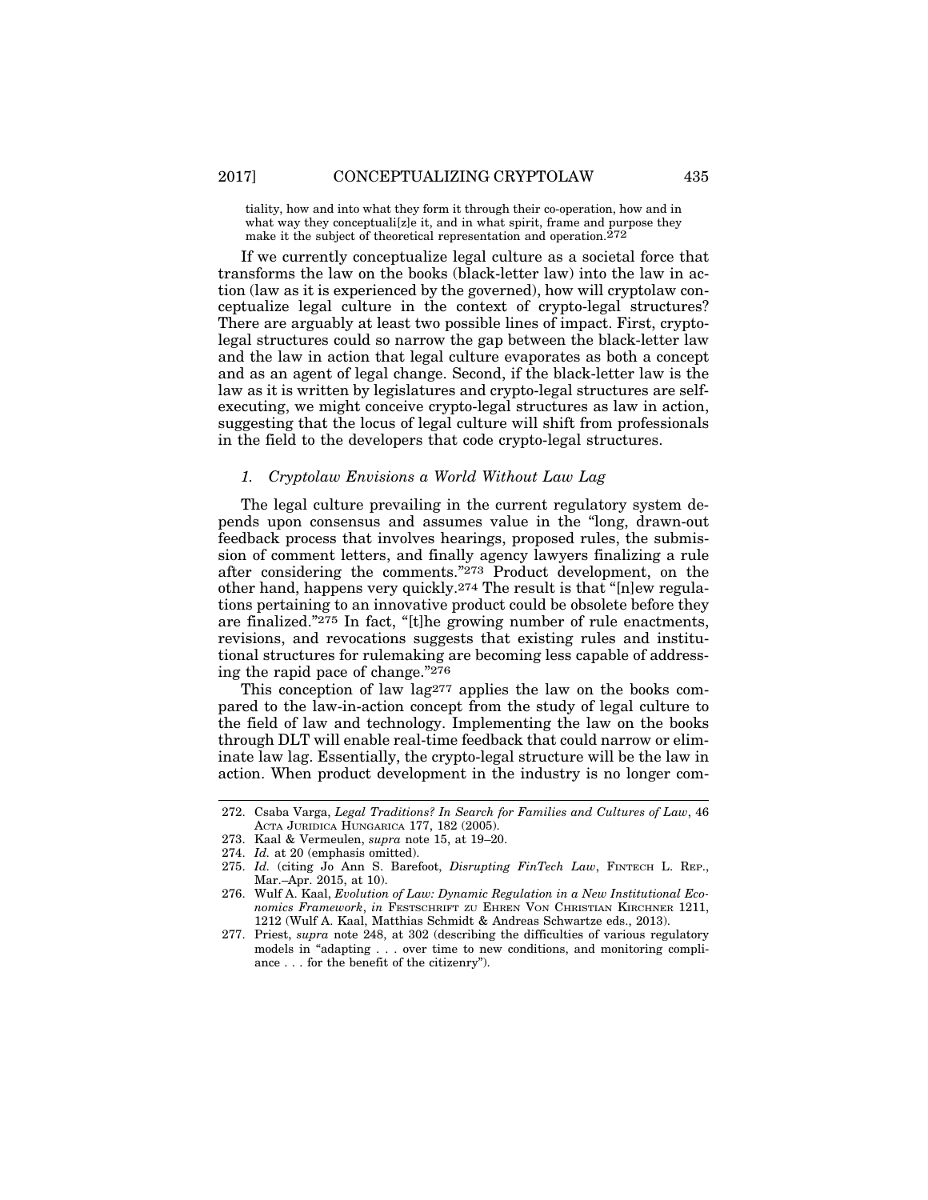tiality, how and into what they form it through their co-operation, how and in what way they conceptuali[z]e it, and in what spirit, frame and purpose they make it the subject of theoretical representation and operation.[272]

If we currently conceptualize legal culture as a societal force that transforms the law on the books (black-letter law) into the law in action (law as it is experienced by the governed), how will cryptolaw conceptualize legal culture in the context of crypto-legal structures? There are arguably at least two possible lines of impact. First, crypto-legal structures could so narrow the gap between the black-letter law and the law in action that legal culture evaporates as both a concept and as an agent of legal change. Second, if the black-letter law is the law as it is written by legislatures and crypto-legal structures are self-executing, we might conceive crypto-legal structures as law in action, suggesting that the locus of legal culture will shift from professionals in the field to the developers that code crypto-legal structures.

### *1. Cryptolaw Envisions a World Without Law Lag*

The legal culture prevailing in the current regulatory system depends upon consensus and assumes value in the "long, drawn-out feedback process that involves hearings, proposed rules, the submission of comment letters, and finally agency lawyers finalizing a rule after considering the comments."[273] Product development, on the other hand, happens very quickly.[274] The result is that "[n]ew regulations pertaining to an innovative product could be obsolete before they are finalized."[275] In fact, "[t]he growing number of rule enactments, revisions, and revocations suggests that existing rules and institutional structures for rulemaking are becoming less capable of addressing the rapid pace of change."[276]

This conception of law lag[277] applies the law on the books compared to the law-in-action concept from the study of legal culture to the field of law and technology. Implementing the law on the books through DLT will enable real-time feedback that could narrow or eliminate law lag. Essentially, the crypto-legal structure will be the law in action. When product development in the industry is no longer com-

---

272. Csaba Varga, *Legal Traditions? In Search for Families and Cultures of Law*, 46 ACTA JURIDICA HUNGARICA 177, 182 (2005).

273. Kaal & Vermeulen, *supra* note 15, at 19–20.

274. *Id.* at 20 (emphasis omitted).

275. *Id.* (citing Jo Ann S. Barefoot, *Disrupting FinTech Law*, FINTECH L. REP., Mar.–Apr. 2015, at 10).

276. Wulf A. Kaal, *Evolution of Law: Dynamic Regulation in a New Institutional Economics Framework*, *in* FESTSCHRIFT ZU EHREN VON CHRISTIAN KIRCHNER 1211, 1212 (Wulf A. Kaal, Matthias Schmidt & Andreas Schwartze eds., 2013).

277. Priest, *supra* note 248, at 302 (describing the difficulties of various regulatory models in "adapting . . . over time to new conditions, and monitoring compliance . . . for the benefit of the citizenry").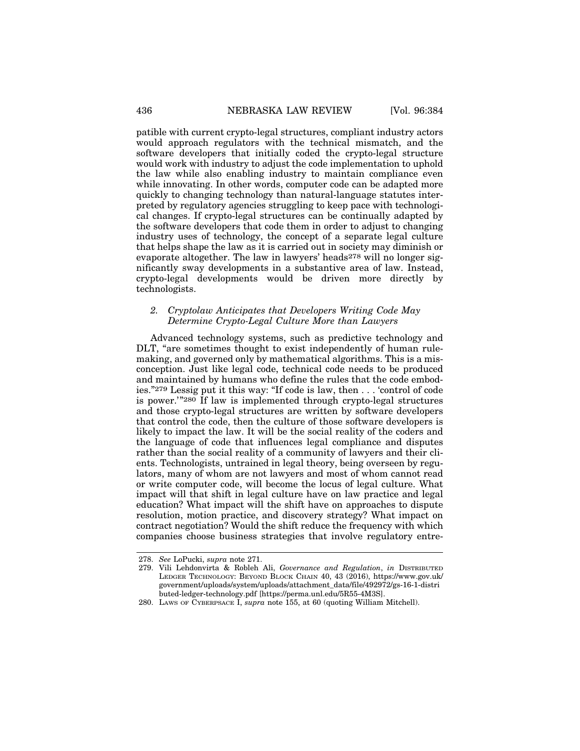patible with current crypto-legal structures, compliant industry actors would approach regulators with the technical mismatch, and the software developers that initially coded the crypto-legal structure would work with industry to adjust the code implementation to uphold the law while also enabling industry to maintain compliance even while innovating. In other words, computer code can be adapted more quickly to changing technology than natural-language statutes interpreted by regulatory agencies struggling to keep pace with technological changes. If crypto-legal structures can be continually adapted by the software developers that code them in order to adjust to changing industry uses of technology, the concept of a separate legal culture that helps shape the law as it is carried out in society may diminish or evaporate altogether. The law in lawyers' heads[278] will no longer significantly sway developments in a substantive area of law. Instead, crypto-legal developments would be driven more directly by technologists.

### 2. *Cryptolaw Anticipates that Developers Writing Code May Determine Crypto-Legal Culture More than Lawyers*

Advanced technology systems, such as predictive technology and DLT, "are sometimes thought to exist independently of human rule-making, and governed only by mathematical algorithms. This is a misconception. Just like legal code, technical code needs to be produced and maintained by humans who define the rules that the code embodies."[279] Lessig put it this way: "If code is law, then . . . 'control of code is power.'"[280] If law is implemented through crypto-legal structures and those crypto-legal structures are written by software developers that control the code, then the culture of those software developers is likely to impact the law. It will be the social reality of the coders and the language of code that influences legal compliance and disputes rather than the social reality of a community of lawyers and their clients. Technologists, untrained in legal theory, being overseen by regulators, many of whom are not lawyers and most of whom cannot read or write computer code, will become the locus of legal culture. What impact will that shift in legal culture have on law practice and legal education? What impact will the shift have on approaches to dispute resolution, motion practice, and discovery strategy? What impact on contract negotiation? Would the shift reduce the frequency with which companies choose business strategies that involve regulatory entre-

---

278. *See* LoPucki, *supra* note 271.

279. Vili Lehdonvirta & Robleh Ali, *Governance and Regulation*, *in* DISTRIBUTED LEDGER TECHNOLOGY: BEYOND BLOCK CHAIN 40, 43 (2016), https://www.gov.uk/government/uploads/system/uploads/attachment_data/file/492972/gs-16-1-distributed-ledger-technology.pdf [https://perma.unl.edu/5R55-4M3S].

280. LAWS OF CYBERPSACE I, *supra* note 155, at 60 (quoting William Mitchell).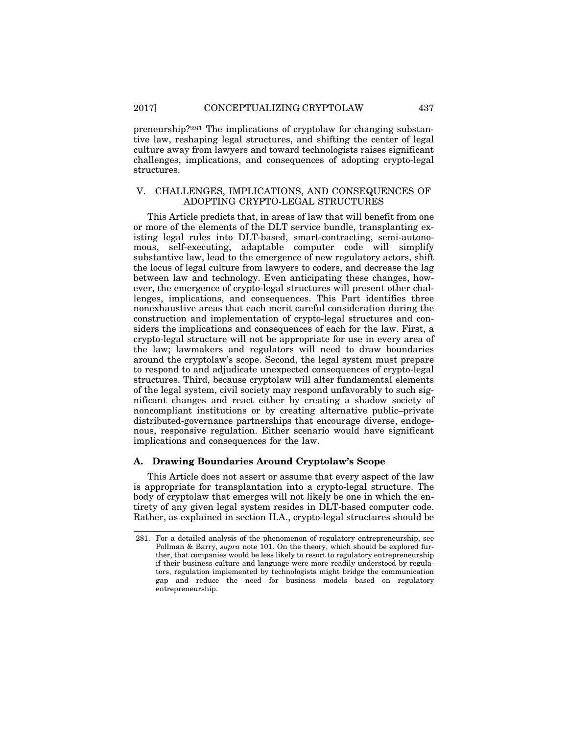preneurship?[281] The implications of cryptolaw for changing substantive law, reshaping legal structures, and shifting the center of legal culture away from lawyers and toward technologists raises significant challenges, implications, and consequences of adopting crypto-legal structures.

## V. CHALLENGES, IMPLICATIONS, AND CONSEQUENCES OF ADOPTING CRYPTO-LEGAL STRUCTURES

This Article predicts that, in areas of law that will benefit from one or more of the elements of the DLT service bundle, transplanting existing legal rules into DLT-based, smart-contracting, semi-autonomous, self-executing, adaptable computer code will simplify substantive law, lead to the emergence of new regulatory actors, shift the locus of legal culture from lawyers to coders, and decrease the lag between law and technology. Even anticipating these changes, however, the emergence of crypto-legal structures will present other challenges, implications, and consequences. This Part identifies three nonexhaustive areas that each merit careful consideration during the construction and implementation of crypto-legal structures and considers the implications and consequences of each for the law. First, a crypto-legal structure will not be appropriate for use in every area of the law; lawmakers and regulators will need to draw boundaries around the cryptolaw's scope. Second, the legal system must prepare to respond to and adjudicate unexpected consequences of crypto-legal structures. Third, because cryptolaw will alter fundamental elements of the legal system, civil society may respond unfavorably to such significant changes and react either by creating a shadow society of noncompliant institutions or by creating alternative public–private distributed-governance partnerships that encourage diverse, endogenous, responsive regulation. Either scenario would have significant implications and consequences for the law.

### A. Drawing Boundaries Around Cryptolaw's Scope

This Article does not assert or assume that every aspect of the law is appropriate for transplantation into a crypto-legal structure. The body of cryptolaw that emerges will not likely be one in which the entirety of any given legal system resides in DLT-based computer code. Rather, as explained in section II.A., crypto-legal structures should be

---

281. For a detailed analysis of the phenomenon of regulatory entrepreneurship, see Pollman & Barry, *supra* note 101. On the theory, which should be explored further, that companies would be less likely to resort to regulatory entrepreneurship if their business culture and language were more readily understood by regulators, regulation implemented by technologists might bridge the communication gap and reduce the need for business models based on regulatory entrepreneurship.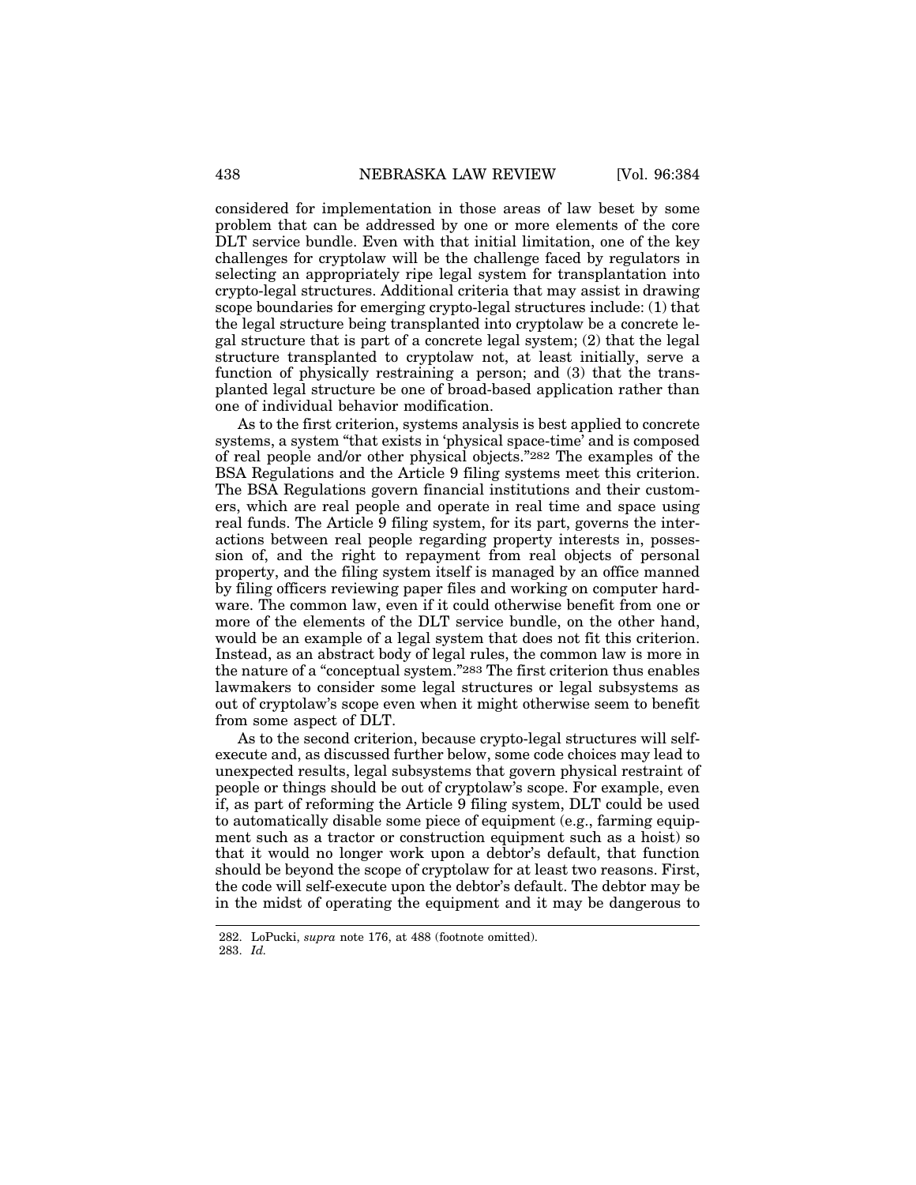considered for implementation in those areas of law beset by some problem that can be addressed by one or more elements of the core DLT service bundle. Even with that initial limitation, one of the key challenges for cryptolaw will be the challenge faced by regulators in selecting an appropriately ripe legal system for transplantation into crypto-legal structures. Additional criteria that may assist in drawing scope boundaries for emerging crypto-legal structures include: (1) that the legal structure being transplanted into cryptolaw be a concrete legal structure that is part of a concrete legal system; (2) that the legal structure transplanted to cryptolaw not, at least initially, serve a function of physically restraining a person; and (3) that the transplanted legal structure be one of broad-based application rather than one of individual behavior modification.

As to the first criterion, systems analysis is best applied to concrete systems, a system "that exists in 'physical space-time' and is composed of real people and/or other physical objects."[282] The examples of the BSA Regulations and the Article 9 filing systems meet this criterion. The BSA Regulations govern financial institutions and their customers, which are real people and operate in real time and space using real funds. The Article 9 filing system, for its part, governs the interactions between real people regarding property interests in, possession of, and the right to repayment from real objects of personal property, and the filing system itself is managed by an office manned by filing officers reviewing paper files and working on computer hardware. The common law, even if it could otherwise benefit from one or more of the elements of the DLT service bundle, on the other hand, would be an example of a legal system that does not fit this criterion. Instead, as an abstract body of legal rules, the common law is more in the nature of a "conceptual system."[283] The first criterion thus enables lawmakers to consider some legal structures or legal subsystems as out of cryptolaw's scope even when it might otherwise seem to benefit from some aspect of DLT.

As to the second criterion, because crypto-legal structures will self-execute and, as discussed further below, some code choices may lead to unexpected results, legal subsystems that govern physical restraint of people or things should be out of cryptolaw's scope. For example, even if, as part of reforming the Article 9 filing system, DLT could be used to automatically disable some piece of equipment (e.g., farming equipment such as a tractor or construction equipment such as a hoist) so that it would no longer work upon a debtor's default, that function should be beyond the scope of cryptolaw for at least two reasons. First, the code will self-execute upon the debtor's default. The debtor may be in the midst of operating the equipment and it may be dangerous to

---

282. LoPucki, *supra* note 176, at 488 (footnote omitted).

283. *Id.*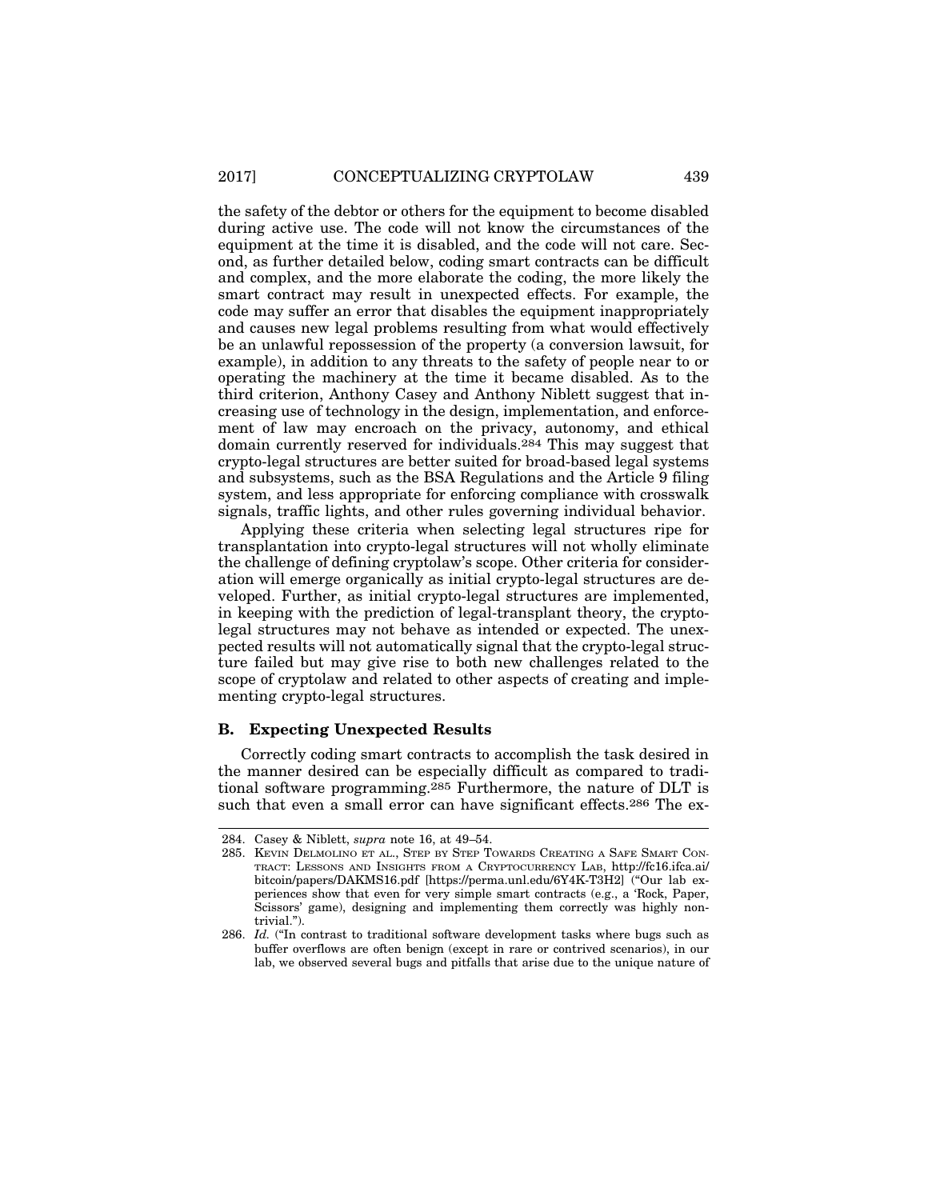the safety of the debtor or others for the equipment to become disabled during active use. The code will not know the circumstances of the equipment at the time it is disabled, and the code will not care. Second, as further detailed below, coding smart contracts can be difficult and complex, and the more elaborate the coding, the more likely the smart contract may result in unexpected effects. For example, the code may suffer an error that disables the equipment inappropriately and causes new legal problems resulting from what would effectively be an unlawful repossession of the property (a conversion lawsuit, for example), in addition to any threats to the safety of people near to or operating the machinery at the time it became disabled. As to the third criterion, Anthony Casey and Anthony Niblett suggest that increasing use of technology in the design, implementation, and enforcement of law may encroach on the privacy, autonomy, and ethical domain currently reserved for individuals.[284] This may suggest that crypto-legal structures are better suited for broad-based legal systems and subsystems, such as the BSA Regulations and the Article 9 filing system, and less appropriate for enforcing compliance with crosswalk signals, traffic lights, and other rules governing individual behavior.

Applying these criteria when selecting legal structures ripe for transplantation into crypto-legal structures will not wholly eliminate the challenge of defining cryptolaw's scope. Other criteria for consideration will emerge organically as initial crypto-legal structures are developed. Further, as initial crypto-legal structures are implemented, in keeping with the prediction of legal-transplant theory, the crypto-legal structures may not behave as intended or expected. The unexpected results will not automatically signal that the crypto-legal structure failed but may give rise to both new challenges related to the scope of cryptolaw and related to other aspects of creating and implementing crypto-legal structures.

### B. Expecting Unexpected Results

Correctly coding smart contracts to accomplish the task desired in the manner desired can be especially difficult as compared to traditional software programming.[285] Furthermore, the nature of DLT is such that even a small error can have significant effects.[286] The ex-

---

284. Casey & Niblett, *supra* note 16, at 49–54.

285. Kevin Delmolino et al., Step by Step Towards Creating a Safe Smart Contract: Lessons and Insights from a Cryptocurrency Lab, http://fc16.ifca.ai/bitcoin/papers/DAKMS16.pdf [https://perma.unl.edu/6Y4K-T3H2] ("Our lab experiences show that even for very simple smart contracts (e.g., a 'Rock, Paper, Scissors' game), designing and implementing them correctly was highly non-trivial.").

286. *Id.* ("In contrast to traditional software development tasks where bugs such as buffer overflows are often benign (except in rare or contrived scenarios), in our lab, we observed several bugs and pitfalls that arise due to the unique nature of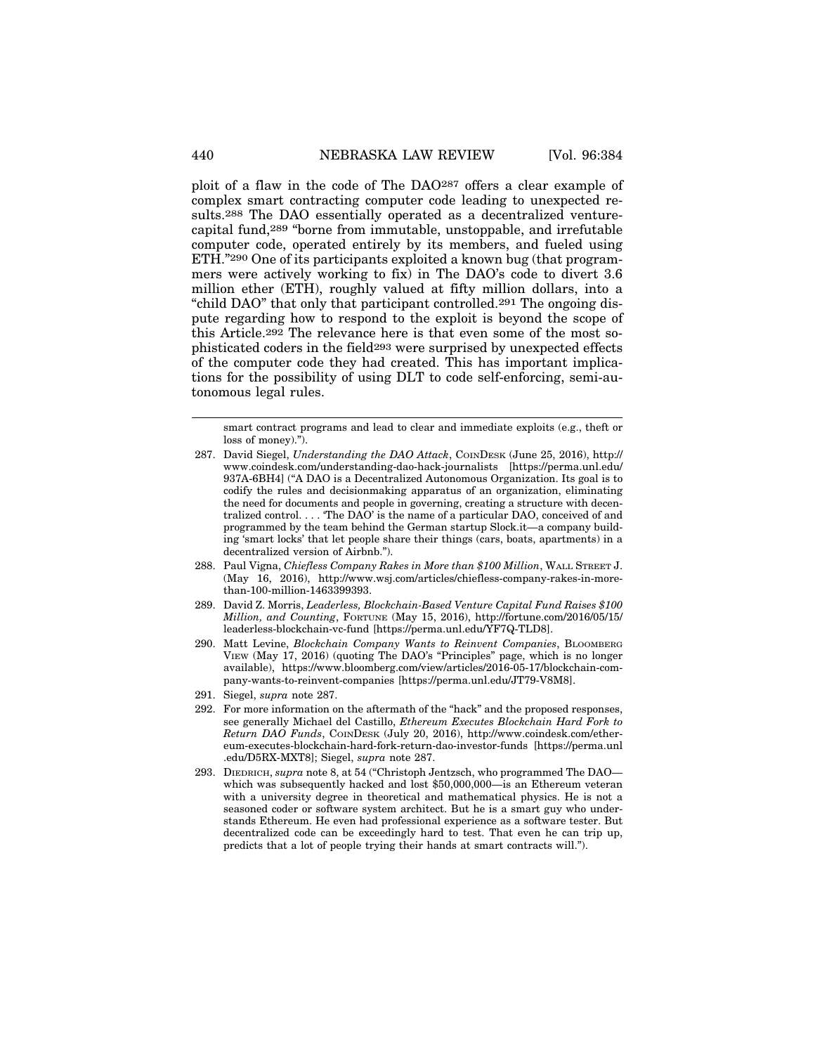ploit of a flaw in the code of The DAO[287] offers a clear example of complex smart contracting computer code leading to unexpected results.[288] The DAO essentially operated as a decentralized venture-capital fund,[289] "borne from immutable, unstoppable, and irrefutable computer code, operated entirely by its members, and fueled using ETH."[290] One of its participants exploited a known bug (that programmers were actively working to fix) in The DAO's code to divert 3.6 million ether (ETH), roughly valued at fifty million dollars, into a "child DAO" that only that participant controlled.[291] The ongoing dispute regarding how to respond to the exploit is beyond the scope of this Article.[292] The relevance here is that even some of the most sophisticated coders in the field[293] were surprised by unexpected effects of the computer code they had created. This has important implications for the possibility of using DLT to code self-enforcing, semi-autonomous legal rules.

---

smart contract programs and lead to clear and immediate exploits (e.g., theft or loss of money).").

287. David Siegel, *Understanding the DAO Attack*, CoinDesk (June 25, 2016), http://www.coindesk.com/understanding-dao-hack-journalists [https://perma.unl.edu/937A-6BH4] ("A DAO is a Decentralized Autonomous Organization. Its goal is to codify the rules and decisionmaking apparatus of an organization, eliminating the need for documents and people in governing, creating a structure with decentralized control. . . . 'The DAO' is the name of a particular DAO, conceived of and programmed by the team behind the German startup Slock.it—a company building 'smart locks' that let people share their things (cars, boats, apartments) in a decentralized version of Airbnb.").

288. Paul Vigna, *Chiefless Company Rakes in More than $100 Million*, Wall Street J. (May 16, 2016), http://www.wsj.com/articles/chiefless-company-rakes-in-more-than-100-million-1463399393.

289. David Z. Morris, *Leaderless, Blockchain-Based Venture Capital Fund Raises $100 Million, and Counting*, Fortune (May 15, 2016), http://fortune.com/2016/05/15/leaderless-blockchain-vc-fund [https://perma.unl.edu/YF7Q-TLD8].

290. Matt Levine, *Blockchain Company Wants to Reinvent Companies*, Bloomberg View (May 17, 2016) (quoting The DAO's "Principles" page, which is no longer available), https://www.bloomberg.com/view/articles/2016-05-17/blockchain-company-wants-to-reinvent-companies [https://perma.unl.edu/JT79-V8M8].

291. Siegel, *supra* note 287.

292. For more information on the aftermath of the "hack" and the proposed responses, see generally Michael del Castillo, *Ethereum Executes Blockchain Hard Fork to Return DAO Funds*, CoinDesk (July 20, 2016), http://www.coindesk.com/ethereum-executes-blockchain-hard-fork-return-dao-investor-funds [https://perma.unl.edu/D5RX-MXT8]; Siegel, *supra* note 287.

293. Diedrich, *supra* note 8, at 54 ("Christoph Jentzsch, who programmed The DAO—which was subsequently hacked and lost $50,000,000—is an Ethereum veteran with a university degree in theoretical and mathematical physics. He is not a seasoned coder or software system architect. But he is a smart guy who understands Ethereum. He even had professional experience as a software tester. But decentralized code can be exceedingly hard to test. That even he can trip up, predicts that a lot of people trying their hands at smart contracts will.").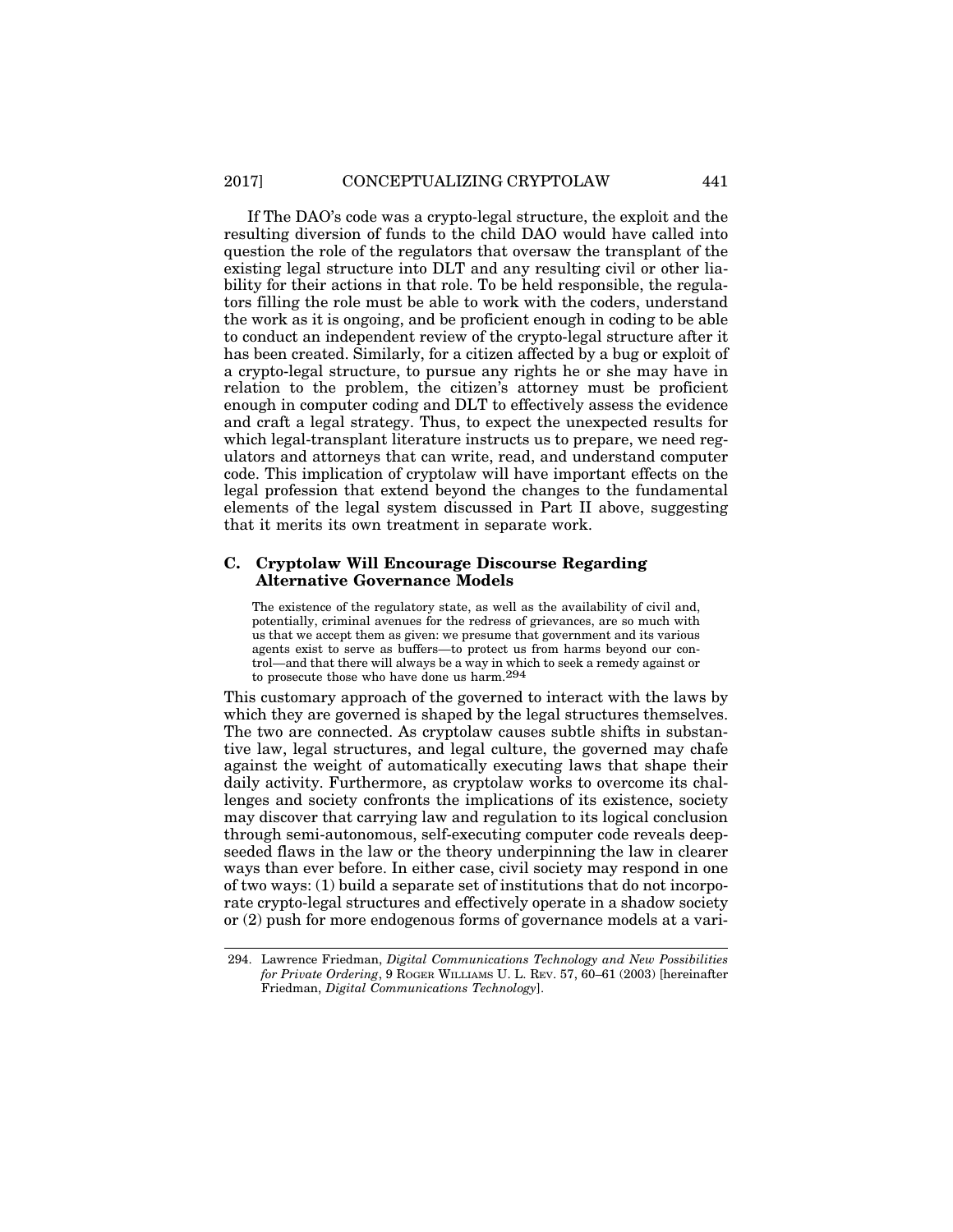If The DAO's code was a crypto-legal structure, the exploit and the resulting diversion of funds to the child DAO would have called into question the role of the regulators that oversaw the transplant of the existing legal structure into DLT and any resulting civil or other liability for their actions in that role. To be held responsible, the regulators filling the role must be able to work with the coders, understand the work as it is ongoing, and be proficient enough in coding to be able to conduct an independent review of the crypto-legal structure after it has been created. Similarly, for a citizen affected by a bug or exploit of a crypto-legal structure, to pursue any rights he or she may have in relation to the problem, the citizen's attorney must be proficient enough in computer coding and DLT to effectively assess the evidence and craft a legal strategy. Thus, to expect the unexpected results for which legal-transplant literature instructs us to prepare, we need regulators and attorneys that can write, read, and understand computer code. This implication of cryptolaw will have important effects on the legal profession that extend beyond the changes to the fundamental elements of the legal system discussed in Part II above, suggesting that it merits its own treatment in separate work.

### C. Cryptolaw Will Encourage Discourse Regarding Alternative Governance Models

> The existence of the regulatory state, as well as the availability of civil and, potentially, criminal avenues for the redress of grievances, are so much with us that we accept them as given: we presume that government and its various agents exist to serve as buffers—to protect us from harms beyond our control—and that there will always be a way in which to seek a remedy against or to prosecute those who have done us harm.[294]

This customary approach of the governed to interact with the laws by which they are governed is shaped by the legal structures themselves. The two are connected. As cryptolaw causes subtle shifts in substantive law, legal structures, and legal culture, the governed may chafe against the weight of automatically executing laws that shape their daily activity. Furthermore, as cryptolaw works to overcome its challenges and society confronts the implications of its existence, society may discover that carrying law and regulation to its logical conclusion through semi-autonomous, self-executing computer code reveals deep-seeded flaws in the law or the theory underpinning the law in clearer ways than ever before. In either case, civil society may respond in one of two ways: (1) build a separate set of institutions that do not incorporate crypto-legal structures and effectively operate in a shadow society or (2) push for more endogenous forms of governance models at a vari-

---

294. Lawrence Friedman, *Digital Communications Technology and New Possibilities for Private Ordering*, 9 ROGER WILLIAMS U. L. REV. 57, 60–61 (2003) [hereinafter Friedman, *Digital Communications Technology*].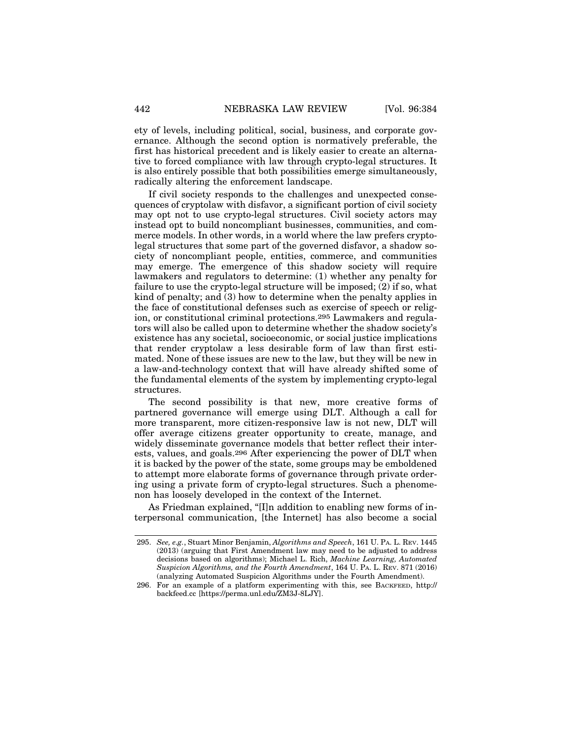ety of levels, including political, social, business, and corporate governance. Although the second option is normatively preferable, the first has historical precedent and is likely easier to create an alternative to forced compliance with law through crypto-legal structures. It is also entirely possible that both possibilities emerge simultaneously, radically altering the enforcement landscape.

If civil society responds to the challenges and unexpected consequences of cryptolaw with disfavor, a significant portion of civil society may opt not to use crypto-legal structures. Civil society actors may instead opt to build noncompliant businesses, communities, and commerce models. In other words, in a world where the law prefers crypto-legal structures that some part of the governed disfavor, a shadow society of noncompliant people, entities, commerce, and communities may emerge. The emergence of this shadow society will require lawmakers and regulators to determine: (1) whether any penalty for failure to use the crypto-legal structure will be imposed; (2) if so, what kind of penalty; and (3) how to determine when the penalty applies in the face of constitutional defenses such as exercise of speech or religion, or constitutional criminal protections.[295] Lawmakers and regulators will also be called upon to determine whether the shadow society's existence has any societal, socioeconomic, or social justice implications that render cryptolaw a less desirable form of law than first estimated. None of these issues are new to the law, but they will be new in a law-and-technology context that will have already shifted some of the fundamental elements of the system by implementing crypto-legal structures.

The second possibility is that new, more creative forms of partnered governance will emerge using DLT. Although a call for more transparent, more citizen-responsive law is not new, DLT will offer average citizens greater opportunity to create, manage, and widely disseminate governance models that better reflect their interests, values, and goals.[296] After experiencing the power of DLT when it is backed by the power of the state, some groups may be emboldened to attempt more elaborate forms of governance through private ordering using a private form of crypto-legal structures. Such a phenomenon has loosely developed in the context of the Internet.

As Friedman explained, "[I]n addition to enabling new forms of interpersonal communication, [the Internet] has also become a social

---

295. *See, e.g.*, Stuart Minor Benjamin, *Algorithms and Speech*, 161 U. PA. L. REV. 1445 (2013) (arguing that First Amendment law may need to be adjusted to address decisions based on algorithms); Michael L. Rich, *Machine Learning, Automated Suspicion Algorithms, and the Fourth Amendment*, 164 U. PA. L. REV. 871 (2016) (analyzing Automated Suspicion Algorithms under the Fourth Amendment).

296. For an example of a platform experimenting with this, see BACKFEED, http://backfeed.cc [https://perma.unl.edu/ZM3J-8LJY].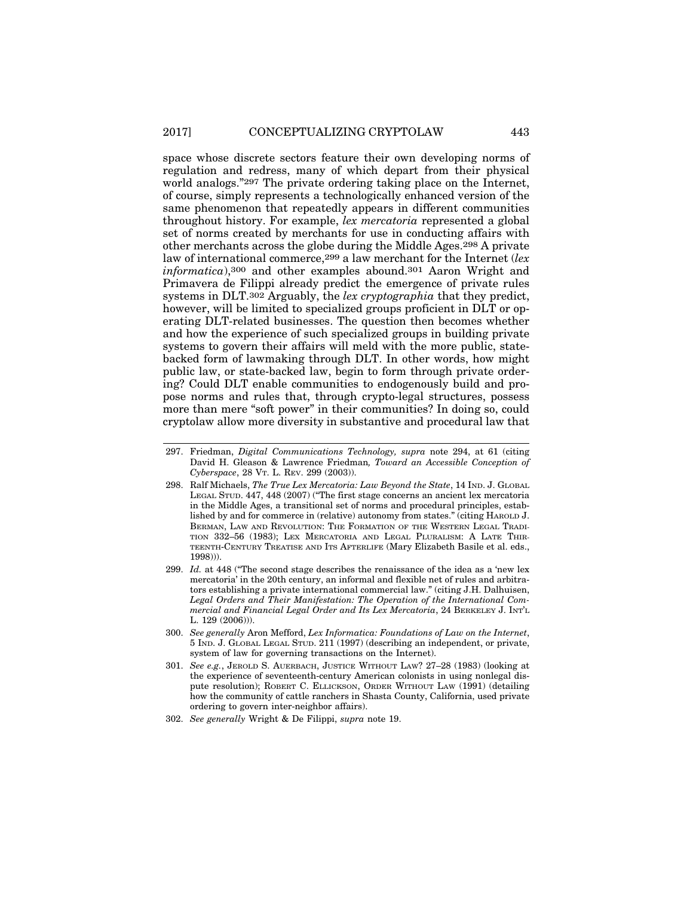space whose discrete sectors feature their own developing norms of regulation and redress, many of which depart from their physical world analogs."[297] The private ordering taking place on the Internet, of course, simply represents a technologically enhanced version of the same phenomenon that repeatedly appears in different communities throughout history. For example, *lex mercatoria* represented a global set of norms created by merchants for use in conducting affairs with other merchants across the globe during the Middle Ages.[298] A private law of international commerce,[299] a law merchant for the Internet (*lex informatica*),[300] and other examples abound.[301] Aaron Wright and Primavera de Filippi already predict the emergence of private rules systems in DLT.[302] Arguably, the *lex cryptographia* that they predict, however, will be limited to specialized groups proficient in DLT or operating DLT-related businesses. The question then becomes whether and how the experience of such specialized groups in building private systems to govern their affairs will meld with the more public, state-backed form of lawmaking through DLT. In other words, how might public law, or state-backed law, begin to form through private ordering? Could DLT enable communities to endogenously build and propose norms and rules that, through crypto-legal structures, possess more than mere "soft power" in their communities? In doing so, could cryptolaw allow more diversity in substantive and procedural law that

---

297. Friedman, *Digital Communications Technology, supra* note 294, at 61 (citing David H. Gleason & Lawrence Friedman*, Toward an Accessible Conception of Cyberspace*, 28 VT. L. REV. 299 (2003)).

298. Ralf Michaels, *The True Lex Mercatoria: Law Beyond the State*, 14 IND. J. GLOBAL LEGAL STUD. 447, 448 (2007) ("The first stage concerns an ancient lex mercatoria in the Middle Ages, a transitional set of norms and procedural principles, established by and for commerce in (relative) autonomy from states." (citing HAROLD J. BERMAN, LAW AND REVOLUTION: THE FORMATION OF THE WESTERN LEGAL TRADITION 332–56 (1983); LEX MERCATORIA AND LEGAL PLURALISM: A LATE THIRTEENTH-CENTURY TREATISE AND ITS AFTERLIFE (Mary Elizabeth Basile et al. eds., 1998))).

299. *Id.* at 448 ("The second stage describes the renaissance of the idea as a 'new lex mercatoria' in the 20th century, an informal and flexible net of rules and arbitrators establishing a private international commercial law." (citing J.H. Dalhuisen, *Legal Orders and Their Manifestation: The Operation of the International Commercial and Financial Legal Order and Its Lex Mercatoria*, 24 BERKELEY J. INT'L L. 129 (2006))).

300. *See generally* Aron Mefford, *Lex Informatica: Foundations of Law on the Internet*, 5 IND. J. GLOBAL LEGAL STUD. 211 (1997) (describing an independent, or private, system of law for governing transactions on the Internet).

301. *See e.g.*, JEROLD S. AUERBACH, JUSTICE WITHOUT LAW? 27–28 (1983) (looking at the experience of seventeenth-century American colonists in using nonlegal dispute resolution); ROBERT C. ELLICKSON, ORDER WITHOUT LAW (1991) (detailing how the community of cattle ranchers in Shasta County, California, used private ordering to govern inter-neighbor affairs).

302. *See generally* Wright & De Filippi, *supra* note 19.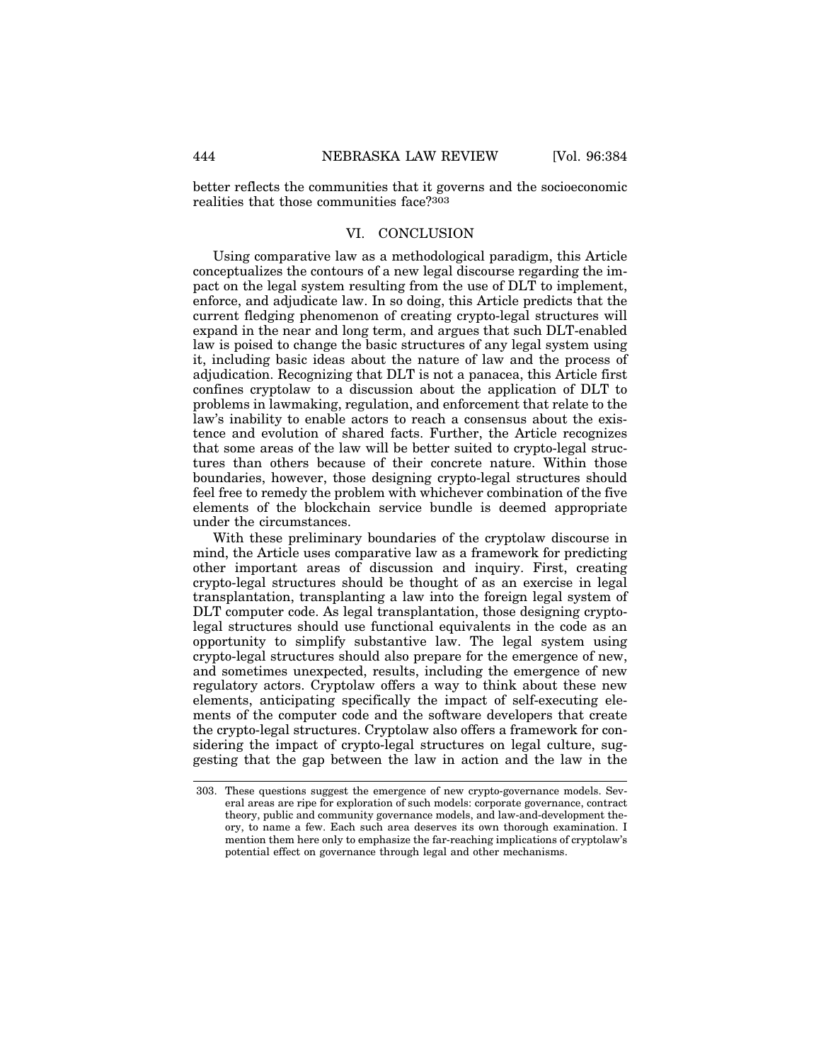better reflects the communities that it governs and the socioeconomic realities that those communities face?[303]

## VI. CONCLUSION

Using comparative law as a methodological paradigm, this Article conceptualizes the contours of a new legal discourse regarding the impact on the legal system resulting from the use of DLT to implement, enforce, and adjudicate law. In so doing, this Article predicts that the current fledging phenomenon of creating crypto-legal structures will expand in the near and long term, and argues that such DLT-enabled law is poised to change the basic structures of any legal system using it, including basic ideas about the nature of law and the process of adjudication. Recognizing that DLT is not a panacea, this Article first confines cryptolaw to a discussion about the application of DLT to problems in lawmaking, regulation, and enforcement that relate to the law's inability to enable actors to reach a consensus about the existence and evolution of shared facts. Further, the Article recognizes that some areas of the law will be better suited to crypto-legal structures than others because of their concrete nature. Within those boundaries, however, those designing crypto-legal structures should feel free to remedy the problem with whichever combination of the five elements of the blockchain service bundle is deemed appropriate under the circumstances.

With these preliminary boundaries of the cryptolaw discourse in mind, the Article uses comparative law as a framework for predicting other important areas of discussion and inquiry. First, creating crypto-legal structures should be thought of as an exercise in legal transplantation, transplanting a law into the foreign legal system of DLT computer code. As legal transplantation, those designing crypto-legal structures should use functional equivalents in the code as an opportunity to simplify substantive law. The legal system using crypto-legal structures should also prepare for the emergence of new, and sometimes unexpected, results, including the emergence of new regulatory actors. Cryptolaw offers a way to think about these new elements, anticipating specifically the impact of self-executing elements of the computer code and the software developers that create the crypto-legal structures. Cryptolaw also offers a framework for considering the impact of crypto-legal structures on legal culture, suggesting that the gap between the law in action and the law in the

---

303. These questions suggest the emergence of new crypto-governance models. Several areas are ripe for exploration of such models: corporate governance, contract theory, public and community governance models, and law-and-development theory, to name a few. Each such area deserves its own thorough examination. I mention them here only to emphasize the far-reaching implications of cryptolaw's potential effect on governance through legal and other mechanisms.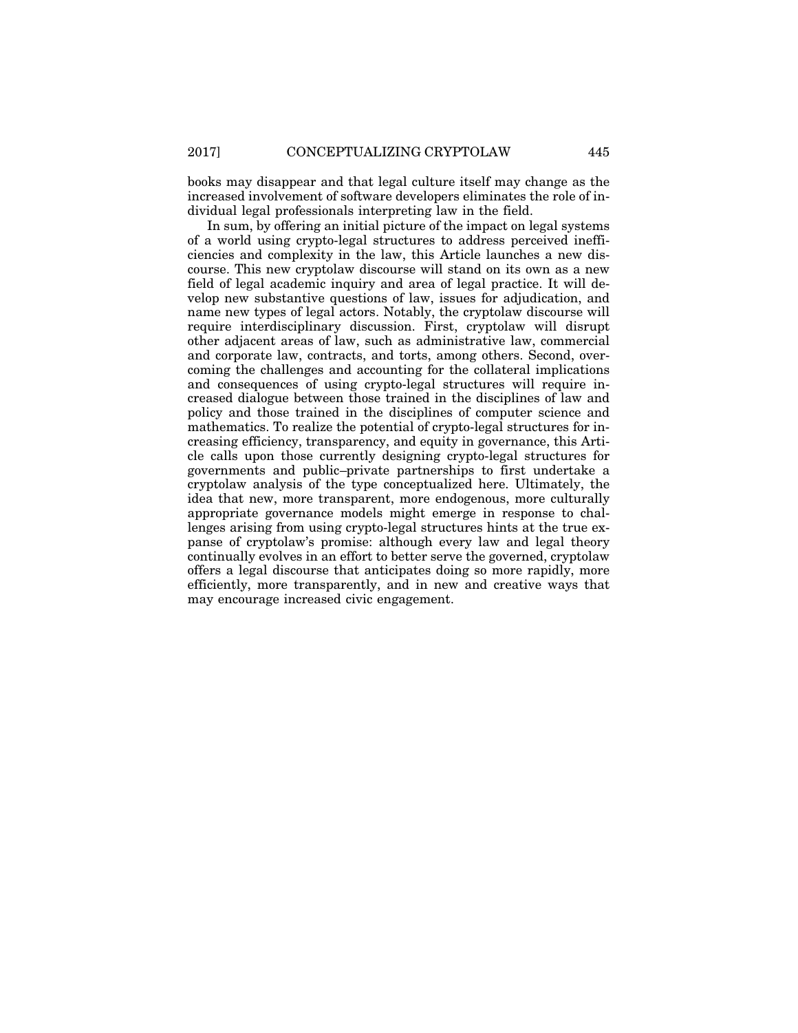books may disappear and that legal culture itself may change as the increased involvement of software developers eliminates the role of individual legal professionals interpreting law in the field.

In sum, by offering an initial picture of the impact on legal systems of a world using crypto-legal structures to address perceived inefficiencies and complexity in the law, this Article launches a new discourse. This new cryptolaw discourse will stand on its own as a new field of legal academic inquiry and area of legal practice. It will develop new substantive questions of law, issues for adjudication, and name new types of legal actors. Notably, the cryptolaw discourse will require interdisciplinary discussion. First, cryptolaw will disrupt other adjacent areas of law, such as administrative law, commercial and corporate law, contracts, and torts, among others. Second, overcoming the challenges and accounting for the collateral implications and consequences of using crypto-legal structures will require increased dialogue between those trained in the disciplines of law and policy and those trained in the disciplines of computer science and mathematics. To realize the potential of crypto-legal structures for increasing efficiency, transparency, and equity in governance, this Article calls upon those currently designing crypto-legal structures for governments and public–private partnerships to first undertake a cryptolaw analysis of the type conceptualized here. Ultimately, the idea that new, more transparent, more endogenous, more culturally appropriate governance models might emerge in response to challenges arising from using crypto-legal structures hints at the true expanse of cryptolaw's promise: although every law and legal theory continually evolves in an effort to better serve the governed, cryptolaw offers a legal discourse that anticipates doing so more rapidly, more efficiently, more transparently, and in new and creative ways that may encourage increased civic engagement.